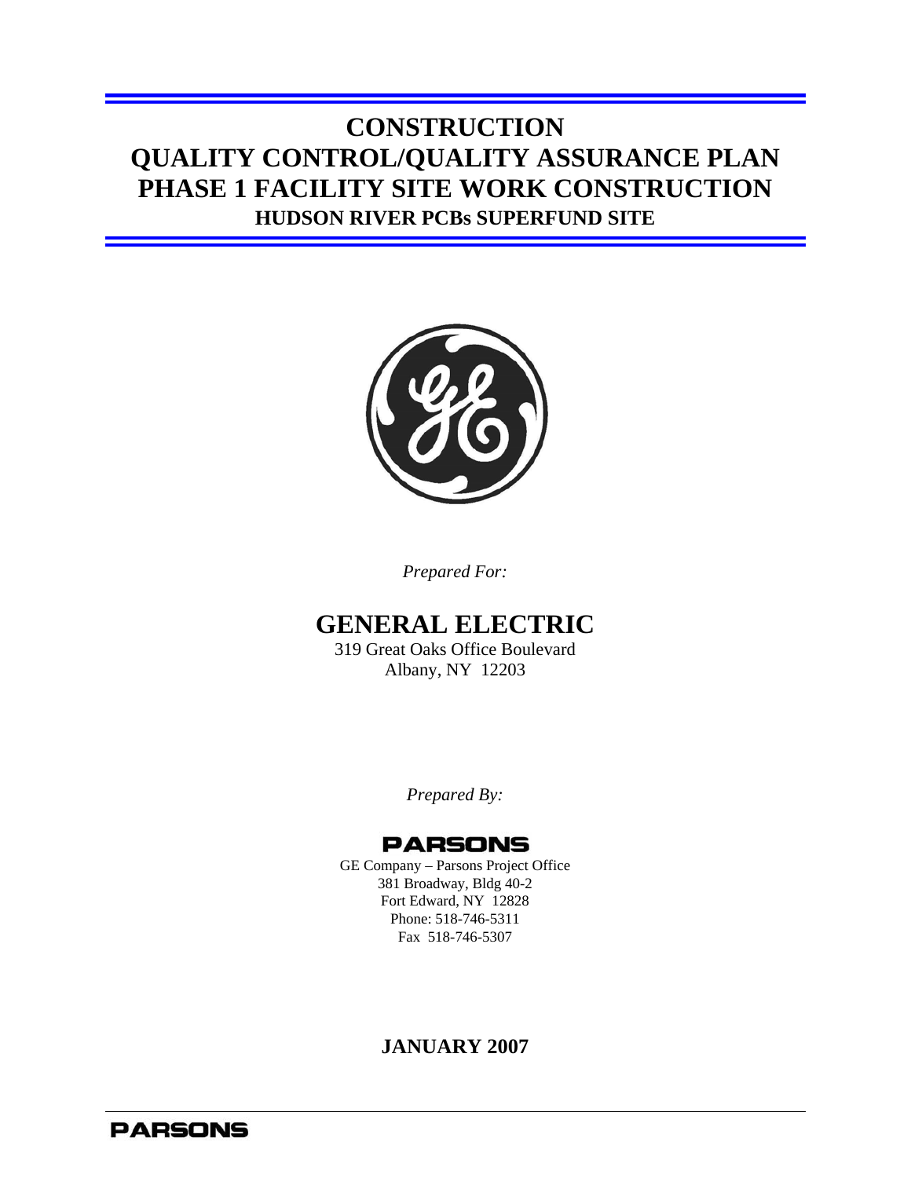# CONSTRUCTION
# QUALITY CONTROL/QUALITY ASSURANCE PLAN
# PHASE 1 FACILITY SITE WORK CONSTRUCTION
## HUDSON RIVER PCBs SUPERFUND SITE

*Prepared For:*

**GENERAL ELECTRIC**

319 Great Oaks Office Boulevard
Albany, NY 12203

*Prepared By:*

**PARSONS**

GE Company – Parsons Project Office
381 Broadway, Bldg 40-2
Fort Edward, NY 12828
Phone: 518-746-5311
Fax 518-746-5307

**JANUARY 2007**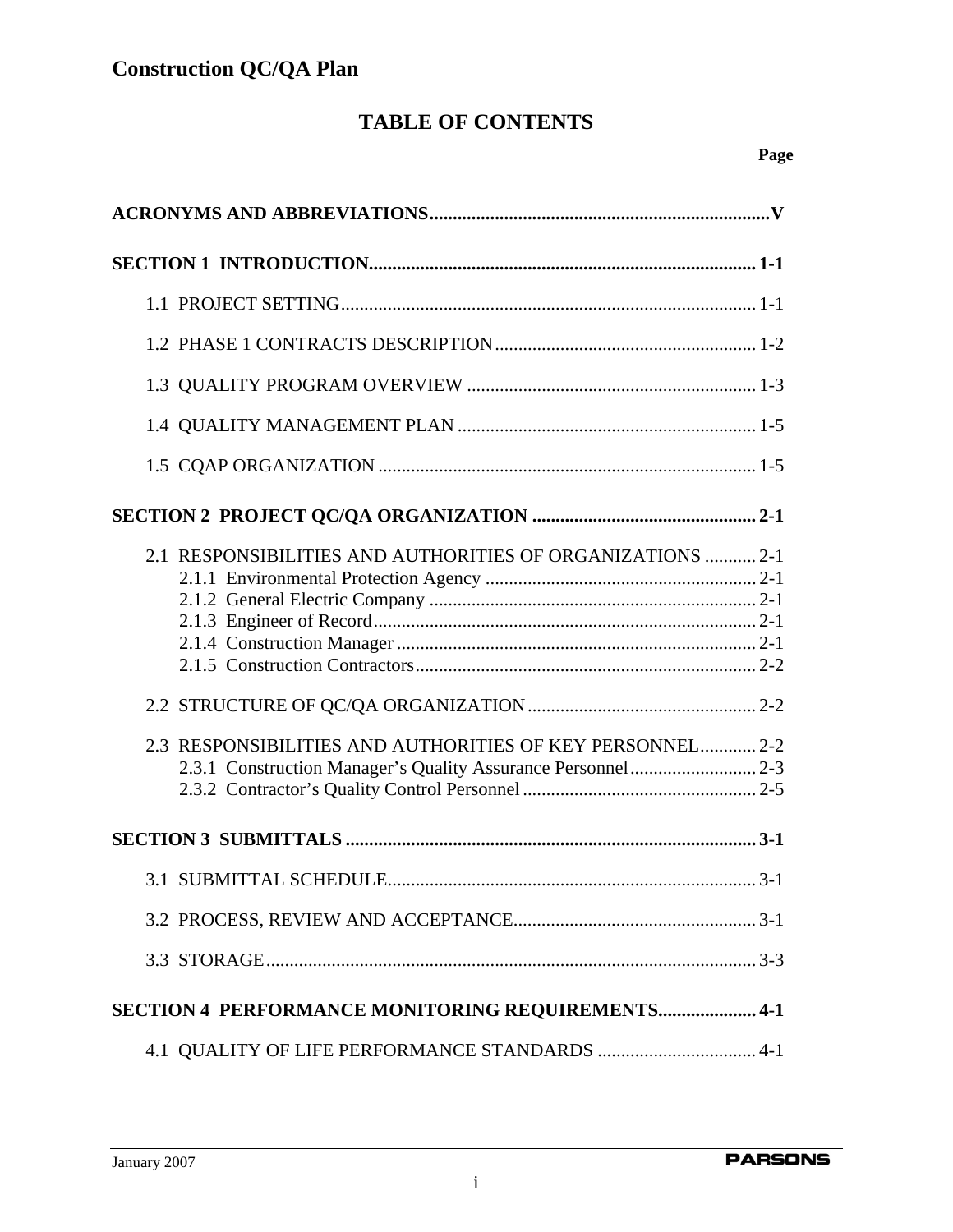# Construction QC/QA Plan

## TABLE OF CONTENTS

**Page**

**ACRONYMS AND ABBREVIATIONS........................................................................V**

**SECTION 1 INTRODUCTION................................................................................... 1-1**

1.1 PROJECT SETTING......................................................................................... 1-1

1.2 PHASE 1 CONTRACTS DESCRIPTION........................................................ 1-2

1.3 QUALITY PROGRAM OVERVIEW .............................................................. 1-3

1.4 QUALITY MANAGEMENT PLAN ................................................................ 1-5

1.5 CQAP ORGANIZATION ................................................................................. 1-5

**SECTION 2 PROJECT QC/QA ORGANIZATION ................................................ 2-1**

2.1 RESPONSIBILITIES AND AUTHORITIES OF ORGANIZATIONS ........... 2-1
- 2.1.1 Environmental Protection Agency .......................................................... 2-1
- 2.1.2 General Electric Company ...................................................................... 2-1
- 2.1.3 Engineer of Record.................................................................................. 2-1
- 2.1.4 Construction Manager ............................................................................. 2-1
- 2.1.5 Construction Contractors......................................................................... 2-2

2.2 STRUCTURE OF QC/QA ORGANIZATION ................................................. 2-2

2.3 RESPONSIBILITIES AND AUTHORITIES OF KEY PERSONNEL............ 2-2
- 2.3.1 Construction Manager's Quality Assurance Personnel........................... 2-3
- 2.3.2 Contractor's Quality Control Personnel .................................................. 2-5

**SECTION 3 SUBMITTALS ........................................................................................ 3-1**

3.1 SUBMITTAL SCHEDULE................................................................................ 3-1

3.2 PROCESS, REVIEW AND ACCEPTANCE.................................................... 3-1

3.3 STORAGE.......................................................................................................... 3-3

**SECTION 4 PERFORMANCE MONITORING REQUIREMENTS..................... 4-1**

4.1 QUALITY OF LIFE PERFORMANCE STANDARDS .................................. 4-1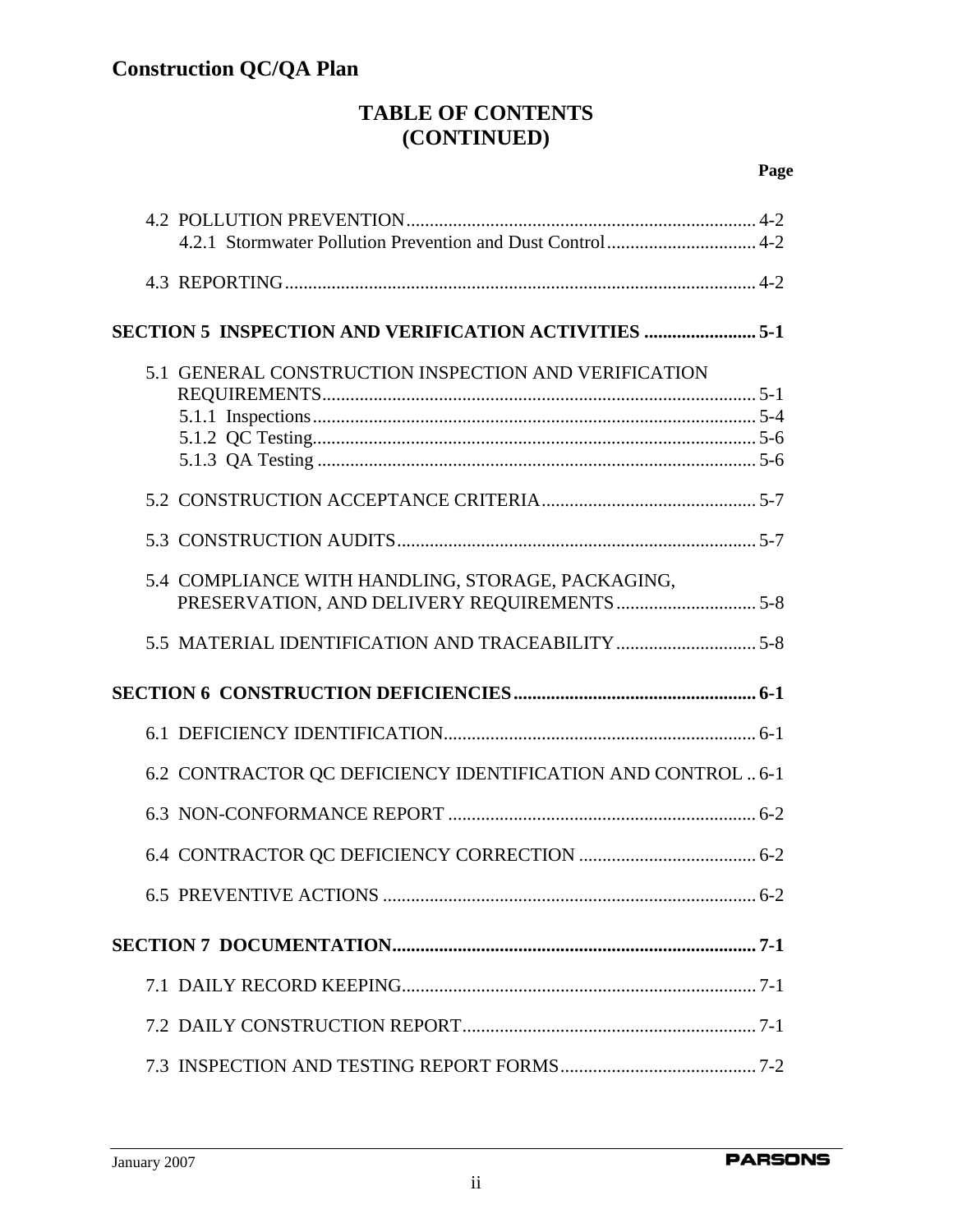# TABLE OF CONTENTS (CONTINUED)

| | Page |
|---|---|
| 4.2 POLLUTION PREVENTION | 4-2 |
| 4.2.1 Stormwater Pollution Prevention and Dust Control | 4-2 |
| 4.3 REPORTING | 4-2 |
| **SECTION 5 INSPECTION AND VERIFICATION ACTIVITIES** | **5-1** |
| 5.1 GENERAL CONSTRUCTION INSPECTION AND VERIFICATION REQUIREMENTS | 5-1 |
| 5.1.1 Inspections | 5-4 |
| 5.1.2 QC Testing | 5-6 |
| 5.1.3 QA Testing | 5-6 |
| 5.2 CONSTRUCTION ACCEPTANCE CRITERIA | 5-7 |
| 5.3 CONSTRUCTION AUDITS | 5-7 |
| 5.4 COMPLIANCE WITH HANDLING, STORAGE, PACKAGING, PRESERVATION, AND DELIVERY REQUIREMENTS | 5-8 |
| 5.5 MATERIAL IDENTIFICATION AND TRACEABILITY | 5-8 |
| **SECTION 6 CONSTRUCTION DEFICIENCIES** | **6-1** |
| 6.1 DEFICIENCY IDENTIFICATION | 6-1 |
| 6.2 CONTRACTOR QC DEFICIENCY IDENTIFICATION AND CONTROL | 6-1 |
| 6.3 NON-CONFORMANCE REPORT | 6-2 |
| 6.4 CONTRACTOR QC DEFICIENCY CORRECTION | 6-2 |
| 6.5 PREVENTIVE ACTIONS | 6-2 |
| **SECTION 7 DOCUMENTATION** | **7-1** |
| 7.1 DAILY RECORD KEEPING | 7-1 |
| 7.2 DAILY CONSTRUCTION REPORT | 7-1 |
| 7.3 INSPECTION AND TESTING REPORT FORMS | 7-2 |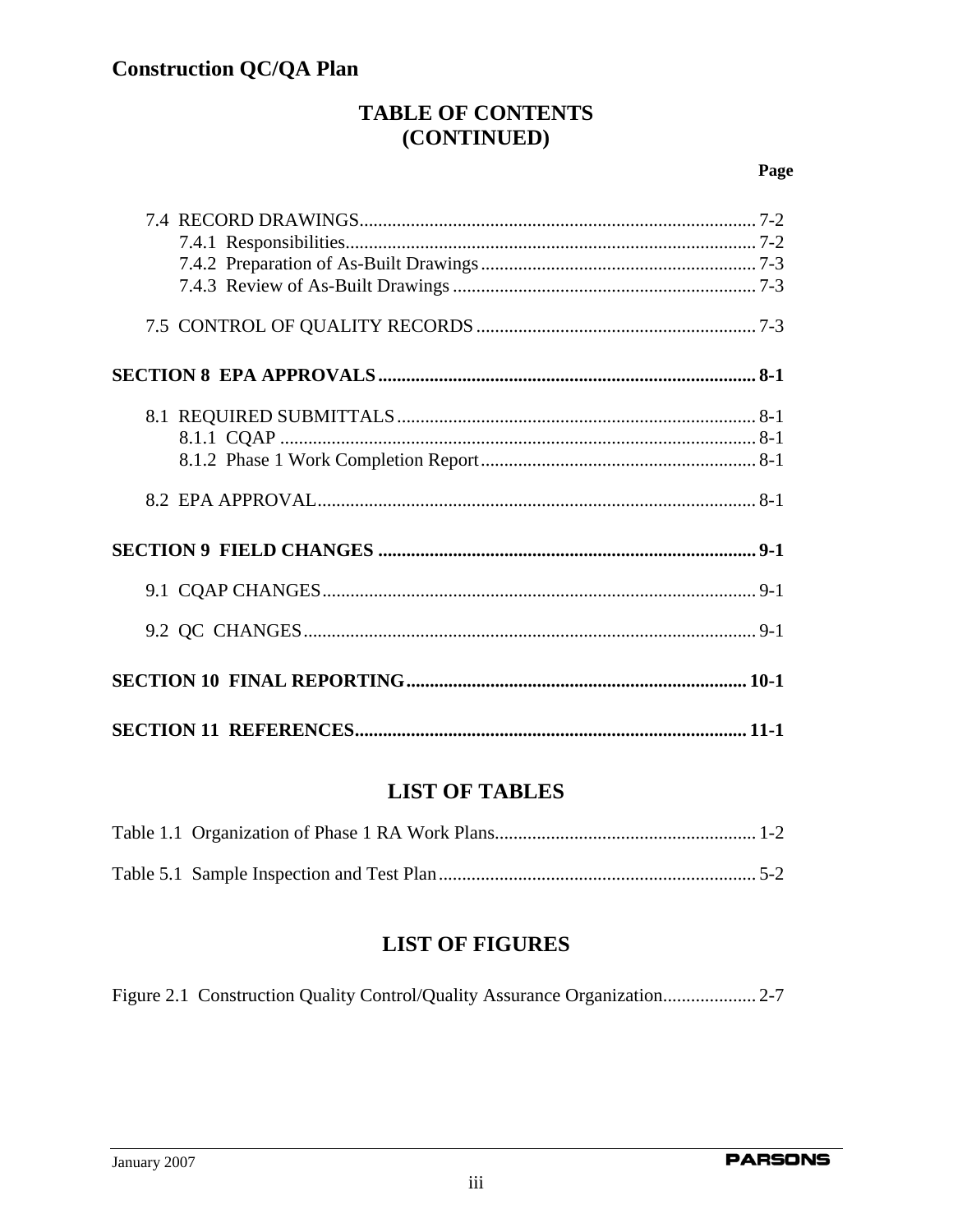## TABLE OF CONTENTS (CONTINUED)

**Page**

7.4 RECORD DRAWINGS .................................................................................... 7-2
- 7.4.1 Responsibilities ....................................................................................... 7-2
- 7.4.2 Preparation of As-Built Drawings .......................................................... 7-3
- 7.4.3 Review of As-Built Drawings ................................................................ 7-3

7.5 CONTROL OF QUALITY RECORDS ........................................................... 7-3

**SECTION 8 EPA APPROVALS ................................................................................ 8-1**

8.1 REQUIRED SUBMITTALS ............................................................................ 8-1
- 8.1.1 CQAP ..................................................................................................... 8-1
- 8.1.2 Phase 1 Work Completion Report .......................................................... 8-1

8.2 EPA APPROVAL ............................................................................................. 8-1

**SECTION 9 FIELD CHANGES ................................................................................ 9-1**

9.1 CQAP CHANGES ............................................................................................ 9-1

9.2 QC CHANGES ................................................................................................ 9-1

**SECTION 10 FINAL REPORTING ........................................................................ 10-1**

**SECTION 11 REFERENCES ................................................................................... 11-1**

## LIST OF TABLES

Table 1.1 Organization of Phase 1 RA Work Plans ........................................................ 1-2

Table 5.1 Sample Inspection and Test Plan ................................................................... 5-2

## LIST OF FIGURES

Figure 2.1 Construction Quality Control/Quality Assurance Organization .................... 2-7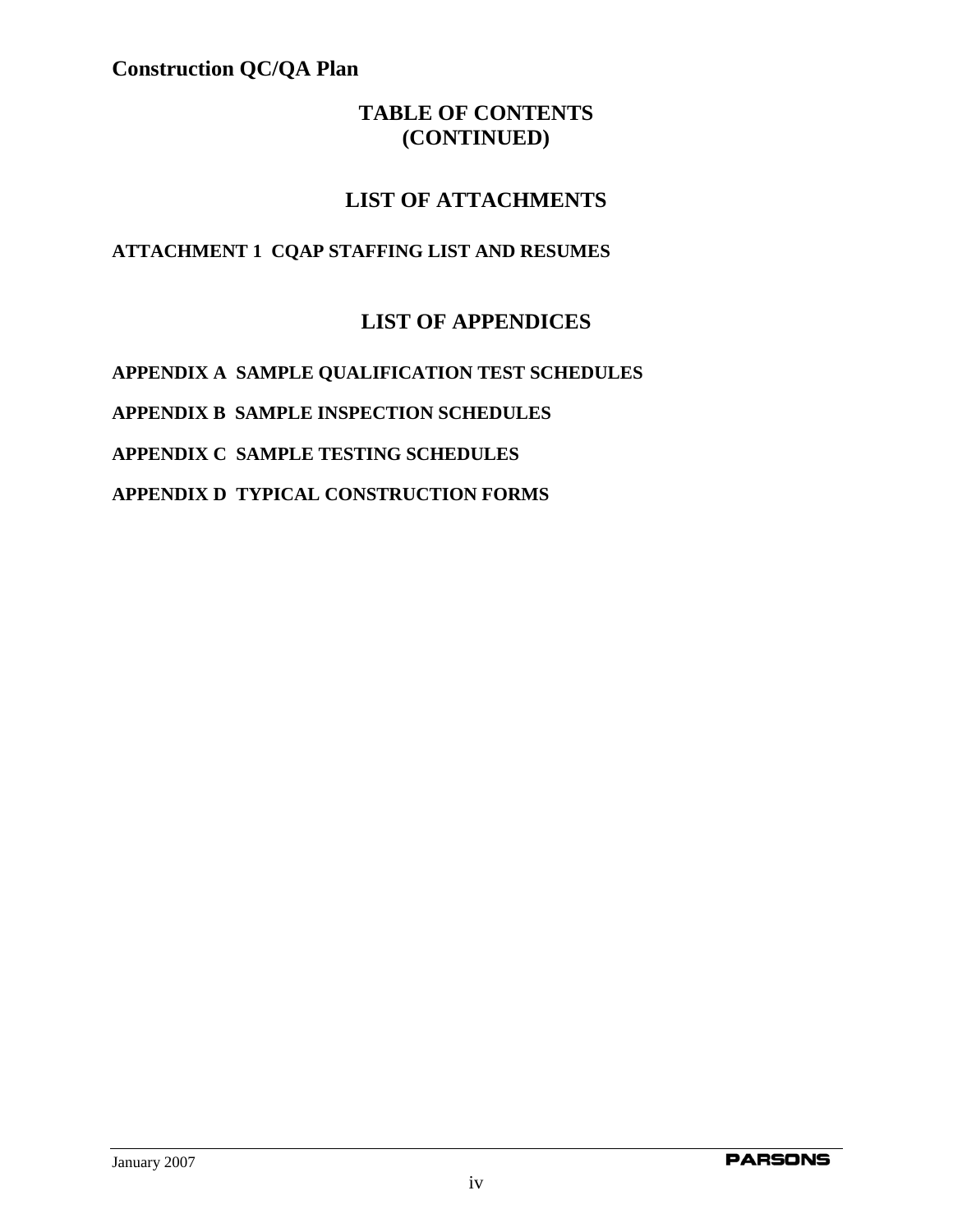## TABLE OF CONTENTS (CONTINUED)

## LIST OF ATTACHMENTS

**ATTACHMENT 1 CQAP STAFFING LIST AND RESUMES**

## LIST OF APPENDICES

**APPENDIX A SAMPLE QUALIFICATION TEST SCHEDULES**

**APPENDIX B SAMPLE INSPECTION SCHEDULES**

**APPENDIX C SAMPLE TESTING SCHEDULES**

**APPENDIX D TYPICAL CONSTRUCTION FORMS**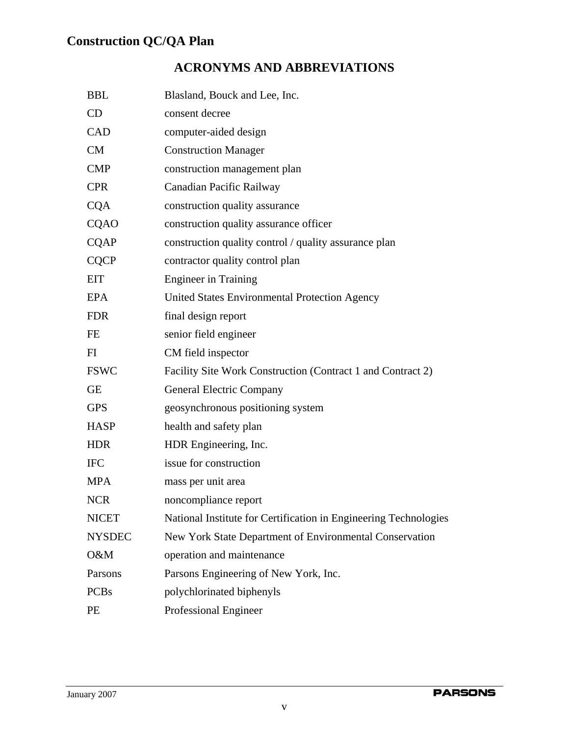## ACRONYMS AND ABBREVIATIONS

| | |
|---|---|
| BBL | Blasland, Bouck and Lee, Inc. |
| CD | consent decree |
| CAD | computer-aided design |
| CM | Construction Manager |
| CMP | construction management plan |
| CPR | Canadian Pacific Railway |
| CQA | construction quality assurance |
| CQAO | construction quality assurance officer |
| CQAP | construction quality control / quality assurance plan |
| CQCP | contractor quality control plan |
| EIT | Engineer in Training |
| EPA | United States Environmental Protection Agency |
| FDR | final design report |
| FE | senior field engineer |
| FI | CM field inspector |
| FSWC | Facility Site Work Construction (Contract 1 and Contract 2) |
| GE | General Electric Company |
| GPS | geosynchronous positioning system |
| HASP | health and safety plan |
| HDR | HDR Engineering, Inc. |
| IFC | issue for construction |
| MPA | mass per unit area |
| NCR | noncompliance report |
| NICET | National Institute for Certification in Engineering Technologies |
| NYSDEC | New York State Department of Environmental Conservation |
| O&M | operation and maintenance |
| Parsons | Parsons Engineering of New York, Inc. |
| PCBs | polychlorinated biphenyls |
| PE | Professional Engineer |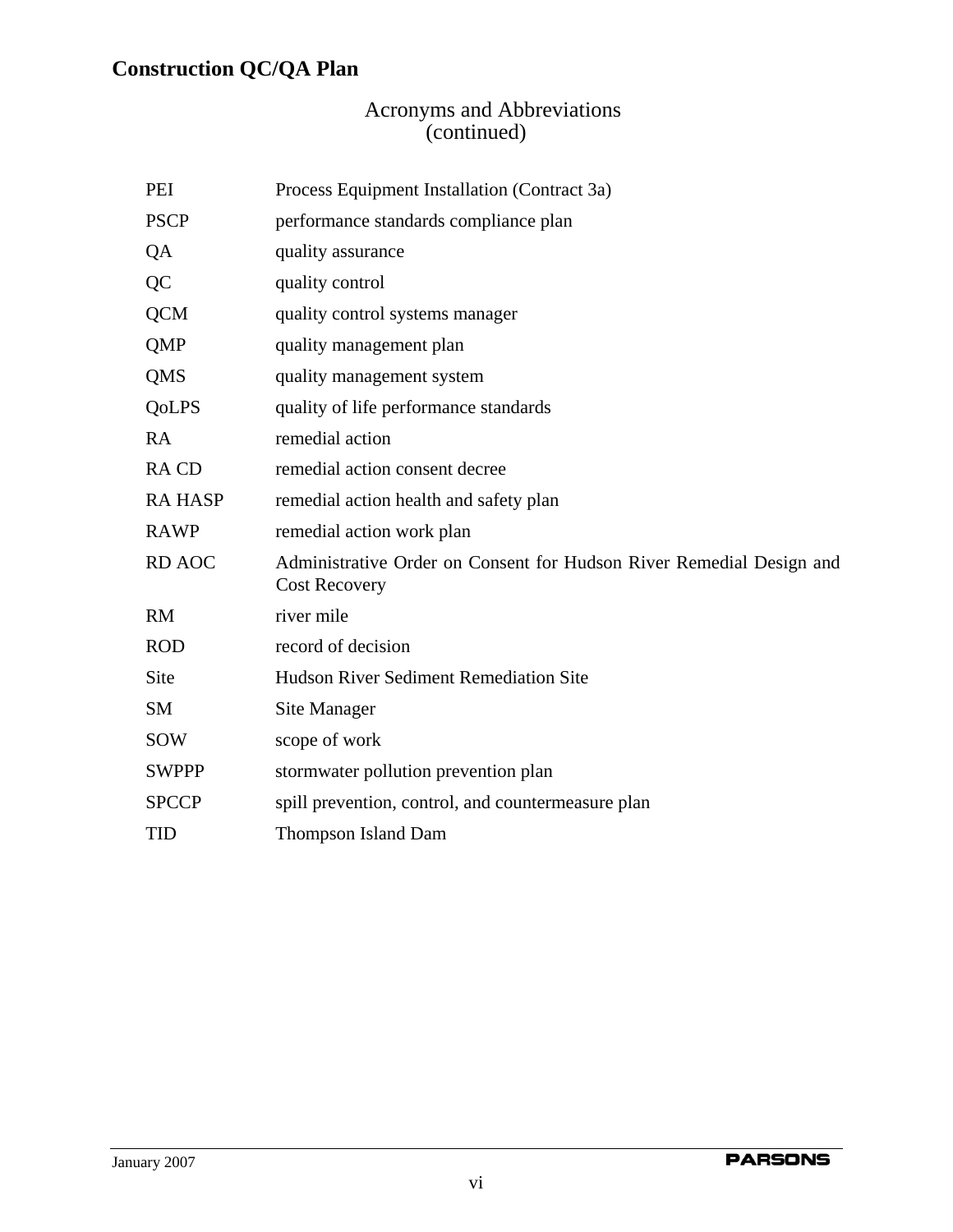## Acronyms and Abbreviations (continued)

| | |
|---|---|
| PEI | Process Equipment Installation (Contract 3a) |
| PSCP | performance standards compliance plan |
| QA | quality assurance |
| QC | quality control |
| QCM | quality control systems manager |
| QMP | quality management plan |
| QMS | quality management system |
| QoLPS | quality of life performance standards |
| RA | remedial action |
| RA CD | remedial action consent decree |
| RA HASP | remedial action health and safety plan |
| RAWP | remedial action work plan |
| RD AOC | Administrative Order on Consent for Hudson River Remedial Design and Cost Recovery |
| RM | river mile |
| ROD | record of decision |
| Site | Hudson River Sediment Remediation Site |
| SM | Site Manager |
| SOW | scope of work |
| SWPPP | stormwater pollution prevention plan |
| SPCCP | spill prevention, control, and countermeasure plan |
| TID | Thompson Island Dam |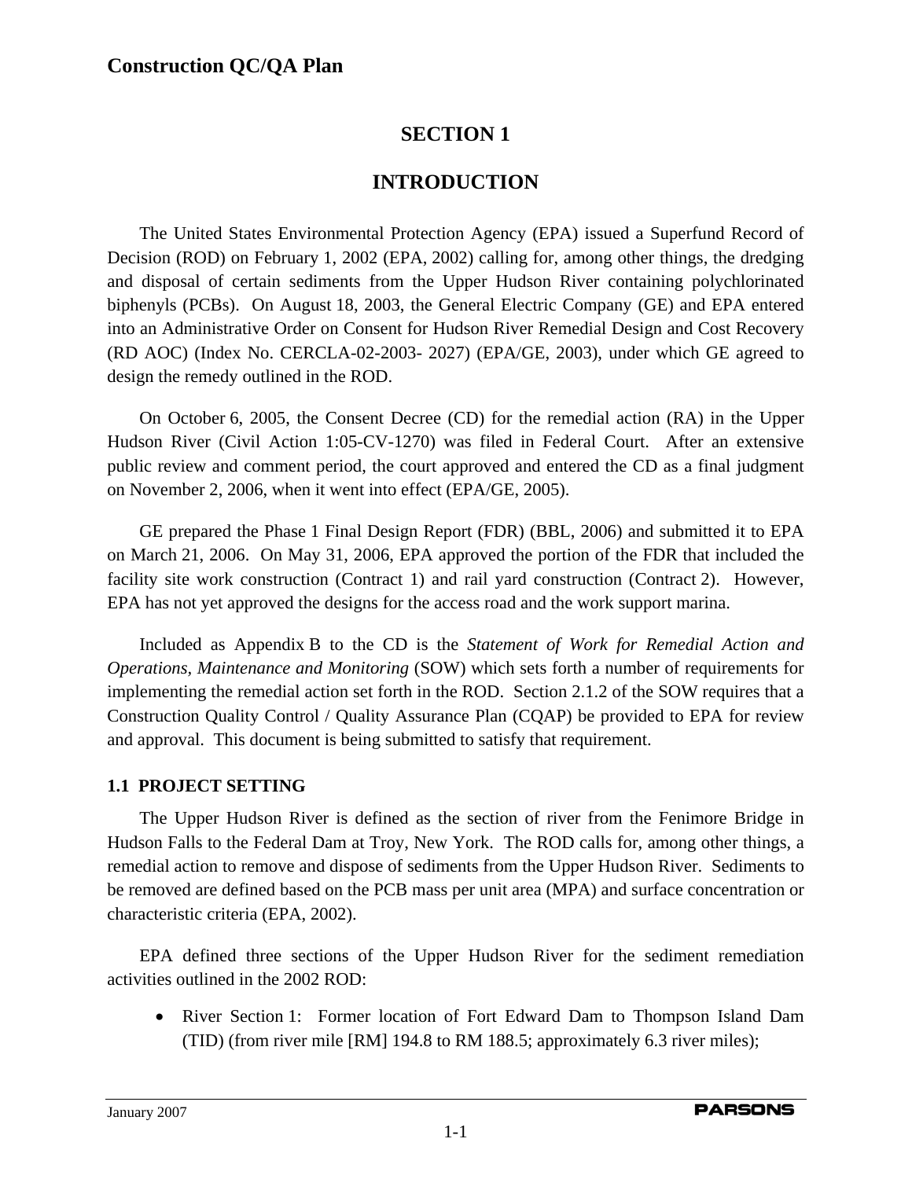# SECTION 1

# INTRODUCTION

The United States Environmental Protection Agency (EPA) issued a Superfund Record of Decision (ROD) on February 1, 2002 (EPA, 2002) calling for, among other things, the dredging and disposal of certain sediments from the Upper Hudson River containing polychlorinated biphenyls (PCBs). On August 18, 2003, the General Electric Company (GE) and EPA entered into an Administrative Order on Consent for Hudson River Remedial Design and Cost Recovery (RD AOC) (Index No. CERCLA-02-2003- 2027) (EPA/GE, 2003), under which GE agreed to design the remedy outlined in the ROD.

On October 6, 2005, the Consent Decree (CD) for the remedial action (RA) in the Upper Hudson River (Civil Action 1:05-CV-1270) was filed in Federal Court. After an extensive public review and comment period, the court approved and entered the CD as a final judgment on November 2, 2006, when it went into effect (EPA/GE, 2005).

GE prepared the Phase 1 Final Design Report (FDR) (BBL, 2006) and submitted it to EPA on March 21, 2006. On May 31, 2006, EPA approved the portion of the FDR that included the facility site work construction (Contract 1) and rail yard construction (Contract 2). However, EPA has not yet approved the designs for the access road and the work support marina.

Included as Appendix B to the CD is the *Statement of Work for Remedial Action and Operations, Maintenance and Monitoring* (SOW) which sets forth a number of requirements for implementing the remedial action set forth in the ROD. Section 2.1.2 of the SOW requires that a Construction Quality Control / Quality Assurance Plan (CQAP) be provided to EPA for review and approval. This document is being submitted to satisfy that requirement.

## 1.1 PROJECT SETTING

The Upper Hudson River is defined as the section of river from the Fenimore Bridge in Hudson Falls to the Federal Dam at Troy, New York. The ROD calls for, among other things, a remedial action to remove and dispose of sediments from the Upper Hudson River. Sediments to be removed are defined based on the PCB mass per unit area (MPA) and surface concentration or characteristic criteria (EPA, 2002).

EPA defined three sections of the Upper Hudson River for the sediment remediation activities outlined in the 2002 ROD:

- River Section 1: Former location of Fort Edward Dam to Thompson Island Dam (TID) (from river mile [RM] 194.8 to RM 188.5; approximately 6.3 river miles);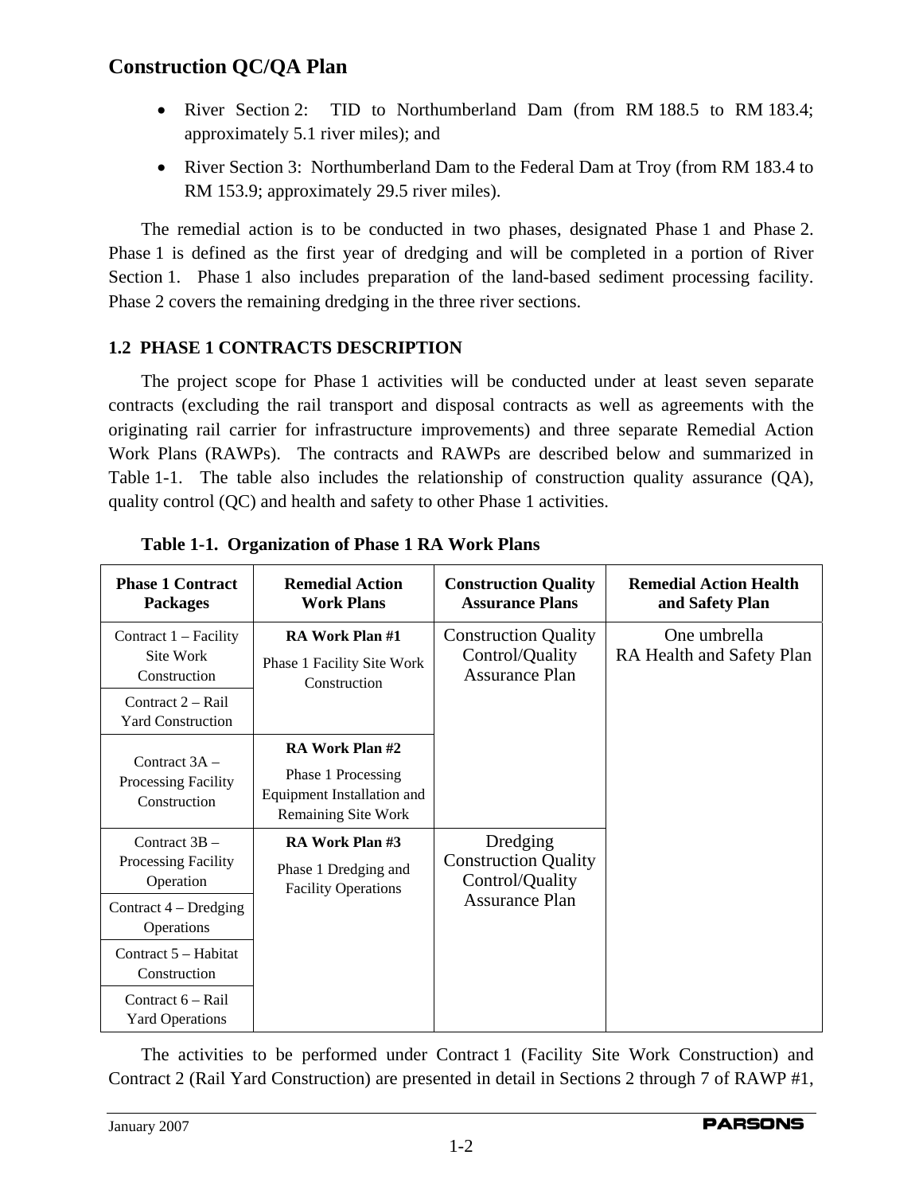- River Section 2: TID to Northumberland Dam (from RM 188.5 to RM 183.4; approximately 5.1 river miles); and
- River Section 3: Northumberland Dam to the Federal Dam at Troy (from RM 183.4 to RM 153.9; approximately 29.5 river miles).

The remedial action is to be conducted in two phases, designated Phase 1 and Phase 2. Phase 1 is defined as the first year of dredging and will be completed in a portion of River Section 1. Phase 1 also includes preparation of the land-based sediment processing facility. Phase 2 covers the remaining dredging in the three river sections.

## 1.2 PHASE 1 CONTRACTS DESCRIPTION

The project scope for Phase 1 activities will be conducted under at least seven separate contracts (excluding the rail transport and disposal contracts as well as agreements with the originating rail carrier for infrastructure improvements) and three separate Remedial Action Work Plans (RAWPs). The contracts and RAWPs are described below and summarized in Table 1-1. The table also includes the relationship of construction quality assurance (QA), quality control (QC) and health and safety to other Phase 1 activities.

**Table 1-1. Organization of Phase 1 RA Work Plans**

| Phase 1 Contract Packages | Remedial Action Work Plans | Construction Quality Assurance Plans | Remedial Action Health and Safety Plan |
|---|---|---|---|
| Contract 1 – Facility Site Work Construction | **RA Work Plan #1** Phase 1 Facility Site Work Construction | Construction Quality Control/Quality Assurance Plan | One umbrella RA Health and Safety Plan |
| Contract 2 – Rail Yard Construction | | | |
| Contract 3A – Processing Facility Construction | **RA Work Plan #2** Phase 1 Processing Equipment Installation and Remaining Site Work | | |
| Contract 3B – Processing Facility Operation | **RA Work Plan #3** Phase 1 Dredging and Facility Operations | Dredging Construction Quality Control/Quality Assurance Plan | |
| Contract 4 – Dredging Operations | | | |
| Contract 5 – Habitat Construction | | | |
| Contract 6 – Rail Yard Operations | | | |

The activities to be performed under Contract 1 (Facility Site Work Construction) and Contract 2 (Rail Yard Construction) are presented in detail in Sections 2 through 7 of RAWP #1,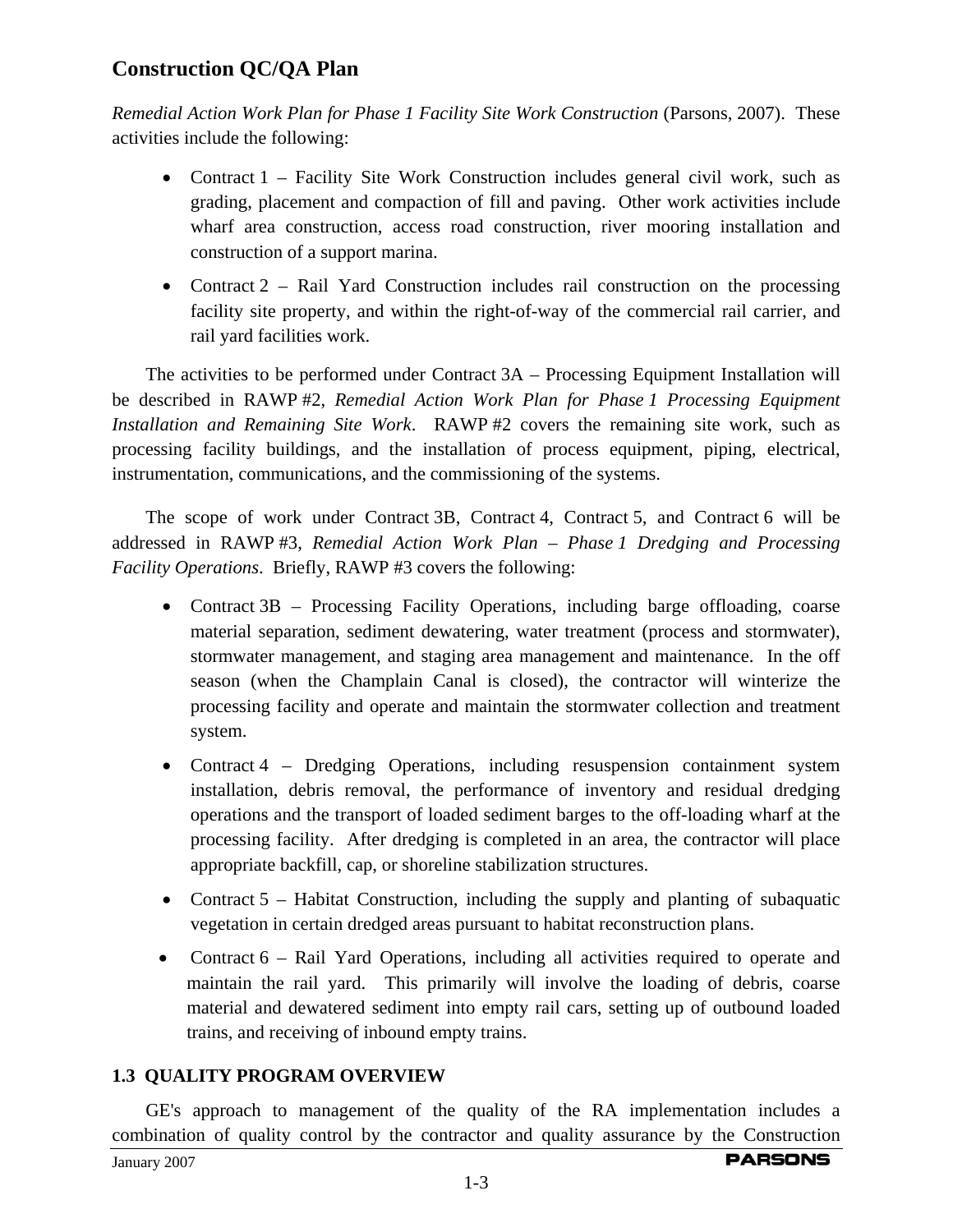*Remedial Action Work Plan for Phase 1 Facility Site Work Construction* (Parsons, 2007). These activities include the following:

- Contract 1 – Facility Site Work Construction includes general civil work, such as grading, placement and compaction of fill and paving. Other work activities include wharf area construction, access road construction, river mooring installation and construction of a support marina.
- Contract 2 – Rail Yard Construction includes rail construction on the processing facility site property, and within the right-of-way of the commercial rail carrier, and rail yard facilities work.

The activities to be performed under Contract 3A – Processing Equipment Installation will be described in RAWP #2, *Remedial Action Work Plan for Phase 1 Processing Equipment Installation and Remaining Site Work*. RAWP #2 covers the remaining site work, such as processing facility buildings, and the installation of process equipment, piping, electrical, instrumentation, communications, and the commissioning of the systems.

The scope of work under Contract 3B, Contract 4, Contract 5, and Contract 6 will be addressed in RAWP #3, *Remedial Action Work Plan – Phase 1 Dredging and Processing Facility Operations*. Briefly, RAWP #3 covers the following:

- Contract 3B – Processing Facility Operations, including barge offloading, coarse material separation, sediment dewatering, water treatment (process and stormwater), stormwater management, and staging area management and maintenance. In the off season (when the Champlain Canal is closed), the contractor will winterize the processing facility and operate and maintain the stormwater collection and treatment system.
- Contract 4 – Dredging Operations, including resuspension containment system installation, debris removal, the performance of inventory and residual dredging operations and the transport of loaded sediment barges to the off-loading wharf at the processing facility. After dredging is completed in an area, the contractor will place appropriate backfill, cap, or shoreline stabilization structures.
- Contract 5 – Habitat Construction, including the supply and planting of subaquatic vegetation in certain dredged areas pursuant to habitat reconstruction plans.
- Contract 6 – Rail Yard Operations, including all activities required to operate and maintain the rail yard. This primarily will involve the loading of debris, coarse material and dewatered sediment into empty rail cars, setting up of outbound loaded trains, and receiving of inbound empty trains.

## 1.3 QUALITY PROGRAM OVERVIEW

GE's approach to management of the quality of the RA implementation includes a combination of quality control by the contractor and quality assurance by the Construction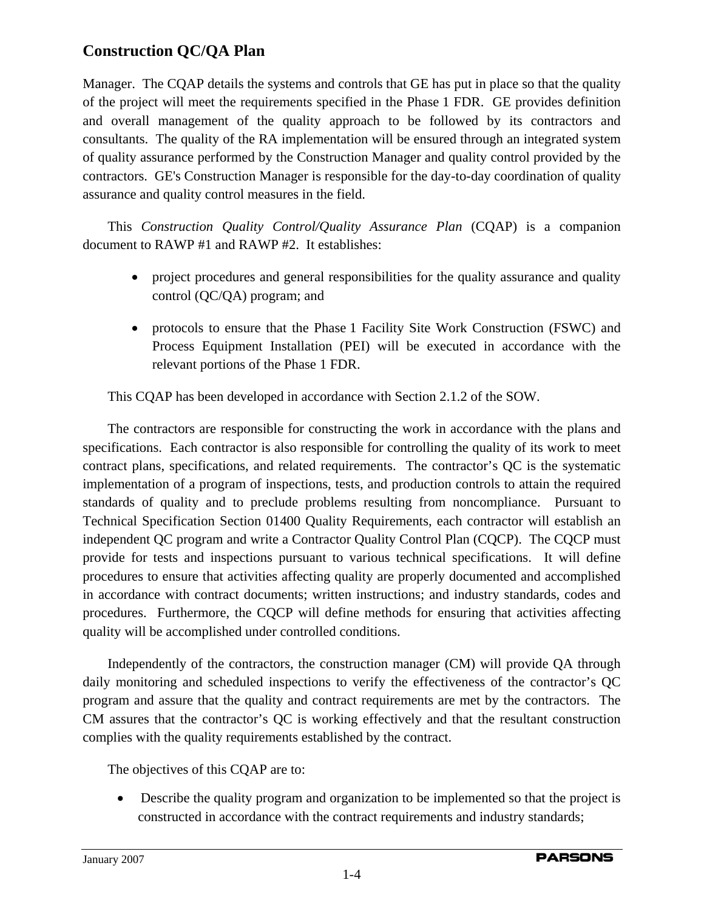Manager. The CQAP details the systems and controls that GE has put in place so that the quality of the project will meet the requirements specified in the Phase 1 FDR. GE provides definition and overall management of the quality approach to be followed by its contractors and consultants. The quality of the RA implementation will be ensured through an integrated system of quality assurance performed by the Construction Manager and quality control provided by the contractors. GE's Construction Manager is responsible for the day-to-day coordination of quality assurance and quality control measures in the field.

This *Construction Quality Control/Quality Assurance Plan* (CQAP) is a companion document to RAWP #1 and RAWP #2. It establishes:

- project procedures and general responsibilities for the quality assurance and quality control (QC/QA) program; and
- protocols to ensure that the Phase 1 Facility Site Work Construction (FSWC) and Process Equipment Installation (PEI) will be executed in accordance with the relevant portions of the Phase 1 FDR.

This CQAP has been developed in accordance with Section 2.1.2 of the SOW.

The contractors are responsible for constructing the work in accordance with the plans and specifications. Each contractor is also responsible for controlling the quality of its work to meet contract plans, specifications, and related requirements. The contractor's QC is the systematic implementation of a program of inspections, tests, and production controls to attain the required standards of quality and to preclude problems resulting from noncompliance. Pursuant to Technical Specification Section 01400 Quality Requirements, each contractor will establish an independent QC program and write a Contractor Quality Control Plan (CQCP). The CQCP must provide for tests and inspections pursuant to various technical specifications. It will define procedures to ensure that activities affecting quality are properly documented and accomplished in accordance with contract documents; written instructions; and industry standards, codes and procedures. Furthermore, the CQCP will define methods for ensuring that activities affecting quality will be accomplished under controlled conditions.

Independently of the contractors, the construction manager (CM) will provide QA through daily monitoring and scheduled inspections to verify the effectiveness of the contractor's QC program and assure that the quality and contract requirements are met by the contractors. The CM assures that the contractor's QC is working effectively and that the resultant construction complies with the quality requirements established by the contract.

The objectives of this CQAP are to:

- Describe the quality program and organization to be implemented so that the project is constructed in accordance with the contract requirements and industry standards;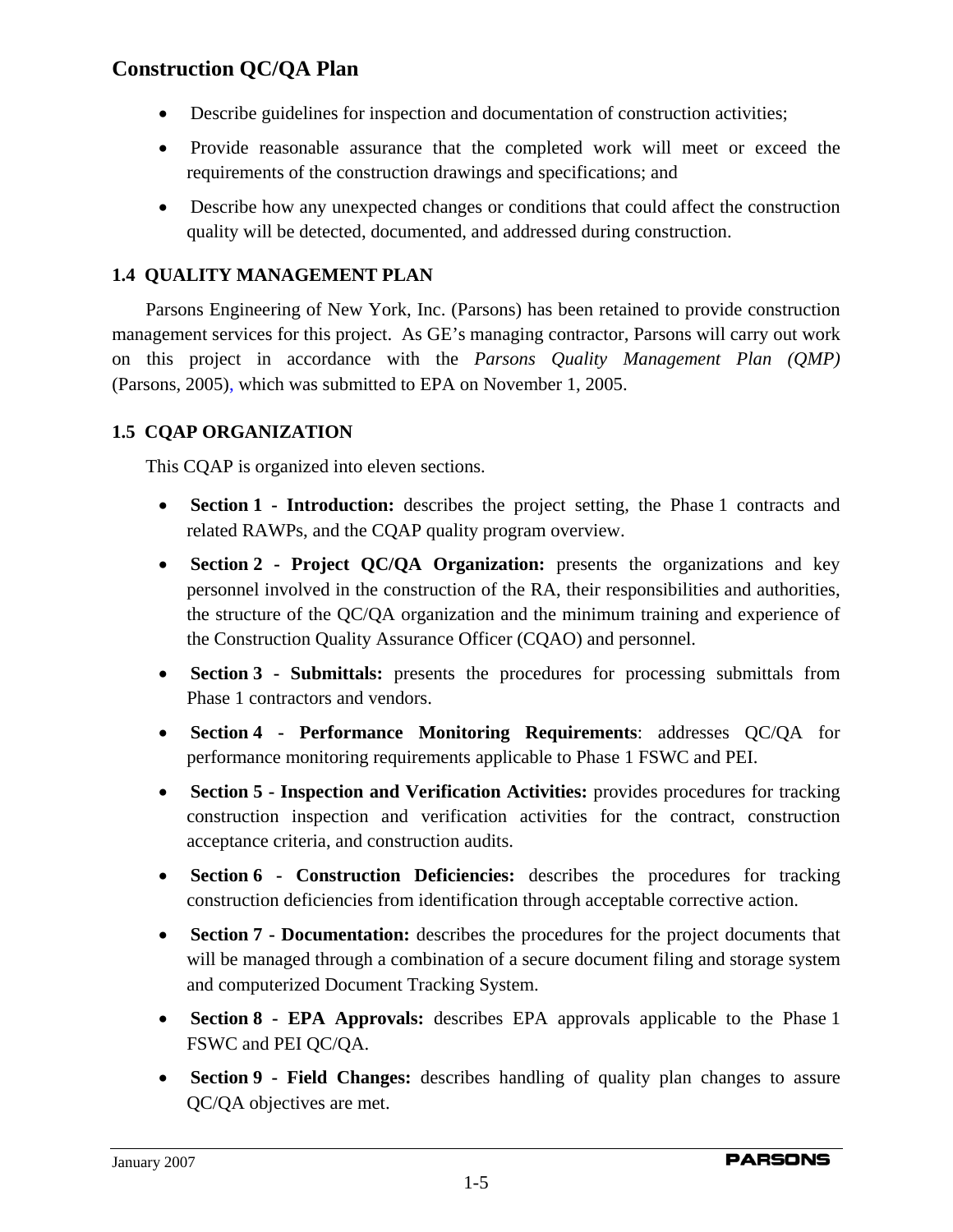- Describe guidelines for inspection and documentation of construction activities;
- Provide reasonable assurance that the completed work will meet or exceed the requirements of the construction drawings and specifications; and
- Describe how any unexpected changes or conditions that could affect the construction quality will be detected, documented, and addressed during construction.

### 1.4 QUALITY MANAGEMENT PLAN

Parsons Engineering of New York, Inc. (Parsons) has been retained to provide construction management services for this project. As GE's managing contractor, Parsons will carry out work on this project in accordance with the *Parsons Quality Management Plan (QMP)* (Parsons, 2005), which was submitted to EPA on November 1, 2005.

### 1.5 CQAP ORGANIZATION

This CQAP is organized into eleven sections.

- **Section 1 - Introduction:** describes the project setting, the Phase 1 contracts and related RAWPs, and the CQAP quality program overview.
- **Section 2 - Project QC/QA Organization:** presents the organizations and key personnel involved in the construction of the RA, their responsibilities and authorities, the structure of the QC/QA organization and the minimum training and experience of the Construction Quality Assurance Officer (CQAO) and personnel.
- **Section 3 - Submittals:** presents the procedures for processing submittals from Phase 1 contractors and vendors.
- **Section 4 - Performance Monitoring Requirements**: addresses QC/QA for performance monitoring requirements applicable to Phase 1 FSWC and PEI.
- **Section 5 - Inspection and Verification Activities:** provides procedures for tracking construction inspection and verification activities for the contract, construction acceptance criteria, and construction audits.
- **Section 6 - Construction Deficiencies:** describes the procedures for tracking construction deficiencies from identification through acceptable corrective action.
- **Section 7 - Documentation:** describes the procedures for the project documents that will be managed through a combination of a secure document filing and storage system and computerized Document Tracking System.
- **Section 8 - EPA Approvals:** describes EPA approvals applicable to the Phase 1 FSWC and PEI QC/QA.
- **Section 9 - Field Changes:** describes handling of quality plan changes to assure QC/QA objectives are met.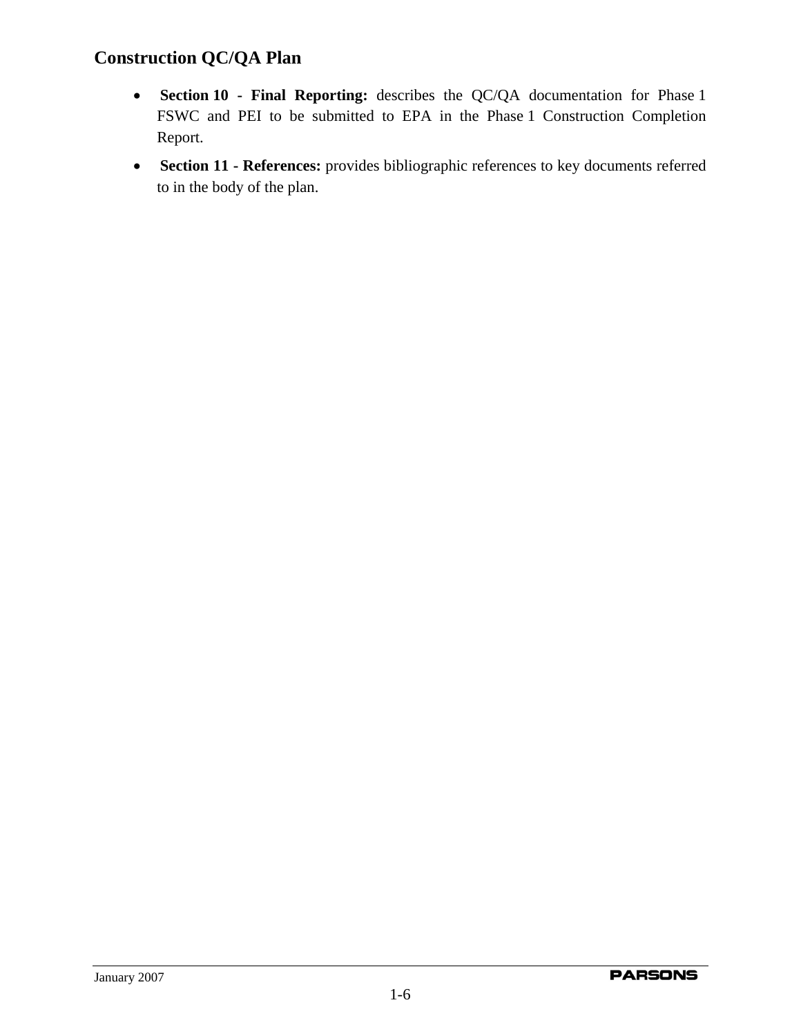- **Section 10 - Final Reporting:** describes the QC/QA documentation for Phase 1 FSWC and PEI to be submitted to EPA in the Phase 1 Construction Completion Report.
- **Section 11 - References:** provides bibliographic references to key documents referred to in the body of the plan.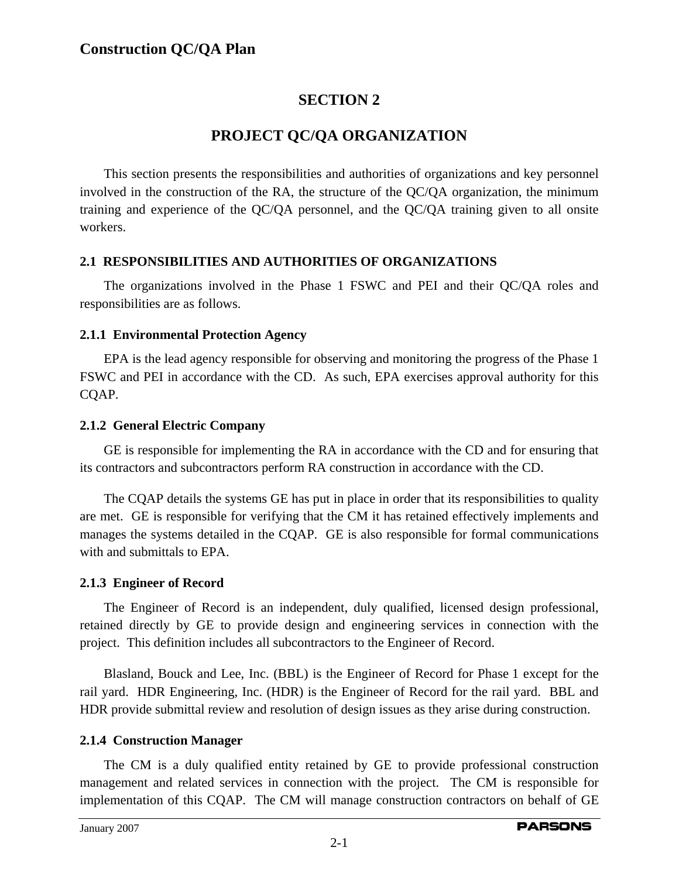# SECTION 2

# PROJECT QC/QA ORGANIZATION

This section presents the responsibilities and authorities of organizations and key personnel involved in the construction of the RA, the structure of the QC/QA organization, the minimum training and experience of the QC/QA personnel, and the QC/QA training given to all onsite workers.

## 2.1 RESPONSIBILITIES AND AUTHORITIES OF ORGANIZATIONS

The organizations involved in the Phase 1 FSWC and PEI and their QC/QA roles and responsibilities are as follows.

### 2.1.1 Environmental Protection Agency

EPA is the lead agency responsible for observing and monitoring the progress of the Phase 1 FSWC and PEI in accordance with the CD. As such, EPA exercises approval authority for this CQAP.

### 2.1.2 General Electric Company

GE is responsible for implementing the RA in accordance with the CD and for ensuring that its contractors and subcontractors perform RA construction in accordance with the CD.

The CQAP details the systems GE has put in place in order that its responsibilities to quality are met. GE is responsible for verifying that the CM it has retained effectively implements and manages the systems detailed in the CQAP. GE is also responsible for formal communications with and submittals to EPA.

### 2.1.3 Engineer of Record

The Engineer of Record is an independent, duly qualified, licensed design professional, retained directly by GE to provide design and engineering services in connection with the project. This definition includes all subcontractors to the Engineer of Record.

Blasland, Bouck and Lee, Inc. (BBL) is the Engineer of Record for Phase 1 except for the rail yard. HDR Engineering, Inc. (HDR) is the Engineer of Record for the rail yard. BBL and HDR provide submittal review and resolution of design issues as they arise during construction.

### 2.1.4 Construction Manager

The CM is a duly qualified entity retained by GE to provide professional construction management and related services in connection with the project. The CM is responsible for implementation of this CQAP. The CM will manage construction contractors on behalf of GE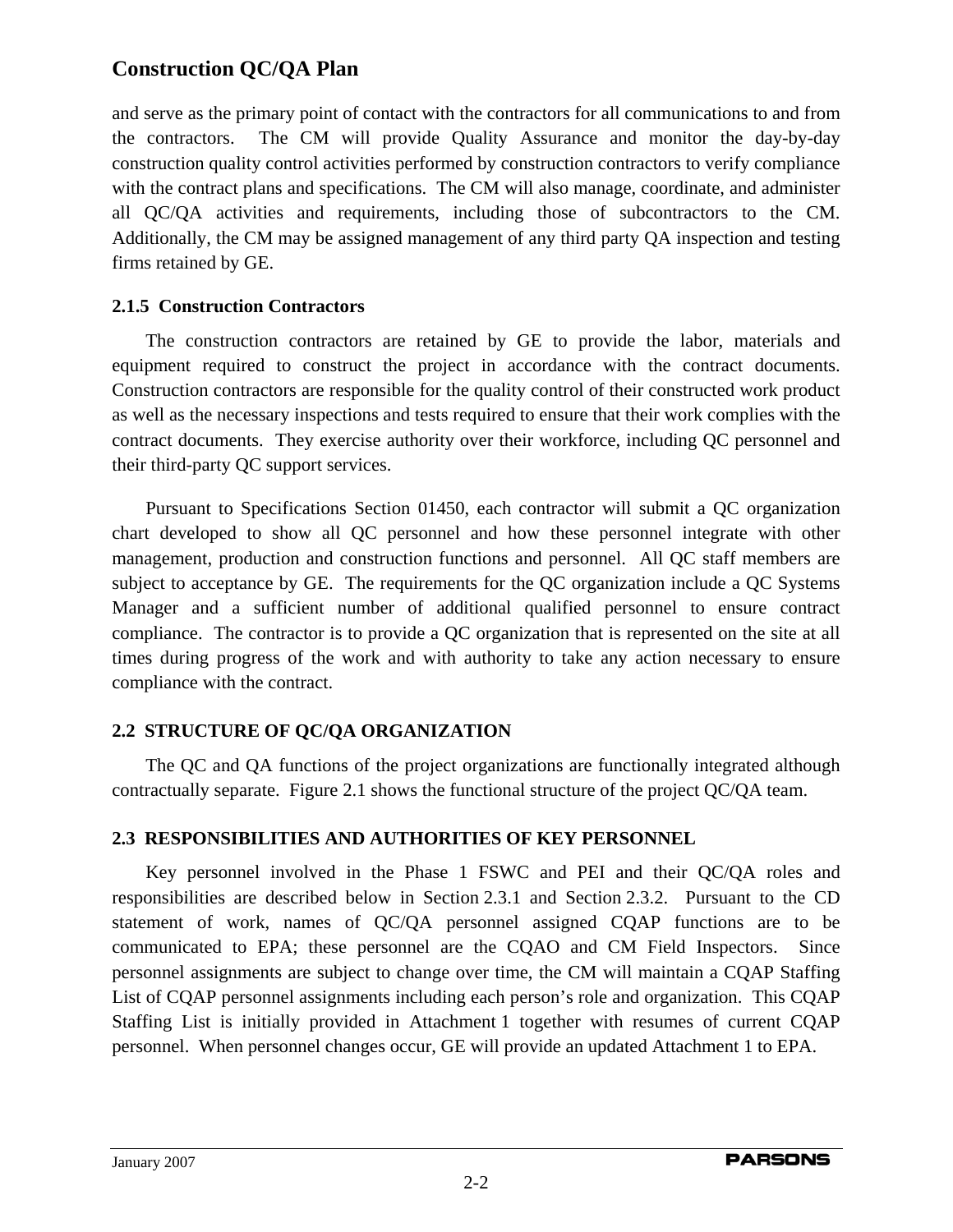and serve as the primary point of contact with the contractors for all communications to and from the contractors. The CM will provide Quality Assurance and monitor the day-by-day construction quality control activities performed by construction contractors to verify compliance with the contract plans and specifications. The CM will also manage, coordinate, and administer all QC/QA activities and requirements, including those of subcontractors to the CM. Additionally, the CM may be assigned management of any third party QA inspection and testing firms retained by GE.

### 2.1.5 Construction Contractors

The construction contractors are retained by GE to provide the labor, materials and equipment required to construct the project in accordance with the contract documents. Construction contractors are responsible for the quality control of their constructed work product as well as the necessary inspections and tests required to ensure that their work complies with the contract documents. They exercise authority over their workforce, including QC personnel and their third-party QC support services.

Pursuant to Specifications Section 01450, each contractor will submit a QC organization chart developed to show all QC personnel and how these personnel integrate with other management, production and construction functions and personnel. All QC staff members are subject to acceptance by GE. The requirements for the QC organization include a QC Systems Manager and a sufficient number of additional qualified personnel to ensure contract compliance. The contractor is to provide a QC organization that is represented on the site at all times during progress of the work and with authority to take any action necessary to ensure compliance with the contract.

## 2.2 STRUCTURE OF QC/QA ORGANIZATION

The QC and QA functions of the project organizations are functionally integrated although contractually separate. Figure 2.1 shows the functional structure of the project QC/QA team.

## 2.3 RESPONSIBILITIES AND AUTHORITIES OF KEY PERSONNEL

Key personnel involved in the Phase 1 FSWC and PEI and their QC/QA roles and responsibilities are described below in Section 2.3.1 and Section 2.3.2. Pursuant to the CD statement of work, names of QC/QA personnel assigned CQAP functions are to be communicated to EPA; these personnel are the CQAO and CM Field Inspectors. Since personnel assignments are subject to change over time, the CM will maintain a CQAP Staffing List of CQAP personnel assignments including each person's role and organization. This CQAP Staffing List is initially provided in Attachment 1 together with resumes of current CQAP personnel. When personnel changes occur, GE will provide an updated Attachment 1 to EPA.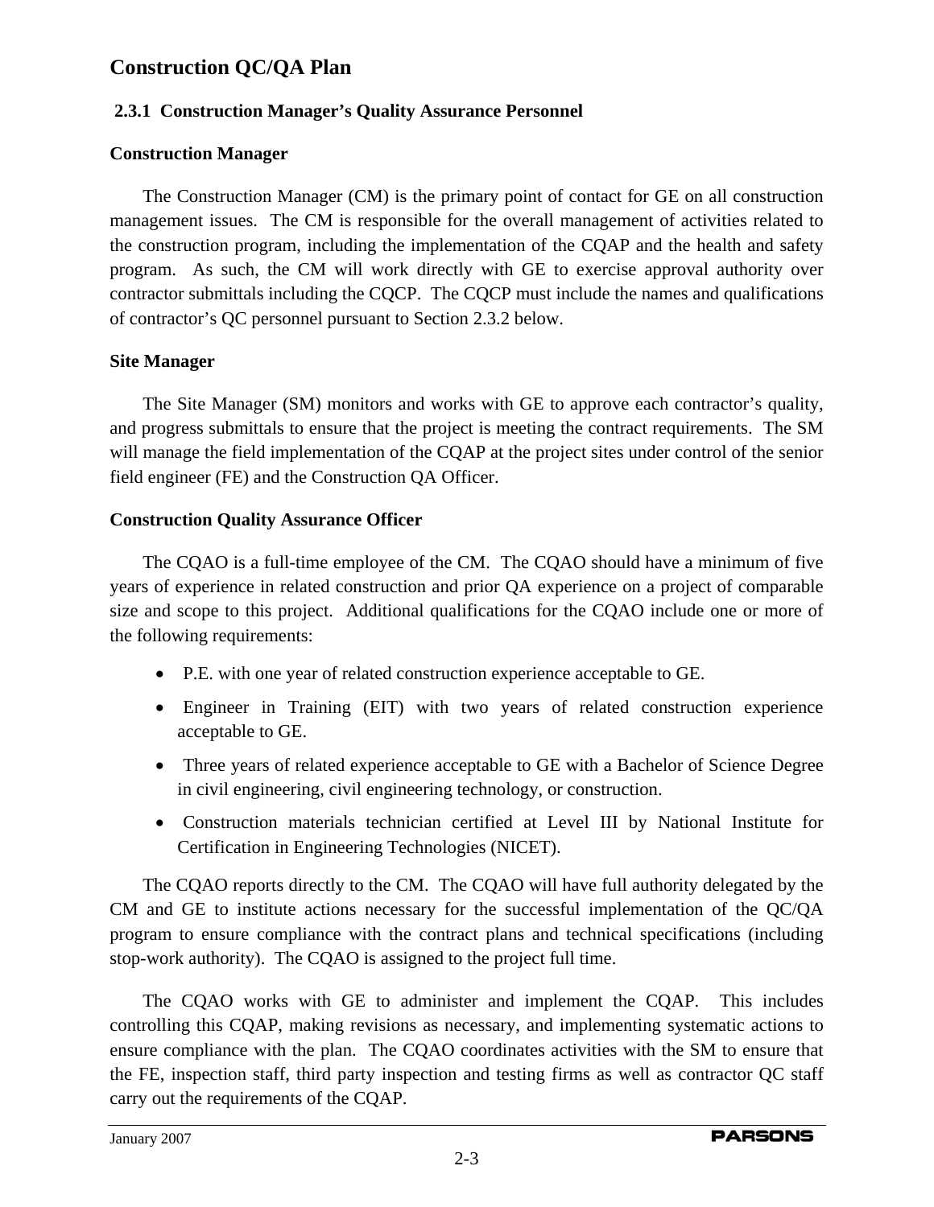### 2.3.1 Construction Manager's Quality Assurance Personnel

**Construction Manager**

The Construction Manager (CM) is the primary point of contact for GE on all construction management issues. The CM is responsible for the overall management of activities related to the construction program, including the implementation of the CQAP and the health and safety program. As such, the CM will work directly with GE to exercise approval authority over contractor submittals including the CQCP. The CQCP must include the names and qualifications of contractor's QC personnel pursuant to Section 2.3.2 below.

**Site Manager**

The Site Manager (SM) monitors and works with GE to approve each contractor's quality, and progress submittals to ensure that the project is meeting the contract requirements. The SM will manage the field implementation of the CQAP at the project sites under control of the senior field engineer (FE) and the Construction QA Officer.

**Construction Quality Assurance Officer**

The CQAO is a full-time employee of the CM. The CQAO should have a minimum of five years of experience in related construction and prior QA experience on a project of comparable size and scope to this project. Additional qualifications for the CQAO include one or more of the following requirements:

- P.E. with one year of related construction experience acceptable to GE.
- Engineer in Training (EIT) with two years of related construction experience acceptable to GE.
- Three years of related experience acceptable to GE with a Bachelor of Science Degree in civil engineering, civil engineering technology, or construction.
- Construction materials technician certified at Level III by National Institute for Certification in Engineering Technologies (NICET).

The CQAO reports directly to the CM. The CQAO will have full authority delegated by the CM and GE to institute actions necessary for the successful implementation of the QC/QA program to ensure compliance with the contract plans and technical specifications (including stop-work authority). The CQAO is assigned to the project full time.

The CQAO works with GE to administer and implement the CQAP. This includes controlling this CQAP, making revisions as necessary, and implementing systematic actions to ensure compliance with the plan. The CQAO coordinates activities with the SM to ensure that the FE, inspection staff, third party inspection and testing firms as well as contractor QC staff carry out the requirements of the CQAP.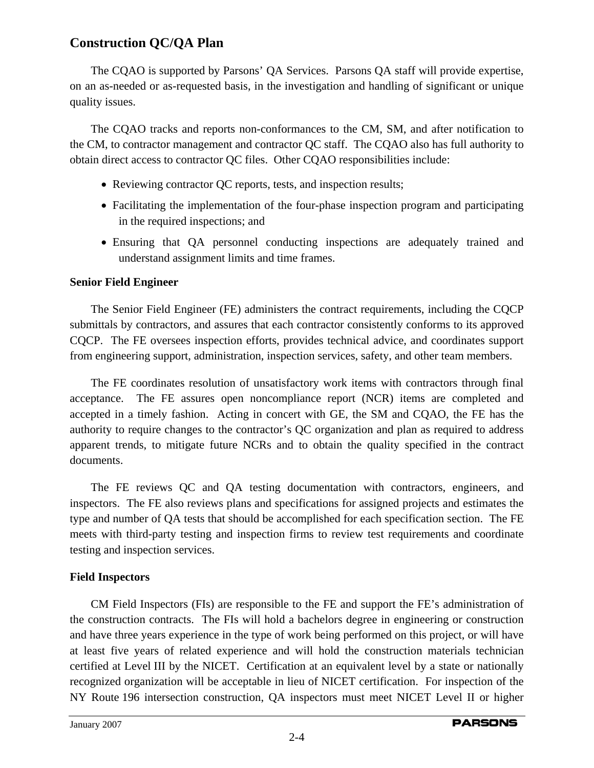The CQAO is supported by Parsons' QA Services. Parsons QA staff will provide expertise, on an as-needed or as-requested basis, in the investigation and handling of significant or unique quality issues.

The CQAO tracks and reports non-conformances to the CM, SM, and after notification to the CM, to contractor management and contractor QC staff. The CQAO also has full authority to obtain direct access to contractor QC files. Other CQAO responsibilities include:

- Reviewing contractor QC reports, tests, and inspection results;
- Facilitating the implementation of the four-phase inspection program and participating in the required inspections; and
- Ensuring that QA personnel conducting inspections are adequately trained and understand assignment limits and time frames.

**Senior Field Engineer**

The Senior Field Engineer (FE) administers the contract requirements, including the CQCP submittals by contractors, and assures that each contractor consistently conforms to its approved CQCP. The FE oversees inspection efforts, provides technical advice, and coordinates support from engineering support, administration, inspection services, safety, and other team members.

The FE coordinates resolution of unsatisfactory work items with contractors through final acceptance. The FE assures open noncompliance report (NCR) items are completed and accepted in a timely fashion. Acting in concert with GE, the SM and CQAO, the FE has the authority to require changes to the contractor's QC organization and plan as required to address apparent trends, to mitigate future NCRs and to obtain the quality specified in the contract documents.

The FE reviews QC and QA testing documentation with contractors, engineers, and inspectors. The FE also reviews plans and specifications for assigned projects and estimates the type and number of QA tests that should be accomplished for each specification section. The FE meets with third-party testing and inspection firms to review test requirements and coordinate testing and inspection services.

**Field Inspectors**

CM Field Inspectors (FIs) are responsible to the FE and support the FE's administration of the construction contracts. The FIs will hold a bachelors degree in engineering or construction and have three years experience in the type of work being performed on this project, or will have at least five years of related experience and will hold the construction materials technician certified at Level III by the NICET. Certification at an equivalent level by a state or nationally recognized organization will be acceptable in lieu of NICET certification. For inspection of the NY Route 196 intersection construction, QA inspectors must meet NICET Level II or higher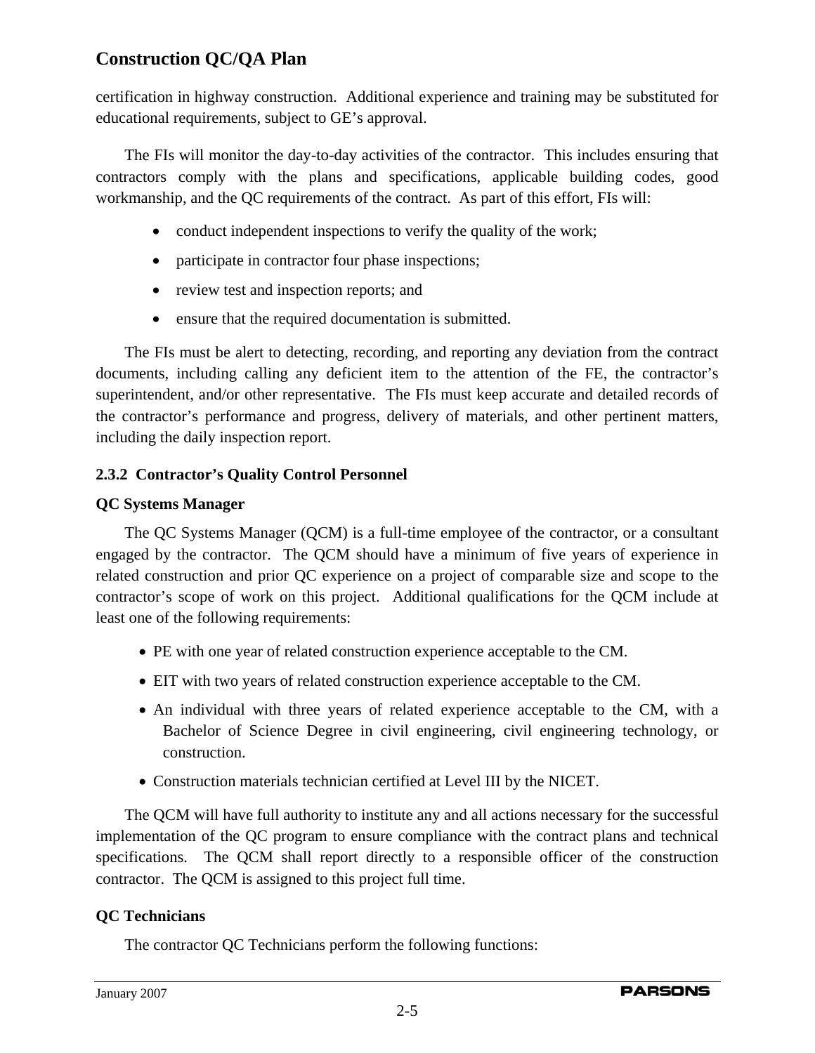certification in highway construction. Additional experience and training may be substituted for educational requirements, subject to GE's approval.

The FIs will monitor the day-to-day activities of the contractor. This includes ensuring that contractors comply with the plans and specifications, applicable building codes, good workmanship, and the QC requirements of the contract. As part of this effort, FIs will:

- conduct independent inspections to verify the quality of the work;
- participate in contractor four phase inspections;
- review test and inspection reports; and
- ensure that the required documentation is submitted.

The FIs must be alert to detecting, recording, and reporting any deviation from the contract documents, including calling any deficient item to the attention of the FE, the contractor's superintendent, and/or other representative. The FIs must keep accurate and detailed records of the contractor's performance and progress, delivery of materials, and other pertinent matters, including the daily inspection report.

### 2.3.2 Contractor's Quality Control Personnel

**QC Systems Manager**

The QC Systems Manager (QCM) is a full-time employee of the contractor, or a consultant engaged by the contractor. The QCM should have a minimum of five years of experience in related construction and prior QC experience on a project of comparable size and scope to the contractor's scope of work on this project. Additional qualifications for the QCM include at least one of the following requirements:

- PE with one year of related construction experience acceptable to the CM.
- EIT with two years of related construction experience acceptable to the CM.
- An individual with three years of related experience acceptable to the CM, with a Bachelor of Science Degree in civil engineering, civil engineering technology, or construction.
- Construction materials technician certified at Level III by the NICET.

The QCM will have full authority to institute any and all actions necessary for the successful implementation of the QC program to ensure compliance with the contract plans and technical specifications. The QCM shall report directly to a responsible officer of the construction contractor. The QCM is assigned to this project full time.

**QC Technicians**

The contractor QC Technicians perform the following functions: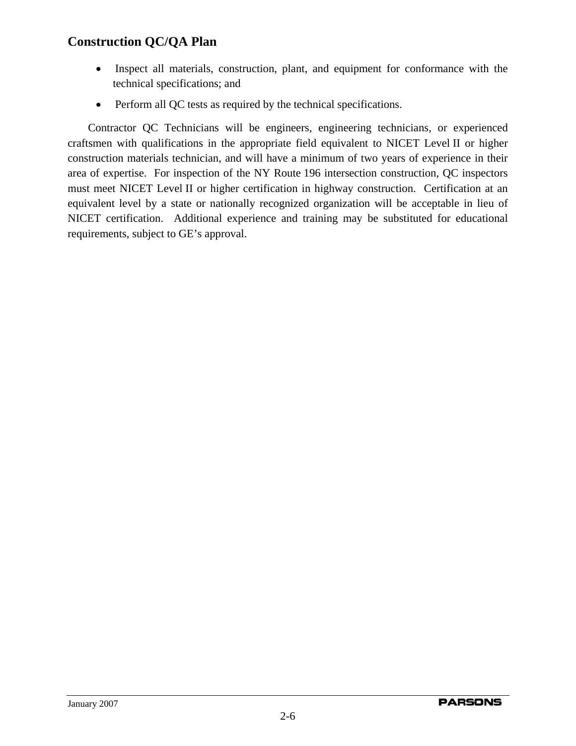- Inspect all materials, construction, plant, and equipment for conformance with the technical specifications; and
- Perform all QC tests as required by the technical specifications.

Contractor QC Technicians will be engineers, engineering technicians, or experienced craftsmen with qualifications in the appropriate field equivalent to NICET Level II or higher construction materials technician, and will have a minimum of two years of experience in their area of expertise. For inspection of the NY Route 196 intersection construction, QC inspectors must meet NICET Level II or higher certification in highway construction. Certification at an equivalent level by a state or nationally recognized organization will be acceptable in lieu of NICET certification. Additional experience and training may be substituted for educational requirements, subject to GE's approval.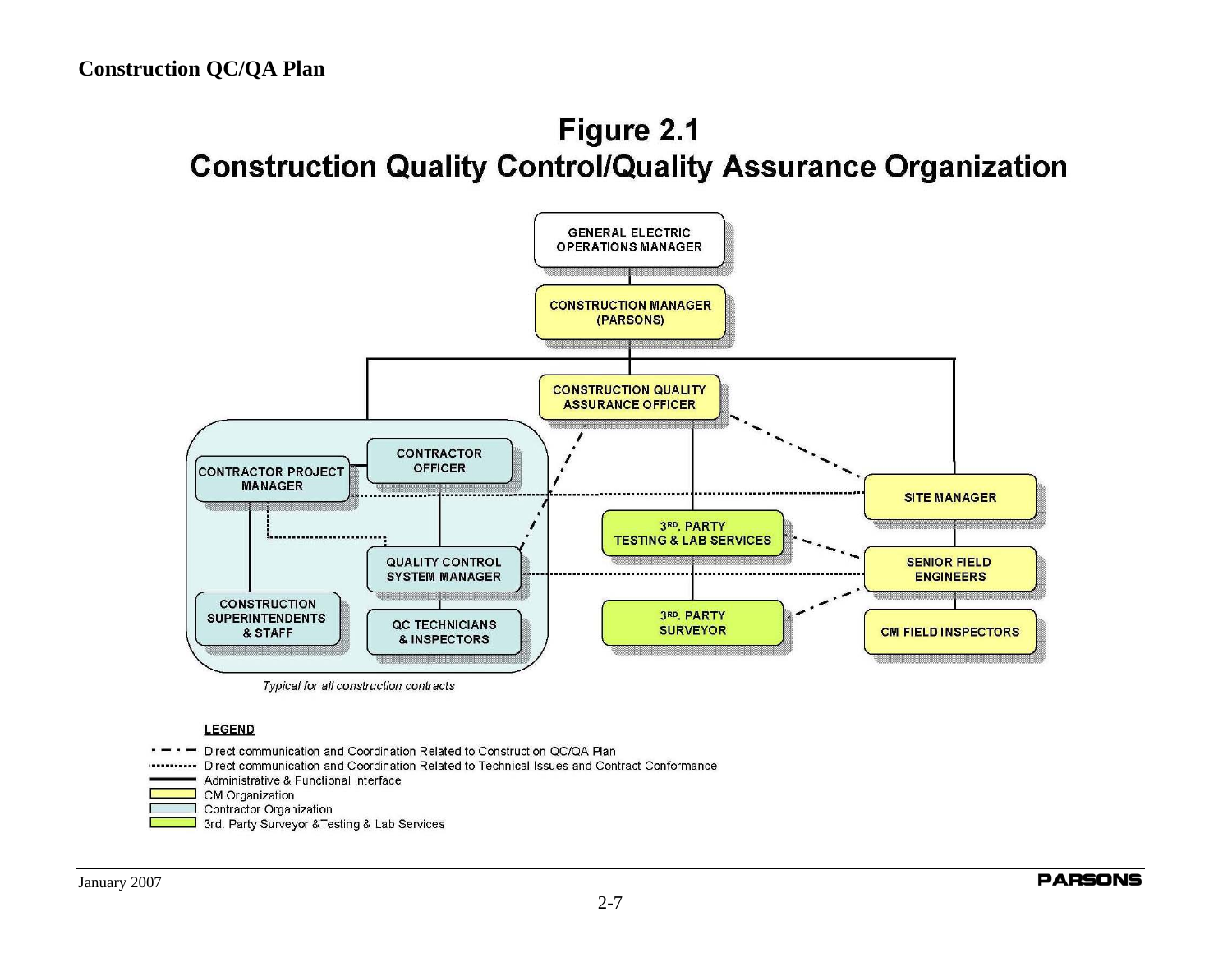## Figure 2.1

## Construction Quality Control/Quality Assurance Organization

GENERAL ELECTRIC OPERATIONS MANAGER

CONSTRUCTION MANAGER (PARSONS)

CONSTRUCTION QUALITY ASSURANCE OFFICER

CONTRACTOR PROJECT MANAGER

CONTRACTOR OFFICER

QUALITY CONTROL SYSTEM MANAGER

CONSTRUCTION SUPERINTENDENTS & STAFF

QC TECHNICIANS & INSPECTORS

*Typical for all construction contracts*

3RD. PARTY TESTING & LAB SERVICES

3RD. PARTY SURVEYOR

SITE MANAGER

SENIOR FIELD ENGINEERS

CM FIELD INSPECTORS

**LEGEND**

- Dash-dot line: Direct communication and Coordination Related to Construction QC/QA Plan
- Dotted line: Direct communication and Coordination Related to Technical Issues and Contract Conformance
- Solid line: Administrative & Functional Interface
- Yellow: CM Organization
- Light blue: Contractor Organization
- Green: 3rd. Party Surveyor &Testing & Lab Services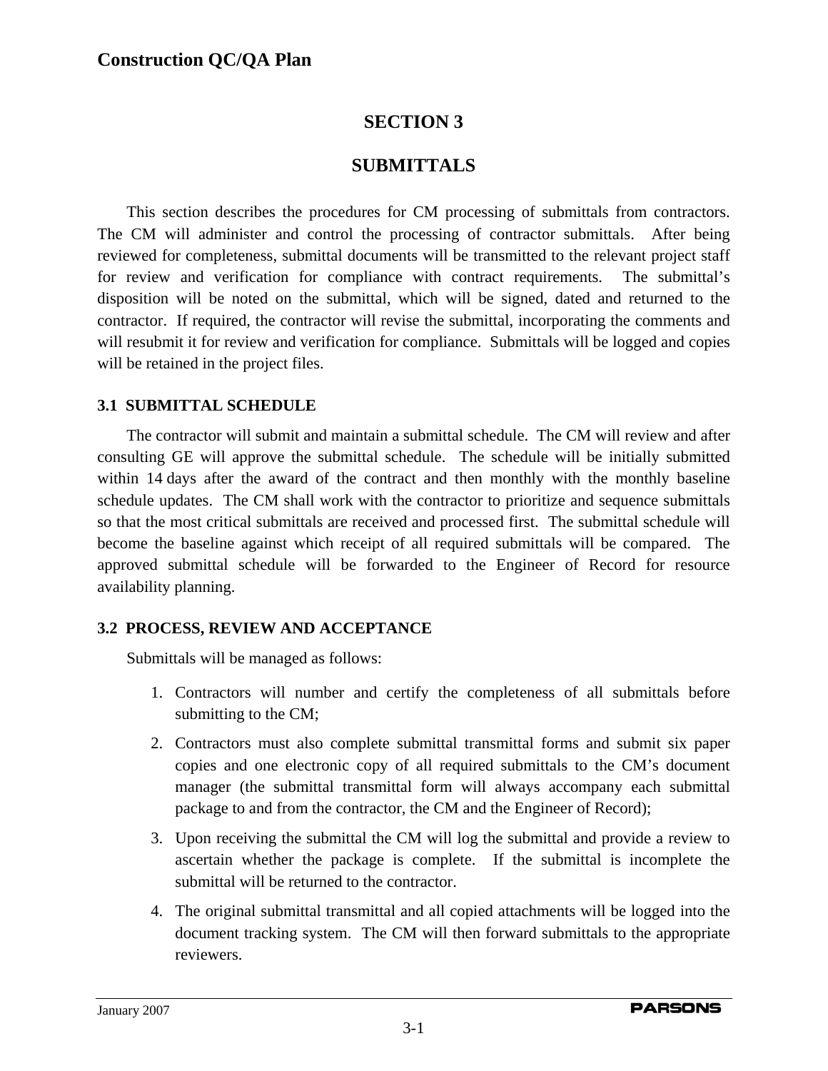# SECTION 3

# SUBMITTALS

This section describes the procedures for CM processing of submittals from contractors. The CM will administer and control the processing of contractor submittals. After being reviewed for completeness, submittal documents will be transmitted to the relevant project staff for review and verification for compliance with contract requirements. The submittal's disposition will be noted on the submittal, which will be signed, dated and returned to the contractor. If required, the contractor will revise the submittal, incorporating the comments and will resubmit it for review and verification for compliance. Submittals will be logged and copies will be retained in the project files.

### 3.1 SUBMITTAL SCHEDULE

The contractor will submit and maintain a submittal schedule. The CM will review and after consulting GE will approve the submittal schedule. The schedule will be initially submitted within 14 days after the award of the contract and then monthly with the monthly baseline schedule updates. The CM shall work with the contractor to prioritize and sequence submittals so that the most critical submittals are received and processed first. The submittal schedule will become the baseline against which receipt of all required submittals will be compared. The approved submittal schedule will be forwarded to the Engineer of Record for resource availability planning.

### 3.2 PROCESS, REVIEW AND ACCEPTANCE

Submittals will be managed as follows:

1. Contractors will number and certify the completeness of all submittals before submitting to the CM;
2. Contractors must also complete submittal transmittal forms and submit six paper copies and one electronic copy of all required submittals to the CM's document manager (the submittal transmittal form will always accompany each submittal package to and from the contractor, the CM and the Engineer of Record);
3. Upon receiving the submittal the CM will log the submittal and provide a review to ascertain whether the package is complete. If the submittal is incomplete the submittal will be returned to the contractor.
4. The original submittal transmittal and all copied attachments will be logged into the document tracking system. The CM will then forward submittals to the appropriate reviewers.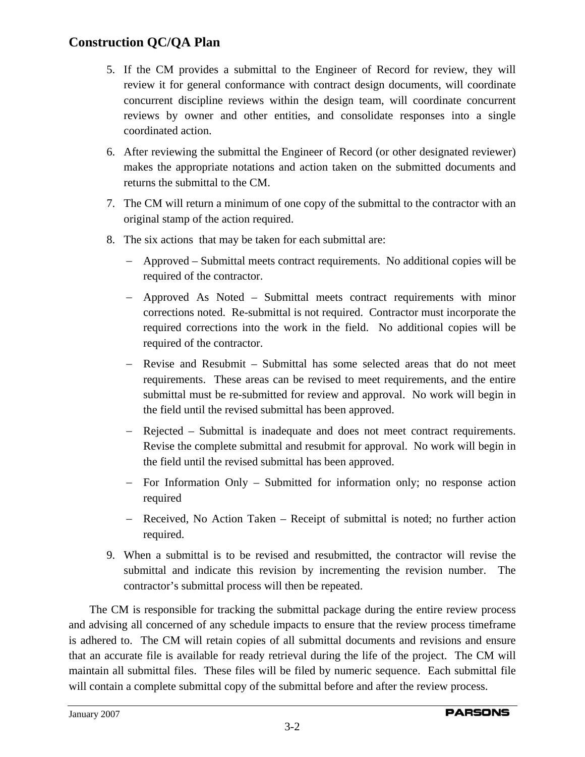5. If the CM provides a submittal to the Engineer of Record for review, they will review it for general conformance with contract design documents, will coordinate concurrent discipline reviews within the design team, will coordinate concurrent reviews by owner and other entities, and consolidate responses into a single coordinated action.
6. After reviewing the submittal the Engineer of Record (or other designated reviewer) makes the appropriate notations and action taken on the submitted documents and returns the submittal to the CM.
7. The CM will return a minimum of one copy of the submittal to the contractor with an original stamp of the action required.
8. The six actions that may be taken for each submittal are:
   - Approved – Submittal meets contract requirements. No additional copies will be required of the contractor.
   - Approved As Noted – Submittal meets contract requirements with minor corrections noted. Re-submittal is not required. Contractor must incorporate the required corrections into the work in the field. No additional copies will be required of the contractor.
   - Revise and Resubmit – Submittal has some selected areas that do not meet requirements. These areas can be revised to meet requirements, and the entire submittal must be re-submitted for review and approval. No work will begin in the field until the revised submittal has been approved.
   - Rejected – Submittal is inadequate and does not meet contract requirements. Revise the complete submittal and resubmit for approval. No work will begin in the field until the revised submittal has been approved.
   - For Information Only – Submitted for information only; no response action required
   - Received, No Action Taken – Receipt of submittal is noted; no further action required.
9. When a submittal is to be revised and resubmitted, the contractor will revise the submittal and indicate this revision by incrementing the revision number. The contractor's submittal process will then be repeated.

The CM is responsible for tracking the submittal package during the entire review process and advising all concerned of any schedule impacts to ensure that the review process timeframe is adhered to. The CM will retain copies of all submittal documents and revisions and ensure that an accurate file is available for ready retrieval during the life of the project. The CM will maintain all submittal files. These files will be filed by numeric sequence. Each submittal file will contain a complete submittal copy of the submittal before and after the review process.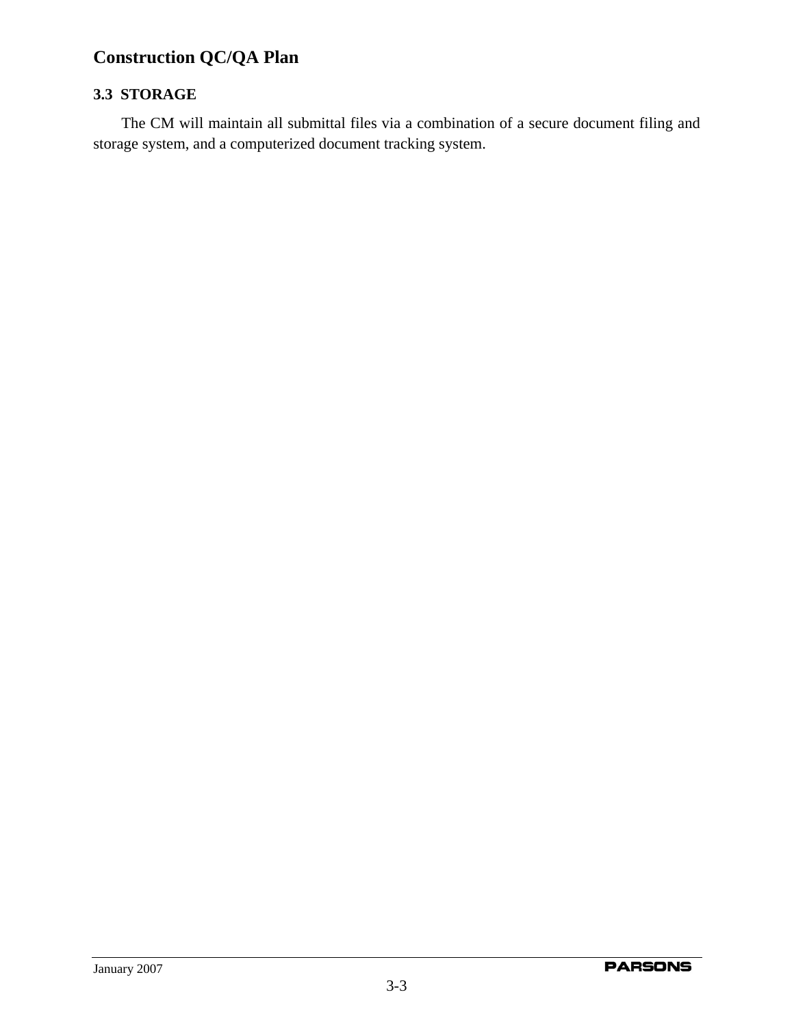### 3.3 STORAGE

The CM will maintain all submittal files via a combination of a secure document filing and storage system, and a computerized document tracking system.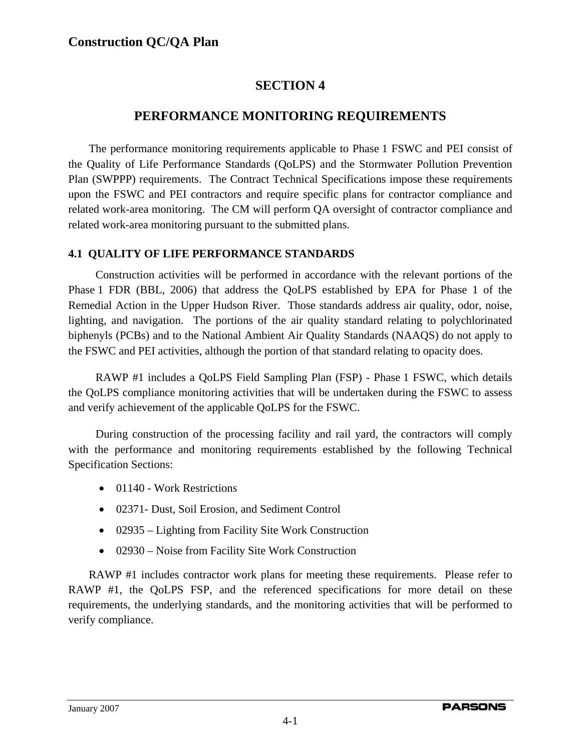# SECTION 4

# PERFORMANCE MONITORING REQUIREMENTS

The performance monitoring requirements applicable to Phase 1 FSWC and PEI consist of the Quality of Life Performance Standards (QoLPS) and the Stormwater Pollution Prevention Plan (SWPPP) requirements. The Contract Technical Specifications impose these requirements upon the FSWC and PEI contractors and require specific plans for contractor compliance and related work-area monitoring. The CM will perform QA oversight of contractor compliance and related work-area monitoring pursuant to the submitted plans.

## 4.1 QUALITY OF LIFE PERFORMANCE STANDARDS

Construction activities will be performed in accordance with the relevant portions of the Phase 1 FDR (BBL, 2006) that address the QoLPS established by EPA for Phase 1 of the Remedial Action in the Upper Hudson River. Those standards address air quality, odor, noise, lighting, and navigation. The portions of the air quality standard relating to polychlorinated biphenyls (PCBs) and to the National Ambient Air Quality Standards (NAAQS) do not apply to the FSWC and PEI activities, although the portion of that standard relating to opacity does.

RAWP #1 includes a QoLPS Field Sampling Plan (FSP) - Phase 1 FSWC, which details the QoLPS compliance monitoring activities that will be undertaken during the FSWC to assess and verify achievement of the applicable QoLPS for the FSWC.

During construction of the processing facility and rail yard, the contractors will comply with the performance and monitoring requirements established by the following Technical Specification Sections:

- 01140 - Work Restrictions
- 02371- Dust, Soil Erosion, and Sediment Control
- 02935 – Lighting from Facility Site Work Construction
- 02930 – Noise from Facility Site Work Construction

RAWP #1 includes contractor work plans for meeting these requirements. Please refer to RAWP #1, the QoLPS FSP, and the referenced specifications for more detail on these requirements, the underlying standards, and the monitoring activities that will be performed to verify compliance.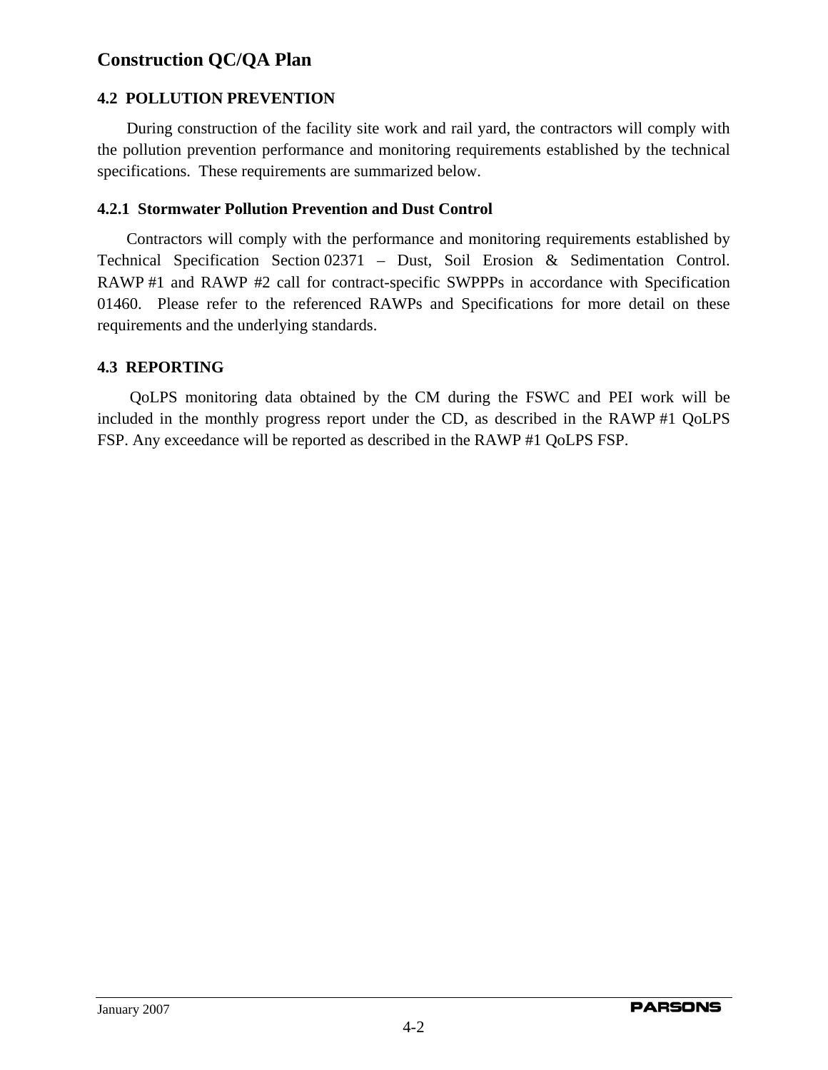## 4.2 POLLUTION PREVENTION

During construction of the facility site work and rail yard, the contractors will comply with the pollution prevention performance and monitoring requirements established by the technical specifications. These requirements are summarized below.

### 4.2.1 Stormwater Pollution Prevention and Dust Control

Contractors will comply with the performance and monitoring requirements established by Technical Specification Section 02371 – Dust, Soil Erosion & Sedimentation Control. RAWP #1 and RAWP #2 call for contract-specific SWPPPs in accordance with Specification 01460. Please refer to the referenced RAWPs and Specifications for more detail on these requirements and the underlying standards.

## 4.3 REPORTING

QoLPS monitoring data obtained by the CM during the FSWC and PEI work will be included in the monthly progress report under the CD, as described in the RAWP #1 QoLPS FSP. Any exceedance will be reported as described in the RAWP #1 QoLPS FSP.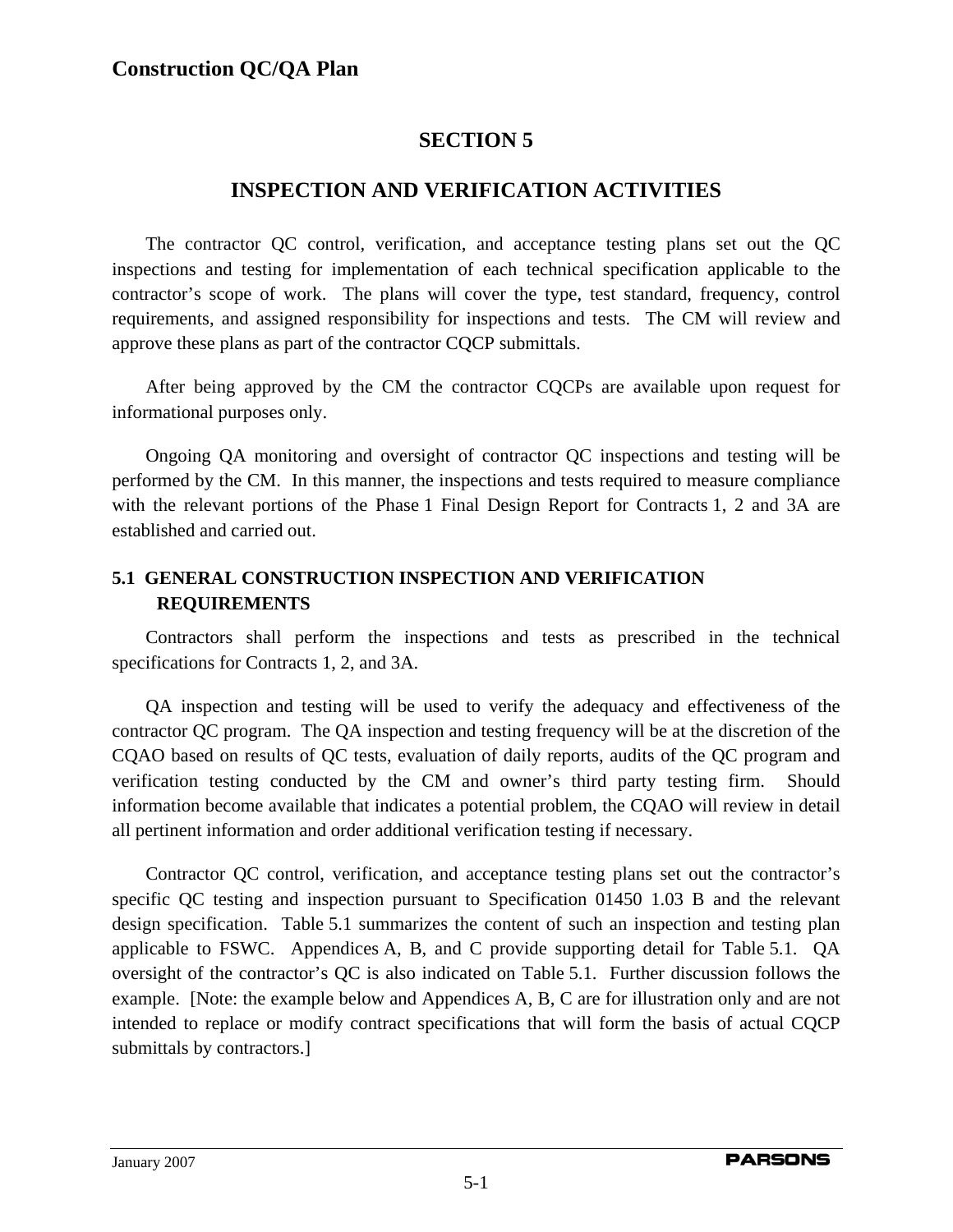# SECTION 5

# INSPECTION AND VERIFICATION ACTIVITIES

The contractor QC control, verification, and acceptance testing plans set out the QC inspections and testing for implementation of each technical specification applicable to the contractor's scope of work. The plans will cover the type, test standard, frequency, control requirements, and assigned responsibility for inspections and tests. The CM will review and approve these plans as part of the contractor CQCP submittals.

After being approved by the CM the contractor CQCPs are available upon request for informational purposes only.

Ongoing QA monitoring and oversight of contractor QC inspections and testing will be performed by the CM. In this manner, the inspections and tests required to measure compliance with the relevant portions of the Phase 1 Final Design Report for Contracts 1, 2 and 3A are established and carried out.

## 5.1 GENERAL CONSTRUCTION INSPECTION AND VERIFICATION REQUIREMENTS

Contractors shall perform the inspections and tests as prescribed in the technical specifications for Contracts 1, 2, and 3A.

QA inspection and testing will be used to verify the adequacy and effectiveness of the contractor QC program. The QA inspection and testing frequency will be at the discretion of the CQAO based on results of QC tests, evaluation of daily reports, audits of the QC program and verification testing conducted by the CM and owner's third party testing firm. Should information become available that indicates a potential problem, the CQAO will review in detail all pertinent information and order additional verification testing if necessary.

Contractor QC control, verification, and acceptance testing plans set out the contractor's specific QC testing and inspection pursuant to Specification 01450 1.03 B and the relevant design specification. Table 5.1 summarizes the content of such an inspection and testing plan applicable to FSWC. Appendices A, B, and C provide supporting detail for Table 5.1. QA oversight of the contractor's QC is also indicated on Table 5.1. Further discussion follows the example. [Note: the example below and Appendices A, B, C are for illustration only and are not intended to replace or modify contract specifications that will form the basis of actual CQCP submittals by contractors.]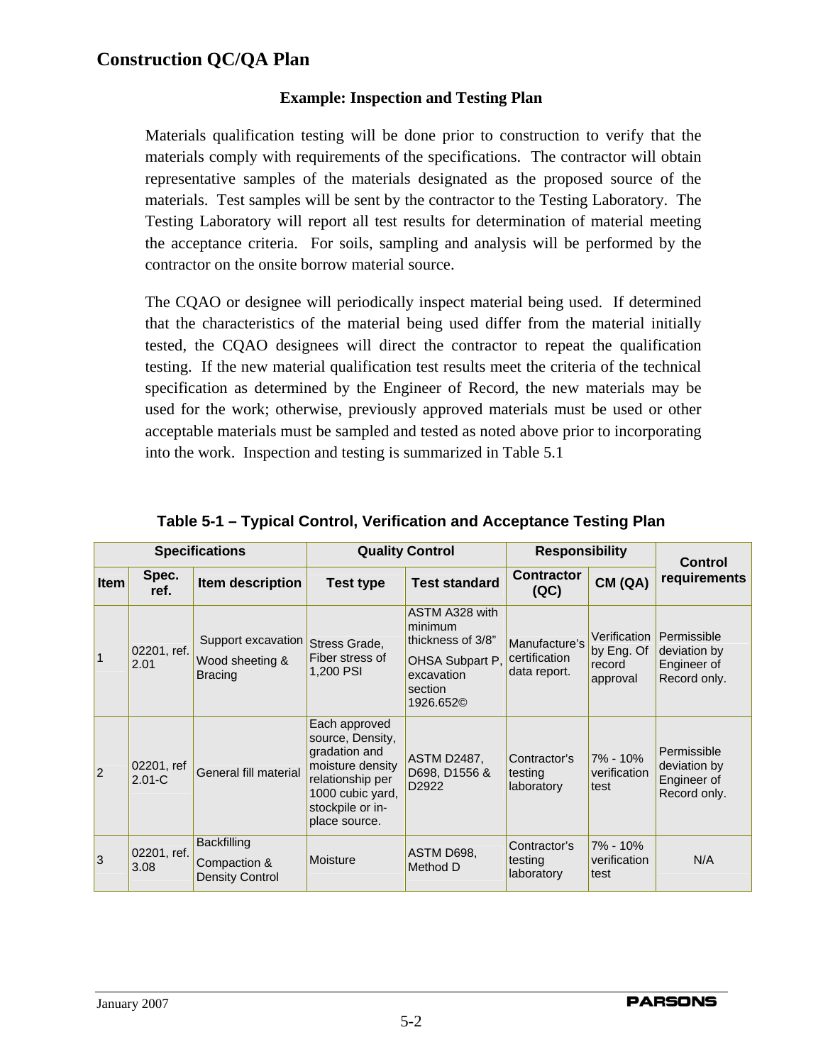## Construction QC/QA Plan

### Example: Inspection and Testing Plan

Materials qualification testing will be done prior to construction to verify that the materials comply with requirements of the specifications. The contractor will obtain representative samples of the materials designated as the proposed source of the materials. Test samples will be sent by the contractor to the Testing Laboratory. The Testing Laboratory will report all test results for determination of material meeting the acceptance criteria. For soils, sampling and analysis will be performed by the contractor on the onsite borrow material source.

The CQAO or designee will periodically inspect material being used. If determined that the characteristics of the material being used differ from the material initially tested, the CQAO designees will direct the contractor to repeat the qualification testing. If the new material qualification test results meet the criteria of the technical specification as determined by the Engineer of Record, the new materials may be used for the work; otherwise, previously approved materials must be used or other acceptable materials must be sampled and tested as noted above prior to incorporating into the work. Inspection and testing is summarized in Table 5.1

**Table 5-1 – Typical Control, Verification and Acceptance Testing Plan**

| Specifications | | | Quality Control | | Responsibility | | Control requirements |
|---|---|---|---|---|---|---|---|
| Item | Spec. ref. | Item description | Test type | Test standard | Contractor (QC) | CM (QA) | |
| 1 | 02201, ref. 2.01 | Support excavation Wood sheeting & Bracing | Stress Grade, Fiber stress of 1,200 PSI | ASTM A328 with minimum thickness of 3/8" OHSA Subpart P, excavation section 1926.652© | Manufacture's certification data report. | Verification by Eng. Of record approval | Permissible deviation by Engineer of Record only. |
| 2 | 02201, ref 2.01-C | General fill material | Each approved source, Density, gradation and moisture density relationship per 1000 cubic yard, stockpile or in-place source. | ASTM D2487, D698, D1556 & D2922 | Contractor's testing laboratory | 7% - 10% verification test | Permissible deviation by Engineer of Record only. |
| 3 | 02201, ref. 3.08 | Backfilling Compaction & Density Control | Moisture | ASTM D698, Method D | Contractor's testing laboratory | 7% - 10% verification test | N/A |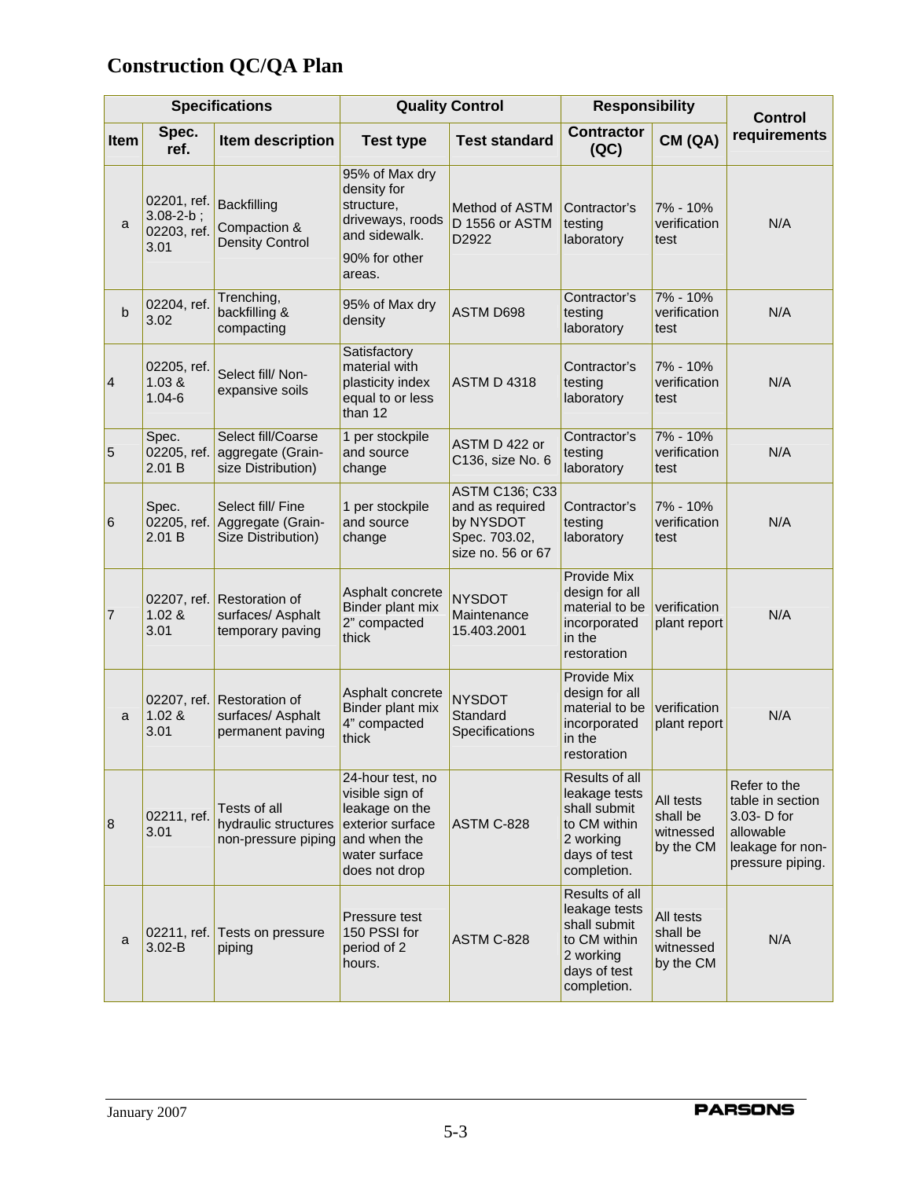## Construction QC/QA Plan

| Specifications | | | Quality Control | | Responsibility | | Control requirements |
|---|---|---|---|---|---|---|---|
| Item | Spec. ref. | Item description | Test type | Test standard | Contractor (QC) | CM (QA) | |
| a | 02201, ref. 3.08-2-b ; 02203, ref. 3.01 | Backfilling Compaction & Density Control | 95% of Max dry density for structure, driveways, roods and sidewalk. 90% for other areas. | Method of ASTM D 1556 or ASTM D2922 | Contractor's testing laboratory | 7% - 10% verification test | N/A |
| b | 02204, ref. 3.02 | Trenching, backfilling & compacting | 95% of Max dry density | ASTM D698 | Contractor's testing laboratory | 7% - 10% verification test | N/A |
| 4 | 02205, ref. 1.03 & 1.04-6 | Select fill/ Non-expansive soils | Satisfactory material with plasticity index equal to or less than 12 | ASTM D 4318 | Contractor's testing laboratory | 7% - 10% verification test | N/A |
| 5 | Spec. 02205, ref. 2.01 B | Select fill/Coarse aggregate (Grain-size Distribution) | 1 per stockpile and source change | ASTM D 422 or C136, size No. 6 | Contractor's testing laboratory | 7% - 10% verification test | N/A |
| 6 | Spec. 02205, ref. 2.01 B | Select fill/ Fine Aggregate (Grain-Size Distribution) | 1 per stockpile and source change | ASTM C136; C33 and as required by NYSDOT Spec. 703.02, size no. 56 or 67 | Contractor's testing laboratory | 7% - 10% verification test | N/A |
| 7 | 02207, ref. 1.02 & 3.01 | Restoration of surfaces/ Asphalt temporary paving | Asphalt concrete Binder plant mix 2" compacted thick | NYSDOT Maintenance 15.403.2001 | Provide Mix design for all material to be incorporated in the restoration | verification plant report | N/A |
| a | 02207, ref. 1.02 & 3.01 | Restoration of surfaces/ Asphalt permanent paving | Asphalt concrete Binder plant mix 4" compacted thick | NYSDOT Standard Specifications | Provide Mix design for all material to be incorporated in the restoration | verification plant report | N/A |
| 8 | 02211, ref. 3.01 | Tests of all hydraulic structures non-pressure piping | 24-hour test, no visible sign of leakage on the exterior surface and when the water surface does not drop | ASTM C-828 | Results of all leakage tests shall submit to CM within 2 working days of test completion. | All tests shall be witnessed by the CM | Refer to the table in section 3.03- D for allowable leakage for non-pressure piping. |
| a | 02211, ref. 3.02-B | Tests on pressure piping | Pressure test 150 PSSI for period of 2 hours. | ASTM C-828 | Results of all leakage tests shall submit to CM within 2 working days of test completion. | All tests shall be witnessed by the CM | N/A |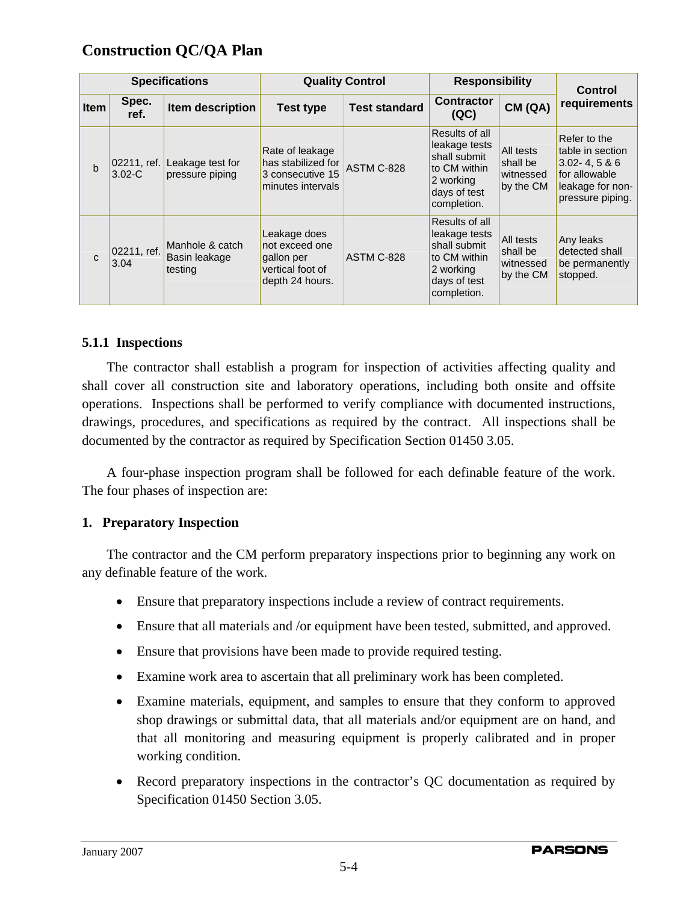## Construction QC/QA Plan

| Specifications | | | Quality Control | | Responsibility | | Control requirements |
|---|---|---|---|---|---|---|---|
| Item | Spec. ref. | Item description | Test type | Test standard | Contractor (QC) | CM (QA) | |
| b | 02211, ref. 3.02-C | Leakage test for pressure piping | Rate of leakage has stabilized for 3 consecutive 15 minutes intervals | ASTM C-828 | Results of all leakage tests shall submit to CM within 2 working days of test completion. | All tests shall be witnessed by the CM | Refer to the table in section 3.02- 4, 5 & 6 for allowable leakage for non-pressure piping. |
| c | 02211, ref. 3.04 | Manhole & catch Basin leakage testing | Leakage does not exceed one gallon per vertical foot of depth 24 hours. | ASTM C-828 | Results of all leakage tests shall submit to CM within 2 working days of test completion. | All tests shall be witnessed by the CM | Any leaks detected shall be permanently stopped. |

### 5.1.1 Inspections

The contractor shall establish a program for inspection of activities affecting quality and shall cover all construction site and laboratory operations, including both onsite and offsite operations. Inspections shall be performed to verify compliance with documented instructions, drawings, procedures, and specifications as required by the contract. All inspections shall be documented by the contractor as required by Specification Section 01450 3.05.

A four-phase inspection program shall be followed for each definable feature of the work. The four phases of inspection are:

**1. Preparatory Inspection**

The contractor and the CM perform preparatory inspections prior to beginning any work on any definable feature of the work.

- Ensure that preparatory inspections include a review of contract requirements.
- Ensure that all materials and /or equipment have been tested, submitted, and approved.
- Ensure that provisions have been made to provide required testing.
- Examine work area to ascertain that all preliminary work has been completed.
- Examine materials, equipment, and samples to ensure that they conform to approved shop drawings or submittal data, that all materials and/or equipment are on hand, and that all monitoring and measuring equipment is properly calibrated and in proper working condition.
- Record preparatory inspections in the contractor's QC documentation as required by Specification 01450 Section 3.05.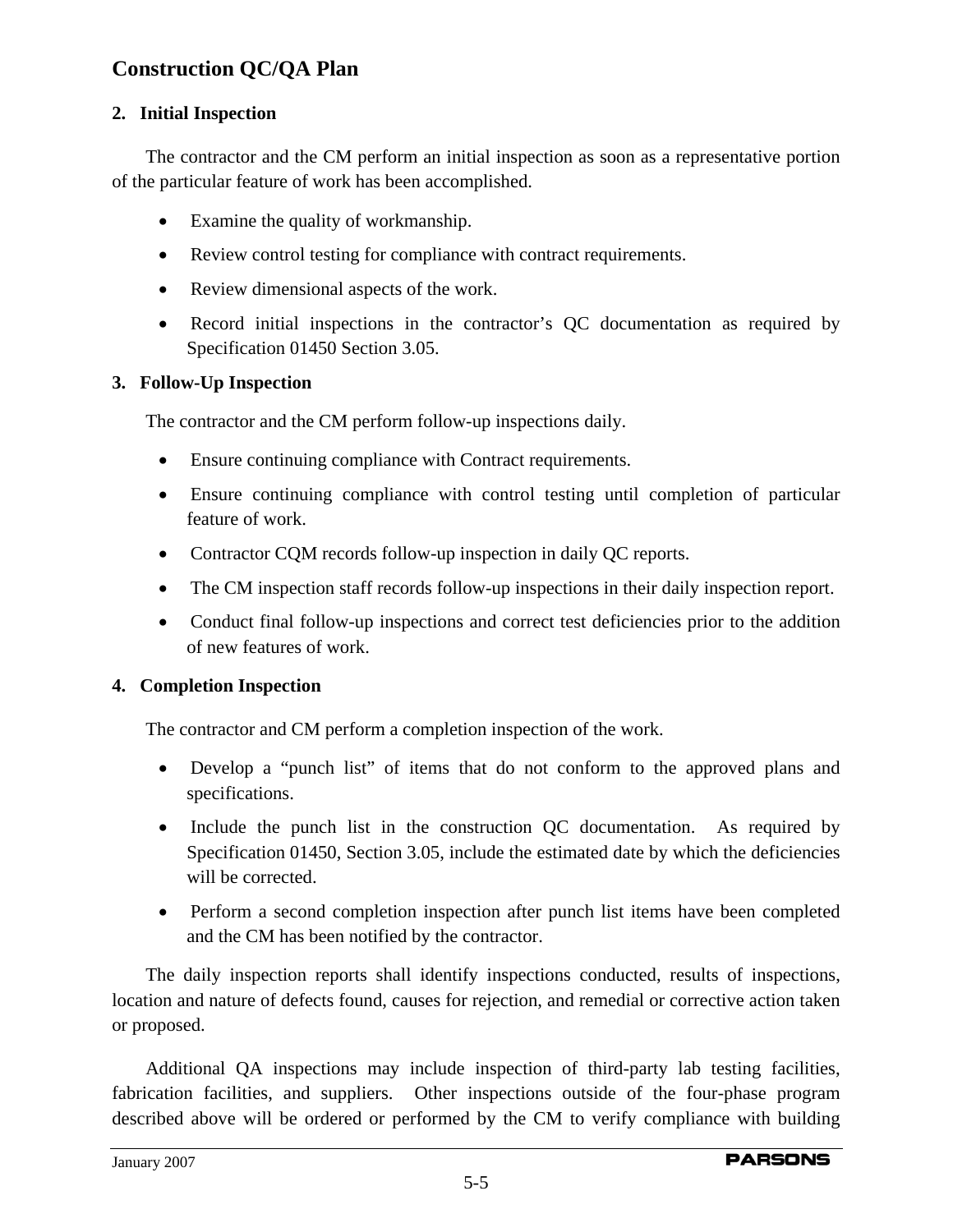**2. Initial Inspection**

The contractor and the CM perform an initial inspection as soon as a representative portion of the particular feature of work has been accomplished.

- Examine the quality of workmanship.
- Review control testing for compliance with contract requirements.
- Review dimensional aspects of the work.
- Record initial inspections in the contractor's QC documentation as required by Specification 01450 Section 3.05.

**3. Follow-Up Inspection**

The contractor and the CM perform follow-up inspections daily.

- Ensure continuing compliance with Contract requirements.
- Ensure continuing compliance with control testing until completion of particular feature of work.
- Contractor CQM records follow-up inspection in daily QC reports.
- The CM inspection staff records follow-up inspections in their daily inspection report.
- Conduct final follow-up inspections and correct test deficiencies prior to the addition of new features of work.

**4. Completion Inspection**

The contractor and CM perform a completion inspection of the work.

- Develop a "punch list" of items that do not conform to the approved plans and specifications.
- Include the punch list in the construction QC documentation. As required by Specification 01450, Section 3.05, include the estimated date by which the deficiencies will be corrected.
- Perform a second completion inspection after punch list items have been completed and the CM has been notified by the contractor.

The daily inspection reports shall identify inspections conducted, results of inspections, location and nature of defects found, causes for rejection, and remedial or corrective action taken or proposed.

Additional QA inspections may include inspection of third-party lab testing facilities, fabrication facilities, and suppliers. Other inspections outside of the four-phase program described above will be ordered or performed by the CM to verify compliance with building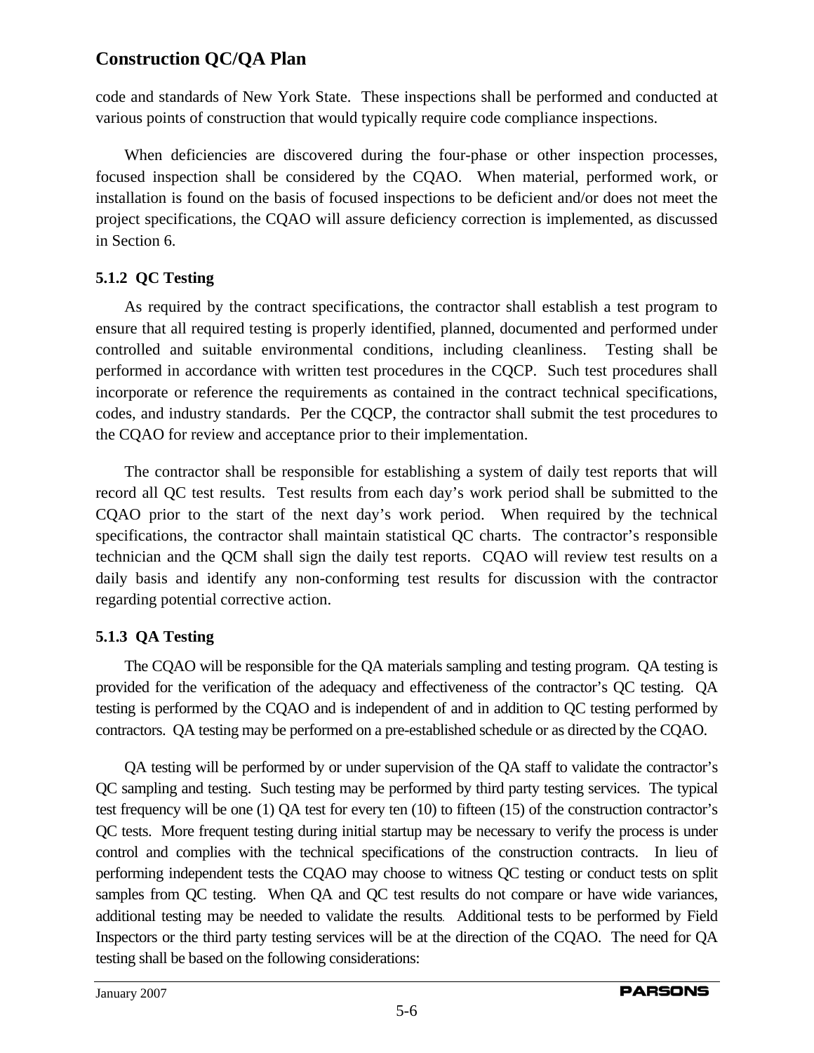code and standards of New York State. These inspections shall be performed and conducted at various points of construction that would typically require code compliance inspections.

When deficiencies are discovered during the four-phase or other inspection processes, focused inspection shall be considered by the CQAO. When material, performed work, or installation is found on the basis of focused inspections to be deficient and/or does not meet the project specifications, the CQAO will assure deficiency correction is implemented, as discussed in Section 6.

### 5.1.2 QC Testing

As required by the contract specifications, the contractor shall establish a test program to ensure that all required testing is properly identified, planned, documented and performed under controlled and suitable environmental conditions, including cleanliness. Testing shall be performed in accordance with written test procedures in the CQCP. Such test procedures shall incorporate or reference the requirements as contained in the contract technical specifications, codes, and industry standards. Per the CQCP, the contractor shall submit the test procedures to the CQAO for review and acceptance prior to their implementation.

The contractor shall be responsible for establishing a system of daily test reports that will record all QC test results. Test results from each day's work period shall be submitted to the CQAO prior to the start of the next day's work period. When required by the technical specifications, the contractor shall maintain statistical QC charts. The contractor's responsible technician and the QCM shall sign the daily test reports. CQAO will review test results on a daily basis and identify any non-conforming test results for discussion with the contractor regarding potential corrective action.

### 5.1.3 QA Testing

The CQAO will be responsible for the QA materials sampling and testing program. QA testing is provided for the verification of the adequacy and effectiveness of the contractor's QC testing. QA testing is performed by the CQAO and is independent of and in addition to QC testing performed by contractors. QA testing may be performed on a pre-established schedule or as directed by the CQAO.

QA testing will be performed by or under supervision of the QA staff to validate the contractor's QC sampling and testing. Such testing may be performed by third party testing services. The typical test frequency will be one (1) QA test for every ten (10) to fifteen (15) of the construction contractor's QC tests. More frequent testing during initial startup may be necessary to verify the process is under control and complies with the technical specifications of the construction contracts. In lieu of performing independent tests the CQAO may choose to witness QC testing or conduct tests on split samples from QC testing. When QA and QC test results do not compare or have wide variances, additional testing may be needed to validate the results. Additional tests to be performed by Field Inspectors or the third party testing services will be at the direction of the CQAO. The need for QA testing shall be based on the following considerations: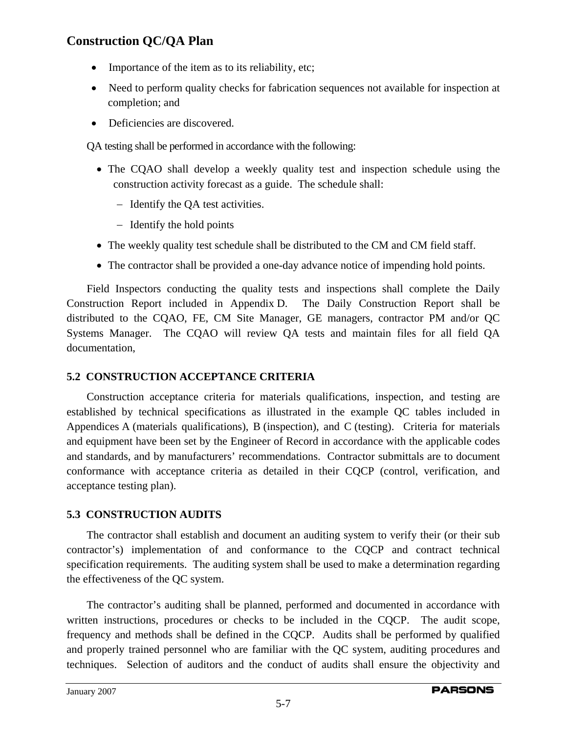- Importance of the item as to its reliability, etc;
- Need to perform quality checks for fabrication sequences not available for inspection at completion; and
- Deficiencies are discovered.

QA testing shall be performed in accordance with the following:

- The CQAO shall develop a weekly quality test and inspection schedule using the construction activity forecast as a guide. The schedule shall:
  - Identify the QA test activities.
  - Identify the hold points
- The weekly quality test schedule shall be distributed to the CM and CM field staff.
- The contractor shall be provided a one-day advance notice of impending hold points.

Field Inspectors conducting the quality tests and inspections shall complete the Daily Construction Report included in Appendix D. The Daily Construction Report shall be distributed to the CQAO, FE, CM Site Manager, GE managers, contractor PM and/or QC Systems Manager. The CQAO will review QA tests and maintain files for all field QA documentation,

### 5.2 CONSTRUCTION ACCEPTANCE CRITERIA

Construction acceptance criteria for materials qualifications, inspection, and testing are established by technical specifications as illustrated in the example QC tables included in Appendices A (materials qualifications), B (inspection), and C (testing). Criteria for materials and equipment have been set by the Engineer of Record in accordance with the applicable codes and standards, and by manufacturers' recommendations. Contractor submittals are to document conformance with acceptance criteria as detailed in their CQCP (control, verification, and acceptance testing plan).

### 5.3 CONSTRUCTION AUDITS

The contractor shall establish and document an auditing system to verify their (or their sub contractor's) implementation of and conformance to the CQCP and contract technical specification requirements. The auditing system shall be used to make a determination regarding the effectiveness of the QC system.

The contractor's auditing shall be planned, performed and documented in accordance with written instructions, procedures or checks to be included in the CQCP. The audit scope, frequency and methods shall be defined in the CQCP. Audits shall be performed by qualified and properly trained personnel who are familiar with the QC system, auditing procedures and techniques. Selection of auditors and the conduct of audits shall ensure the objectivity and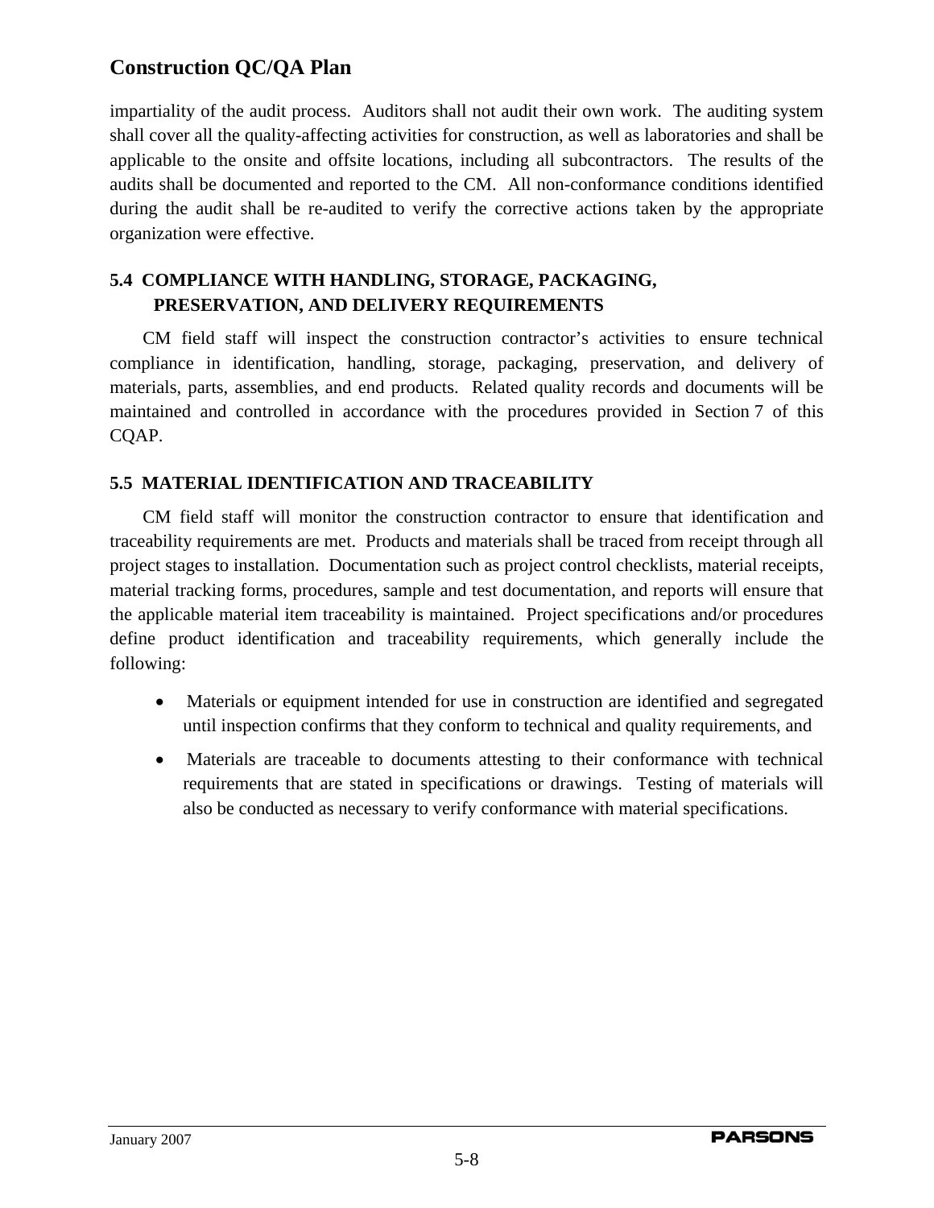impartiality of the audit process. Auditors shall not audit their own work. The auditing system shall cover all the quality-affecting activities for construction, as well as laboratories and shall be applicable to the onsite and offsite locations, including all subcontractors. The results of the audits shall be documented and reported to the CM. All non-conformance conditions identified during the audit shall be re-audited to verify the corrective actions taken by the appropriate organization were effective.

### 5.4 COMPLIANCE WITH HANDLING, STORAGE, PACKAGING, PRESERVATION, AND DELIVERY REQUIREMENTS

CM field staff will inspect the construction contractor's activities to ensure technical compliance in identification, handling, storage, packaging, preservation, and delivery of materials, parts, assemblies, and end products. Related quality records and documents will be maintained and controlled in accordance with the procedures provided in Section 7 of this CQAP.

### 5.5 MATERIAL IDENTIFICATION AND TRACEABILITY

CM field staff will monitor the construction contractor to ensure that identification and traceability requirements are met. Products and materials shall be traced from receipt through all project stages to installation. Documentation such as project control checklists, material receipts, material tracking forms, procedures, sample and test documentation, and reports will ensure that the applicable material item traceability is maintained. Project specifications and/or procedures define product identification and traceability requirements, which generally include the following:

- Materials or equipment intended for use in construction are identified and segregated until inspection confirms that they conform to technical and quality requirements, and
- Materials are traceable to documents attesting to their conformance with technical requirements that are stated in specifications or drawings. Testing of materials will also be conducted as necessary to verify conformance with material specifications.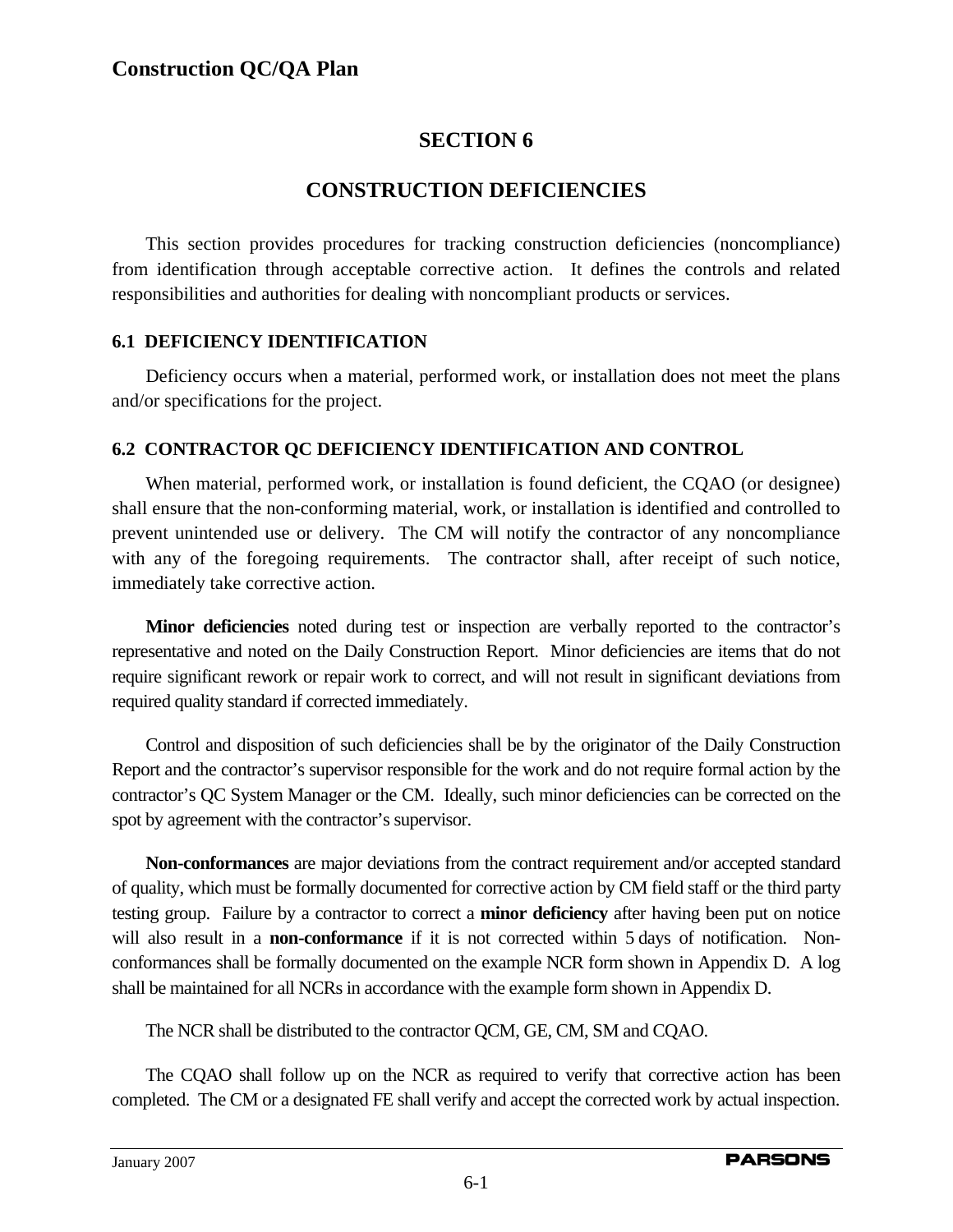# SECTION 6

# CONSTRUCTION DEFICIENCIES

This section provides procedures for tracking construction deficiencies (noncompliance) from identification through acceptable corrective action. It defines the controls and related responsibilities and authorities for dealing with noncompliant products or services.

## 6.1 DEFICIENCY IDENTIFICATION

Deficiency occurs when a material, performed work, or installation does not meet the plans and/or specifications for the project.

## 6.2 CONTRACTOR QC DEFICIENCY IDENTIFICATION AND CONTROL

When material, performed work, or installation is found deficient, the CQAO (or designee) shall ensure that the non-conforming material, work, or installation is identified and controlled to prevent unintended use or delivery. The CM will notify the contractor of any noncompliance with any of the foregoing requirements. The contractor shall, after receipt of such notice, immediately take corrective action.

**Minor deficiencies** noted during test or inspection are verbally reported to the contractor's representative and noted on the Daily Construction Report. Minor deficiencies are items that do not require significant rework or repair work to correct, and will not result in significant deviations from required quality standard if corrected immediately.

Control and disposition of such deficiencies shall be by the originator of the Daily Construction Report and the contractor's supervisor responsible for the work and do not require formal action by the contractor's QC System Manager or the CM. Ideally, such minor deficiencies can be corrected on the spot by agreement with the contractor's supervisor.

**Non-conformances** are major deviations from the contract requirement and/or accepted standard of quality, which must be formally documented for corrective action by CM field staff or the third party testing group. Failure by a contractor to correct a **minor deficiency** after having been put on notice will also result in a **non-conformance** if it is not corrected within 5 days of notification. Non-conformances shall be formally documented on the example NCR form shown in Appendix D. A log shall be maintained for all NCRs in accordance with the example form shown in Appendix D.

The NCR shall be distributed to the contractor QCM, GE, CM, SM and CQAO.

The CQAO shall follow up on the NCR as required to verify that corrective action has been completed. The CM or a designated FE shall verify and accept the corrected work by actual inspection.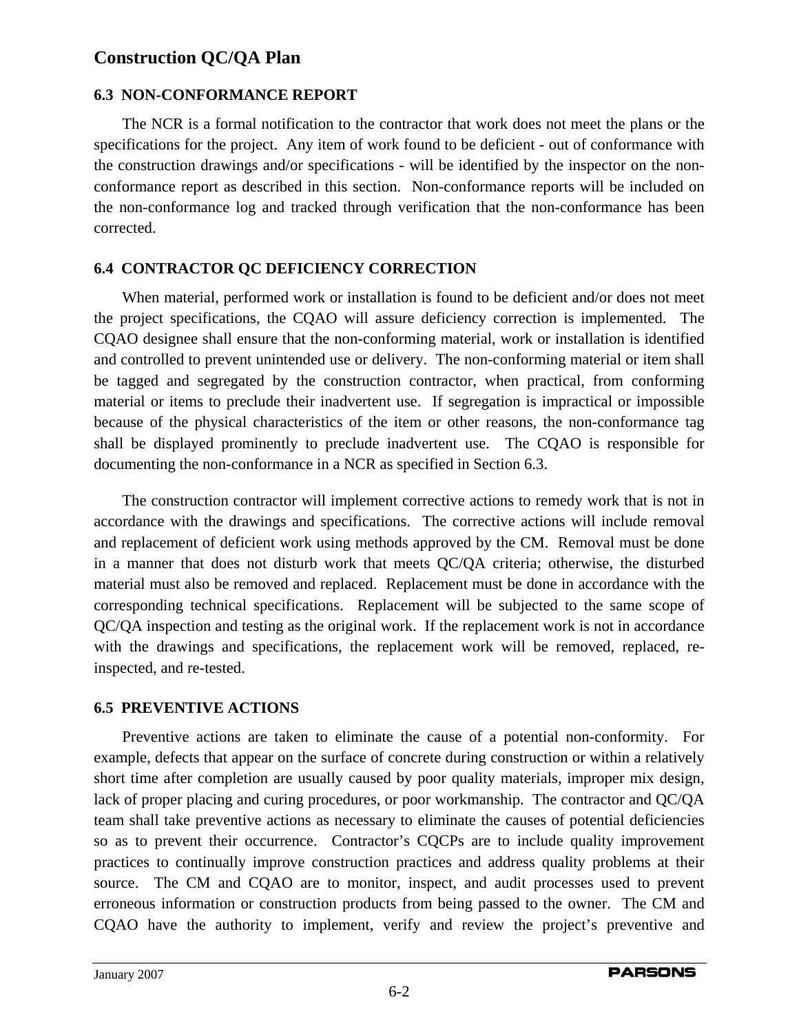### 6.3 NON-CONFORMANCE REPORT

The NCR is a formal notification to the contractor that work does not meet the plans or the specifications for the project. Any item of work found to be deficient - out of conformance with the construction drawings and/or specifications - will be identified by the inspector on the non-conformance report as described in this section. Non-conformance reports will be included on the non-conformance log and tracked through verification that the non-conformance has been corrected.

### 6.4 CONTRACTOR QC DEFICIENCY CORRECTION

When material, performed work or installation is found to be deficient and/or does not meet the project specifications, the CQAO will assure deficiency correction is implemented. The CQAO designee shall ensure that the non-conforming material, work or installation is identified and controlled to prevent unintended use or delivery. The non-conforming material or item shall be tagged and segregated by the construction contractor, when practical, from conforming material or items to preclude their inadvertent use. If segregation is impractical or impossible because of the physical characteristics of the item or other reasons, the non-conformance tag shall be displayed prominently to preclude inadvertent use. The CQAO is responsible for documenting the non-conformance in a NCR as specified in Section 6.3.

The construction contractor will implement corrective actions to remedy work that is not in accordance with the drawings and specifications. The corrective actions will include removal and replacement of deficient work using methods approved by the CM. Removal must be done in a manner that does not disturb work that meets QC/QA criteria; otherwise, the disturbed material must also be removed and replaced. Replacement must be done in accordance with the corresponding technical specifications. Replacement will be subjected to the same scope of QC/QA inspection and testing as the original work. If the replacement work is not in accordance with the drawings and specifications, the replacement work will be removed, replaced, re-inspected, and re-tested.

### 6.5 PREVENTIVE ACTIONS

Preventive actions are taken to eliminate the cause of a potential non-conformity. For example, defects that appear on the surface of concrete during construction or within a relatively short time after completion are usually caused by poor quality materials, improper mix design, lack of proper placing and curing procedures, or poor workmanship. The contractor and QC/QA team shall take preventive actions as necessary to eliminate the causes of potential deficiencies so as to prevent their occurrence. Contractor's CQCPs are to include quality improvement practices to continually improve construction practices and address quality problems at their source. The CM and CQAO are to monitor, inspect, and audit processes used to prevent erroneous information or construction products from being passed to the owner. The CM and CQAO have the authority to implement, verify and review the project's preventive and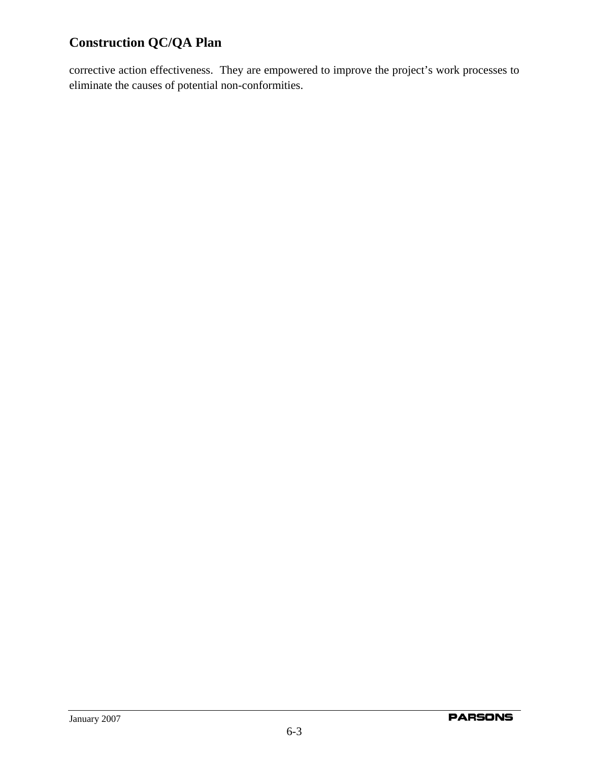corrective action effectiveness.  They are empowered to improve the project's work processes to eliminate the causes of potential non-conformities.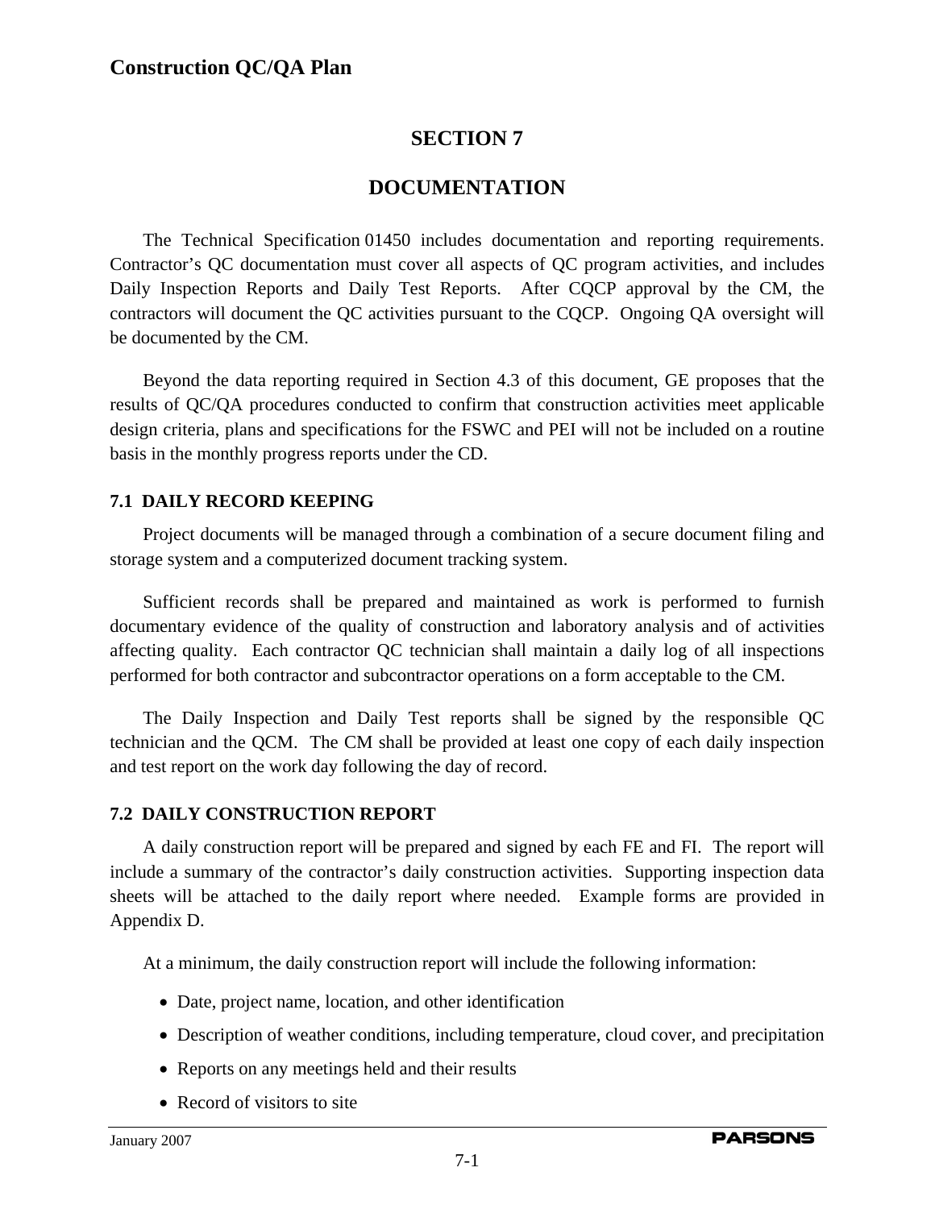# SECTION 7

# DOCUMENTATION

The Technical Specification 01450 includes documentation and reporting requirements. Contractor's QC documentation must cover all aspects of QC program activities, and includes Daily Inspection Reports and Daily Test Reports. After CQCP approval by the CM, the contractors will document the QC activities pursuant to the CQCP. Ongoing QA oversight will be documented by the CM.

Beyond the data reporting required in Section 4.3 of this document, GE proposes that the results of QC/QA procedures conducted to confirm that construction activities meet applicable design criteria, plans and specifications for the FSWC and PEI will not be included on a routine basis in the monthly progress reports under the CD.

## 7.1 DAILY RECORD KEEPING

Project documents will be managed through a combination of a secure document filing and storage system and a computerized document tracking system.

Sufficient records shall be prepared and maintained as work is performed to furnish documentary evidence of the quality of construction and laboratory analysis and of activities affecting quality. Each contractor QC technician shall maintain a daily log of all inspections performed for both contractor and subcontractor operations on a form acceptable to the CM.

The Daily Inspection and Daily Test reports shall be signed by the responsible QC technician and the QCM. The CM shall be provided at least one copy of each daily inspection and test report on the work day following the day of record.

## 7.2 DAILY CONSTRUCTION REPORT

A daily construction report will be prepared and signed by each FE and FI. The report will include a summary of the contractor's daily construction activities. Supporting inspection data sheets will be attached to the daily report where needed. Example forms are provided in Appendix D.

At a minimum, the daily construction report will include the following information:

- Date, project name, location, and other identification
- Description of weather conditions, including temperature, cloud cover, and precipitation
- Reports on any meetings held and their results
- Record of visitors to site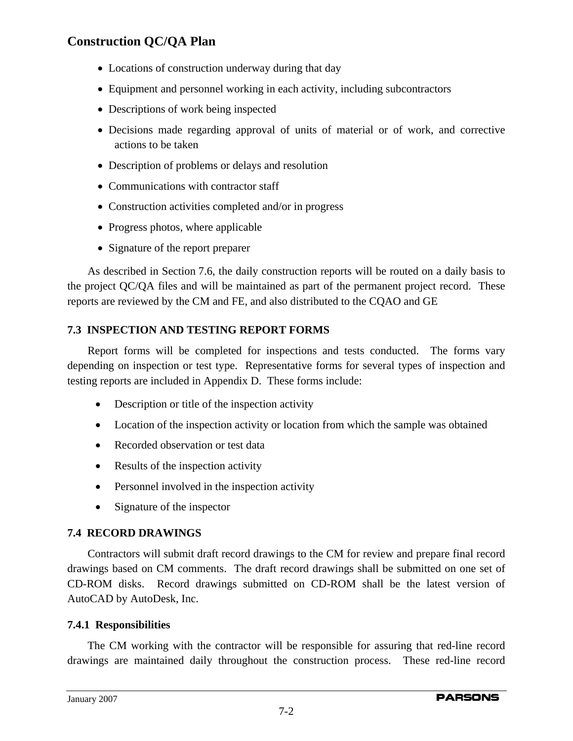- Locations of construction underway during that day
- Equipment and personnel working in each activity, including subcontractors
- Descriptions of work being inspected
- Decisions made regarding approval of units of material or of work, and corrective actions to be taken
- Description of problems or delays and resolution
- Communications with contractor staff
- Construction activities completed and/or in progress
- Progress photos, where applicable
- Signature of the report preparer

As described in Section 7.6, the daily construction reports will be routed on a daily basis to the project QC/QA files and will be maintained as part of the permanent project record. These reports are reviewed by the CM and FE, and also distributed to the CQAO and GE

## 7.3 INSPECTION AND TESTING REPORT FORMS

Report forms will be completed for inspections and tests conducted. The forms vary depending on inspection or test type. Representative forms for several types of inspection and testing reports are included in Appendix D. These forms include:

- Description or title of the inspection activity
- Location of the inspection activity or location from which the sample was obtained
- Recorded observation or test data
- Results of the inspection activity
- Personnel involved in the inspection activity
- Signature of the inspector

## 7.4 RECORD DRAWINGS

Contractors will submit draft record drawings to the CM for review and prepare final record drawings based on CM comments. The draft record drawings shall be submitted on one set of CD-ROM disks. Record drawings submitted on CD-ROM shall be the latest version of AutoCAD by AutoDesk, Inc.

### 7.4.1 Responsibilities

The CM working with the contractor will be responsible for assuring that red-line record drawings are maintained daily throughout the construction process. These red-line record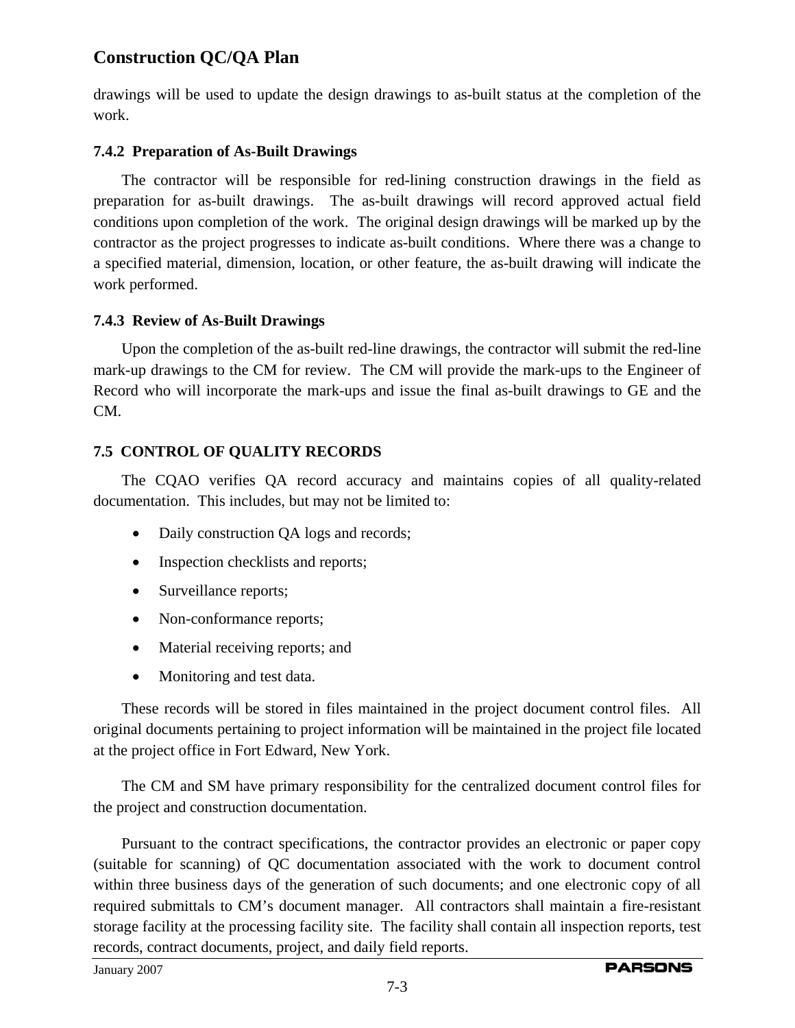drawings will be used to update the design drawings to as-built status at the completion of the work.

### 7.4.2 Preparation of As-Built Drawings

The contractor will be responsible for red-lining construction drawings in the field as preparation for as-built drawings. The as-built drawings will record approved actual field conditions upon completion of the work. The original design drawings will be marked up by the contractor as the project progresses to indicate as-built conditions. Where there was a change to a specified material, dimension, location, or other feature, the as-built drawing will indicate the work performed.

### 7.4.3 Review of As-Built Drawings

Upon the completion of the as-built red-line drawings, the contractor will submit the red-line mark-up drawings to the CM for review. The CM will provide the mark-ups to the Engineer of Record who will incorporate the mark-ups and issue the final as-built drawings to GE and the CM.

## 7.5 CONTROL OF QUALITY RECORDS

The CQAO verifies QA record accuracy and maintains copies of all quality-related documentation. This includes, but may not be limited to:

- Daily construction QA logs and records;
- Inspection checklists and reports;
- Surveillance reports;
- Non-conformance reports;
- Material receiving reports; and
- Monitoring and test data.

These records will be stored in files maintained in the project document control files. All original documents pertaining to project information will be maintained in the project file located at the project office in Fort Edward, New York.

The CM and SM have primary responsibility for the centralized document control files for the project and construction documentation.

Pursuant to the contract specifications, the contractor provides an electronic or paper copy (suitable for scanning) of QC documentation associated with the work to document control within three business days of the generation of such documents; and one electronic copy of all required submittals to CM's document manager. All contractors shall maintain a fire-resistant storage facility at the processing facility site. The facility shall contain all inspection reports, test records, contract documents, project, and daily field reports.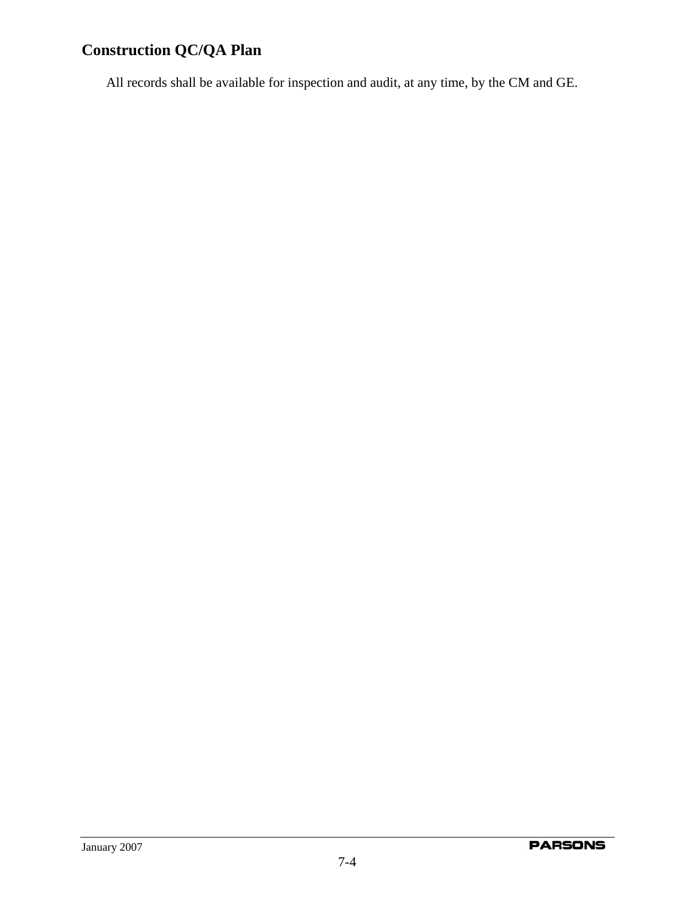All records shall be available for inspection and audit, at any time, by the CM and GE.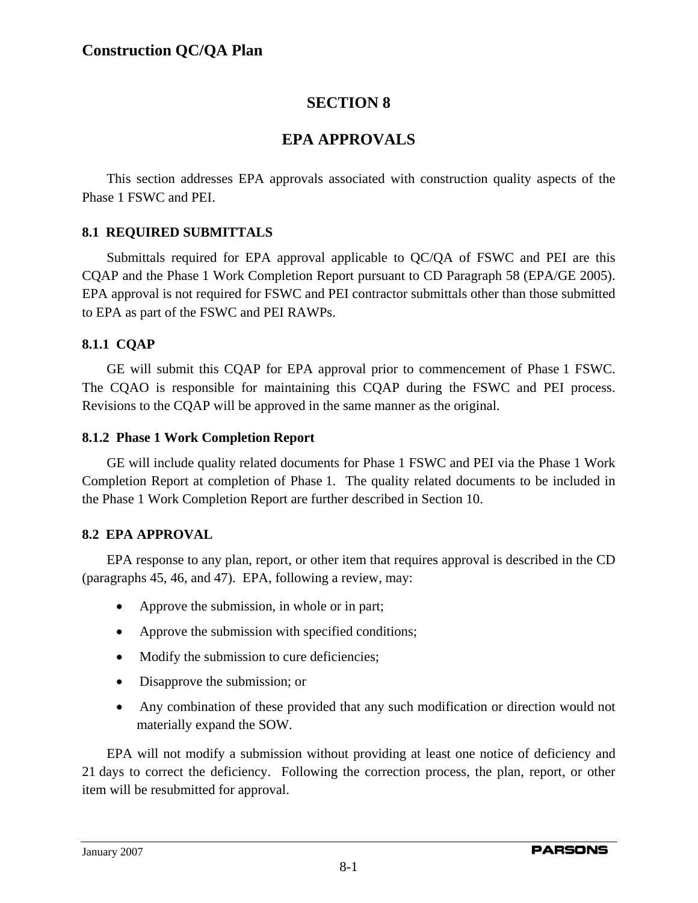# SECTION 8

# EPA APPROVALS

This section addresses EPA approvals associated with construction quality aspects of the Phase 1 FSWC and PEI.

## 8.1 REQUIRED SUBMITTALS

Submittals required for EPA approval applicable to QC/QA of FSWC and PEI are this CQAP and the Phase 1 Work Completion Report pursuant to CD Paragraph 58 (EPA/GE 2005). EPA approval is not required for FSWC and PEI contractor submittals other than those submitted to EPA as part of the FSWC and PEI RAWPs.

### 8.1.1 CQAP

GE will submit this CQAP for EPA approval prior to commencement of Phase 1 FSWC. The CQAO is responsible for maintaining this CQAP during the FSWC and PEI process. Revisions to the CQAP will be approved in the same manner as the original.

### 8.1.2 Phase 1 Work Completion Report

GE will include quality related documents for Phase 1 FSWC and PEI via the Phase 1 Work Completion Report at completion of Phase 1. The quality related documents to be included in the Phase 1 Work Completion Report are further described in Section 10.

## 8.2 EPA APPROVAL

EPA response to any plan, report, or other item that requires approval is described in the CD (paragraphs 45, 46, and 47). EPA, following a review, may:

- Approve the submission, in whole or in part;
- Approve the submission with specified conditions;
- Modify the submission to cure deficiencies;
- Disapprove the submission; or
- Any combination of these provided that any such modification or direction would not materially expand the SOW.

EPA will not modify a submission without providing at least one notice of deficiency and 21 days to correct the deficiency. Following the correction process, the plan, report, or other item will be resubmitted for approval.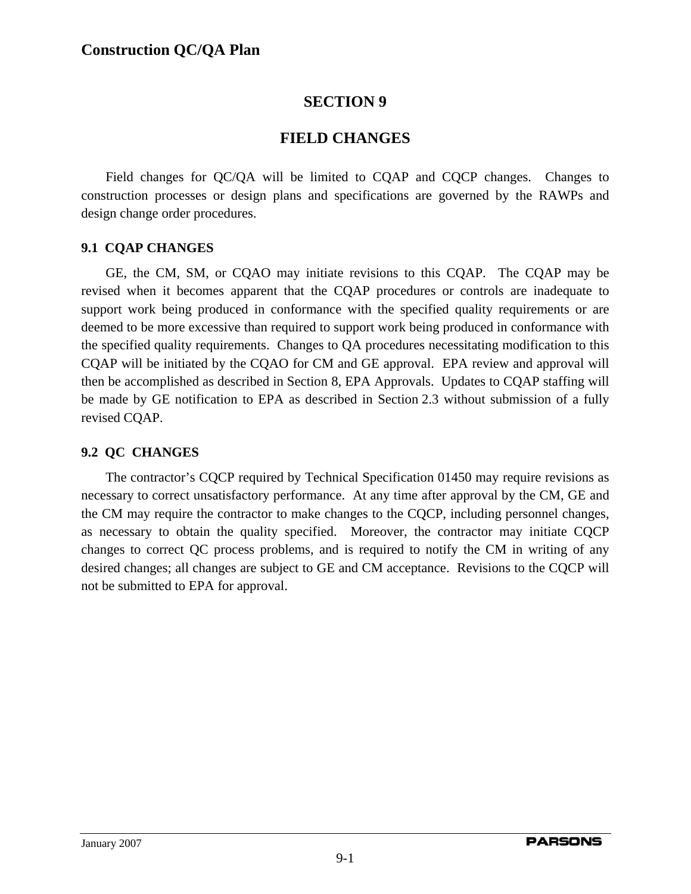# SECTION 9

# FIELD CHANGES

Field changes for QC/QA will be limited to CQAP and CQCP changes. Changes to construction processes or design plans and specifications are governed by the RAWPs and design change order procedures.

## 9.1 CQAP CHANGES

GE, the CM, SM, or CQAO may initiate revisions to this CQAP. The CQAP may be revised when it becomes apparent that the CQAP procedures or controls are inadequate to support work being produced in conformance with the specified quality requirements or are deemed to be more excessive than required to support work being produced in conformance with the specified quality requirements. Changes to QA procedures necessitating modification to this CQAP will be initiated by the CQAO for CM and GE approval. EPA review and approval will then be accomplished as described in Section 8, EPA Approvals. Updates to CQAP staffing will be made by GE notification to EPA as described in Section 2.3 without submission of a fully revised CQAP.

## 9.2 QC CHANGES

The contractor's CQCP required by Technical Specification 01450 may require revisions as necessary to correct unsatisfactory performance. At any time after approval by the CM, GE and the CM may require the contractor to make changes to the CQCP, including personnel changes, as necessary to obtain the quality specified. Moreover, the contractor may initiate CQCP changes to correct QC process problems, and is required to notify the CM in writing of any desired changes; all changes are subject to GE and CM acceptance. Revisions to the CQCP will not be submitted to EPA for approval.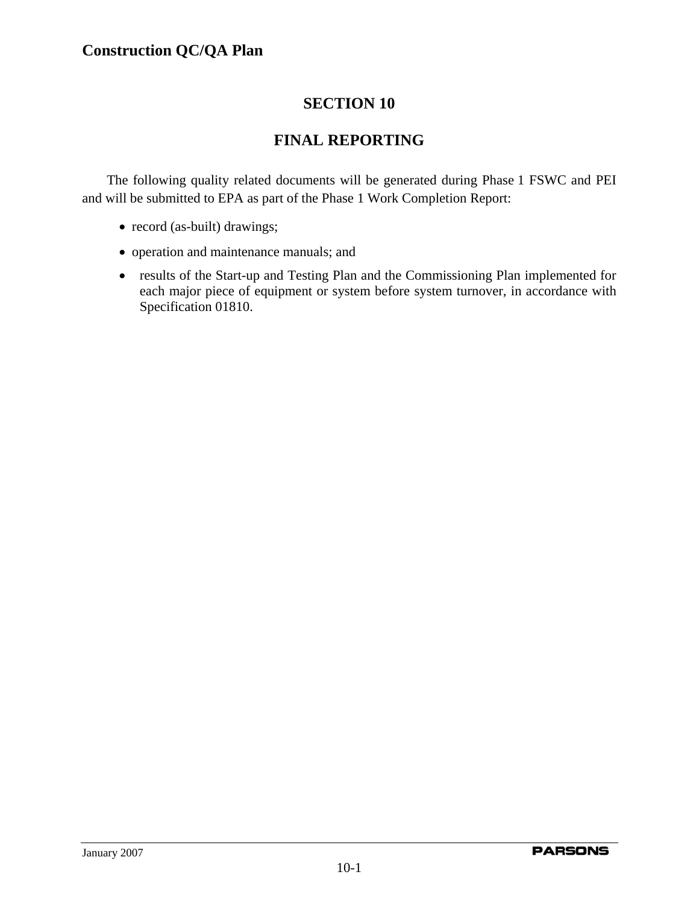# SECTION 10

# FINAL REPORTING

The following quality related documents will be generated during Phase 1 FSWC and PEI and will be submitted to EPA as part of the Phase 1 Work Completion Report:

- record (as-built) drawings;
- operation and maintenance manuals; and
- results of the Start-up and Testing Plan and the Commissioning Plan implemented for each major piece of equipment or system before system turnover, in accordance with Specification 01810.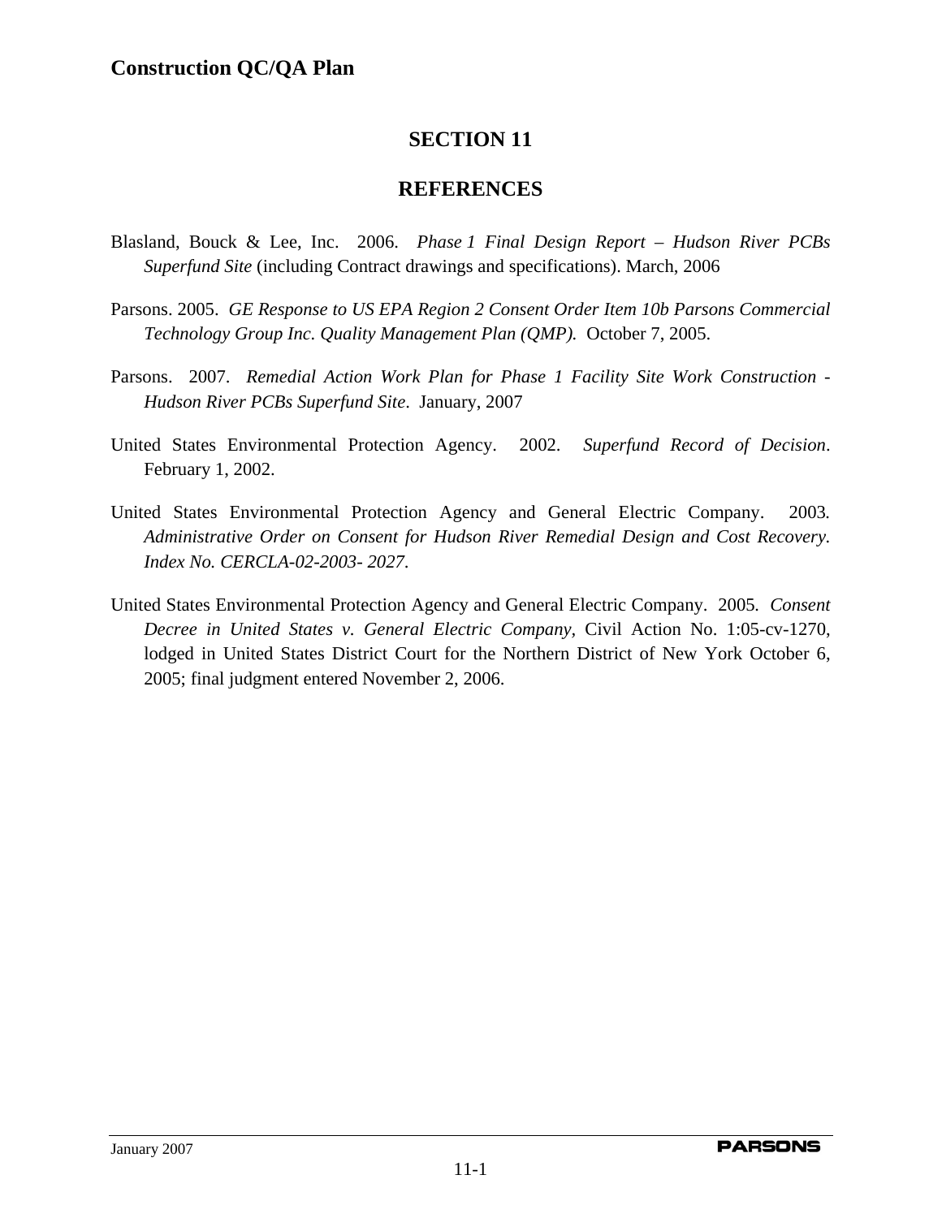# SECTION 11

# REFERENCES

Blasland, Bouck & Lee, Inc. 2006. *Phase 1 Final Design Report – Hudson River PCBs Superfund Site* (including Contract drawings and specifications). March, 2006

Parsons. 2005. *GE Response to US EPA Region 2 Consent Order Item 10b Parsons Commercial Technology Group Inc. Quality Management Plan (QMP).* October 7, 2005.

Parsons. 2007. *Remedial Action Work Plan for Phase 1 Facility Site Work Construction - Hudson River PCBs Superfund Site*. January, 2007

United States Environmental Protection Agency. 2002. *Superfund Record of Decision*. February 1, 2002.

United States Environmental Protection Agency and General Electric Company. 2003*. Administrative Order on Consent for Hudson River Remedial Design and Cost Recovery. Index No. CERCLA-02-2003- 2027*.

United States Environmental Protection Agency and General Electric Company. 2005*. Consent Decree in United States v. General Electric Company*, Civil Action No. 1:05-cv-1270, lodged in United States District Court for the Northern District of New York October 6, 2005; final judgment entered November 2, 2006.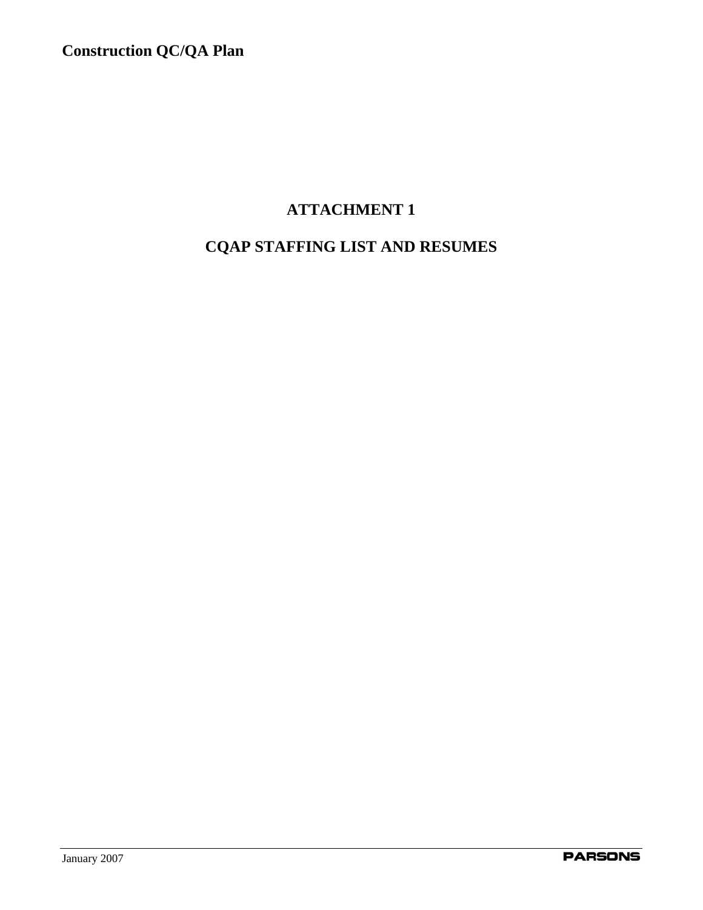# ATTACHMENT 1

# CQAP STAFFING LIST AND RESUMES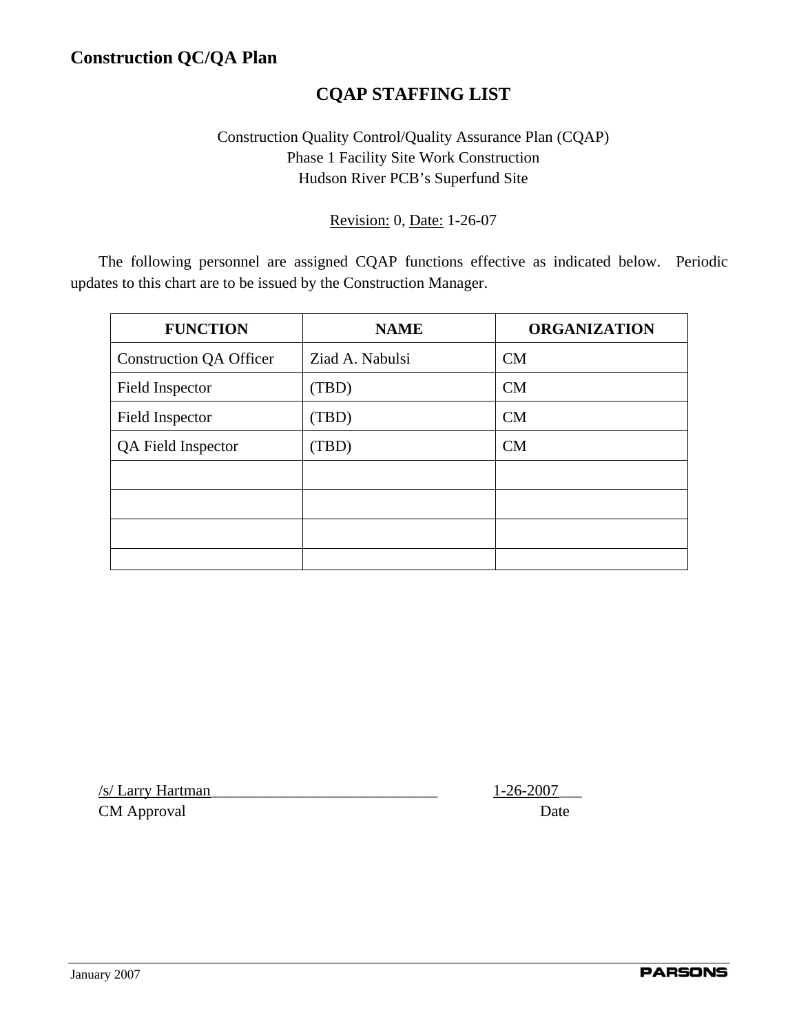# Construction QC/QA Plan

## CQAP STAFFING LIST

Construction Quality Control/Quality Assurance Plan (CQAP)
Phase 1 Facility Site Work Construction
Hudson River PCB's Superfund Site

Revision: 0, Date: 1-26-07

The following personnel are assigned CQAP functions effective as indicated below. Periodic updates to this chart are to be issued by the Construction Manager.

| FUNCTION | NAME | ORGANIZATION |
|---|---|---|
| Construction QA Officer | Ziad A. Nabulsi | CM |
| Field Inspector | (TBD) | CM |
| Field Inspector | (TBD) | CM |
| QA Field Inspector | (TBD) | CM |
| | | |
| | | |
| | | |
| | | |

/s/ Larry Hartman______________________________ 1-26-2007___
CM Approval Date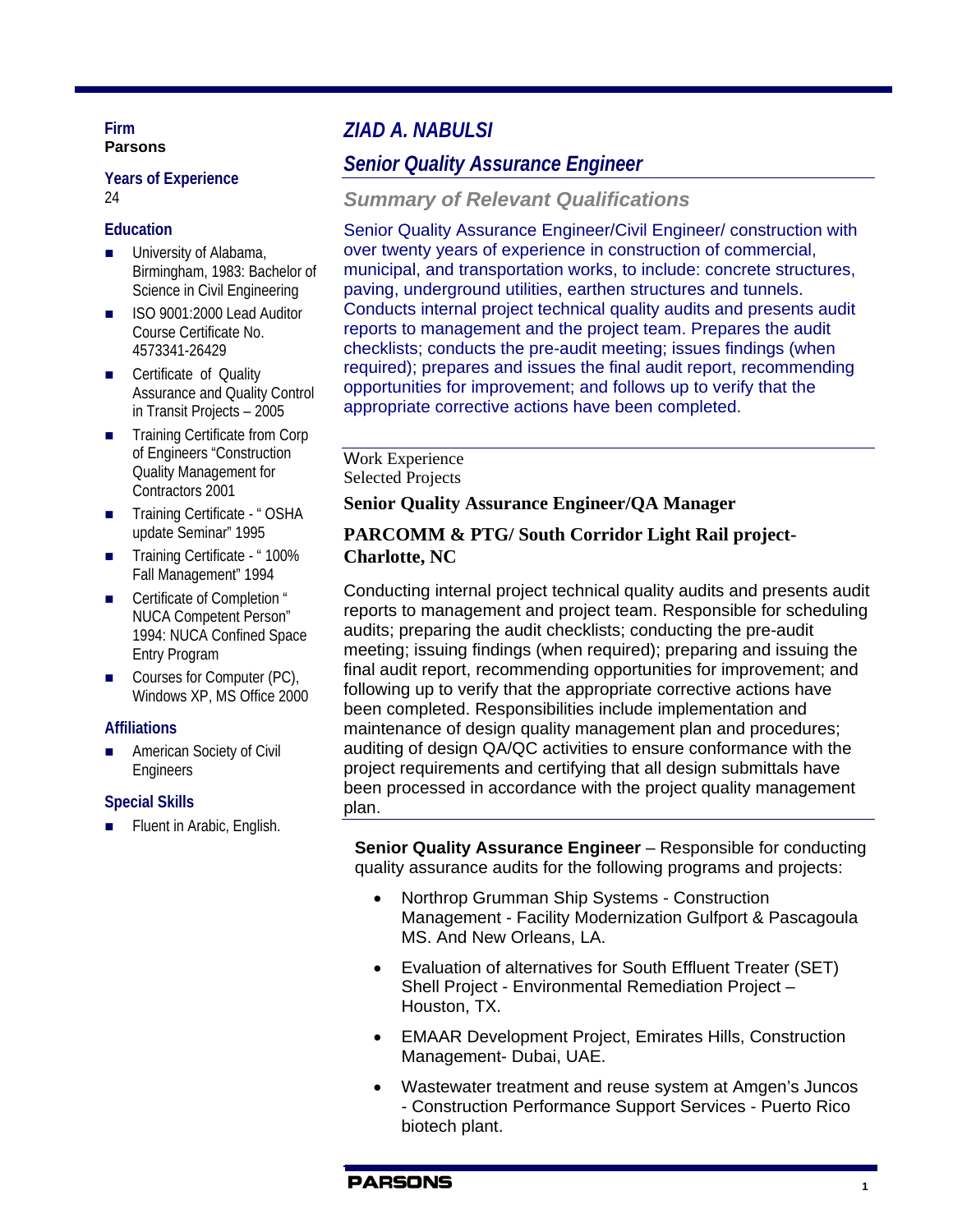**Firm**
**Parsons**

**Years of Experience**
24

**Education**

- University of Alabama, Birmingham, 1983: Bachelor of Science in Civil Engineering
- ISO 9001:2000 Lead Auditor Course Certificate No. 4573341-26429
- Certificate of Quality Assurance and Quality Control in Transit Projects – 2005
- Training Certificate from Corp of Engineers "Construction Quality Management for Contractors 2001
- Training Certificate - " OSHA update Seminar" 1995
- Training Certificate - " 100% Fall Management" 1994
- Certificate of Completion " NUCA Competent Person" 1994: NUCA Confined Space Entry Program
- Courses for Computer (PC), Windows XP, MS Office 2000

**Affiliations**

- American Society of Civil Engineers

**Special Skills**

- Fluent in Arabic, English.

# *ZIAD A. NABULSI*

## *Senior Quality Assurance Engineer*

### *Summary of Relevant Qualifications*

Senior Quality Assurance Engineer/Civil Engineer/ construction with over twenty years of experience in construction of commercial, municipal, and transportation works, to include: concrete structures, paving, underground utilities, earthen structures and tunnels. Conducts internal project technical quality audits and presents audit reports to management and the project team. Prepares the audit checklists; conducts the pre-audit meeting; issues findings (when required); prepares and issues the final audit report, recommending opportunities for improvement; and follows up to verify that the appropriate corrective actions have been completed.

Work Experience
Selected Projects

**Senior Quality Assurance Engineer/QA Manager**

**PARCOMM & PTG/ South Corridor Light Rail project-Charlotte, NC**

Conducting internal project technical quality audits and presents audit reports to management and project team. Responsible for scheduling audits; preparing the audit checklists; conducting the pre-audit meeting; issuing findings (when required); preparing and issuing the final audit report, recommending opportunities for improvement; and following up to verify that the appropriate corrective actions have been completed. Responsibilities include implementation and maintenance of design quality management plan and procedures; auditing of design QA/QC activities to ensure conformance with the project requirements and certifying that all design submittals have been processed in accordance with the project quality management plan.

**Senior Quality Assurance Engineer** – Responsible for conducting quality assurance audits for the following programs and projects:

- Northrop Grumman Ship Systems - Construction Management - Facility Modernization Gulfport & Pascagoula MS. And New Orleans, LA.
- Evaluation of alternatives for South Effluent Treater (SET) Shell Project - Environmental Remediation Project – Houston, TX.
- EMAAR Development Project, Emirates Hills, Construction Management- Dubai, UAE.
- Wastewater treatment and reuse system at Amgen's Juncos - Construction Performance Support Services - Puerto Rico biotech plant.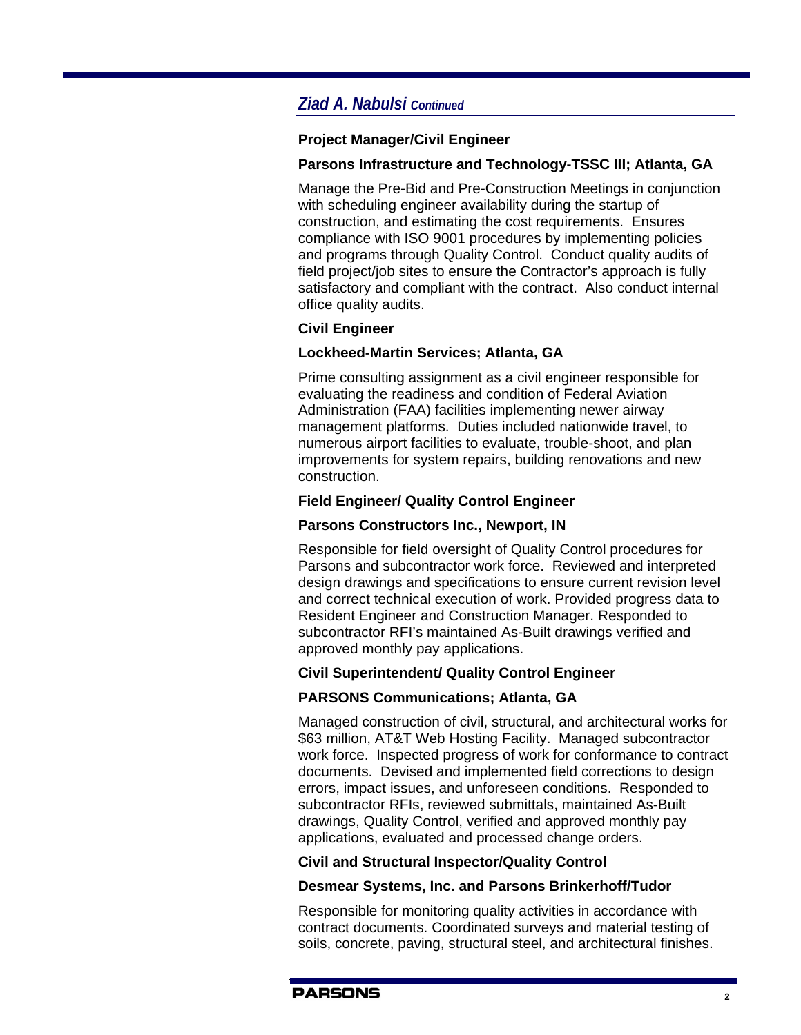## *Ziad A. Nabulsi Continued*

**Project Manager/Civil Engineer**

**Parsons Infrastructure and Technology-TSSC III; Atlanta, GA**

Manage the Pre-Bid and Pre-Construction Meetings in conjunction with scheduling engineer availability during the startup of construction, and estimating the cost requirements. Ensures compliance with ISO 9001 procedures by implementing policies and programs through Quality Control. Conduct quality audits of field project/job sites to ensure the Contractor's approach is fully satisfactory and compliant with the contract. Also conduct internal office quality audits.

**Civil Engineer**

**Lockheed-Martin Services; Atlanta, GA**

Prime consulting assignment as a civil engineer responsible for evaluating the readiness and condition of Federal Aviation Administration (FAA) facilities implementing newer airway management platforms. Duties included nationwide travel, to numerous airport facilities to evaluate, trouble-shoot, and plan improvements for system repairs, building renovations and new construction.

**Field Engineer/ Quality Control Engineer**

**Parsons Constructors Inc., Newport, IN**

Responsible for field oversight of Quality Control procedures for Parsons and subcontractor work force. Reviewed and interpreted design drawings and specifications to ensure current revision level and correct technical execution of work. Provided progress data to Resident Engineer and Construction Manager. Responded to subcontractor RFI's maintained As-Built drawings verified and approved monthly pay applications.

**Civil Superintendent/ Quality Control Engineer**

**PARSONS Communications; Atlanta, GA**

Managed construction of civil, structural, and architectural works for $63 million, AT&T Web Hosting Facility. Managed subcontractor work force. Inspected progress of work for conformance to contract documents. Devised and implemented field corrections to design errors, impact issues, and unforeseen conditions. Responded to subcontractor RFIs, reviewed submittals, maintained As-Built drawings, Quality Control, verified and approved monthly pay applications, evaluated and processed change orders.

**Civil and Structural Inspector/Quality Control**

**Desmear Systems, Inc. and Parsons Brinkerhoff/Tudor**

Responsible for monitoring quality activities in accordance with contract documents. Coordinated surveys and material testing of soils, concrete, paving, structural steel, and architectural finishes.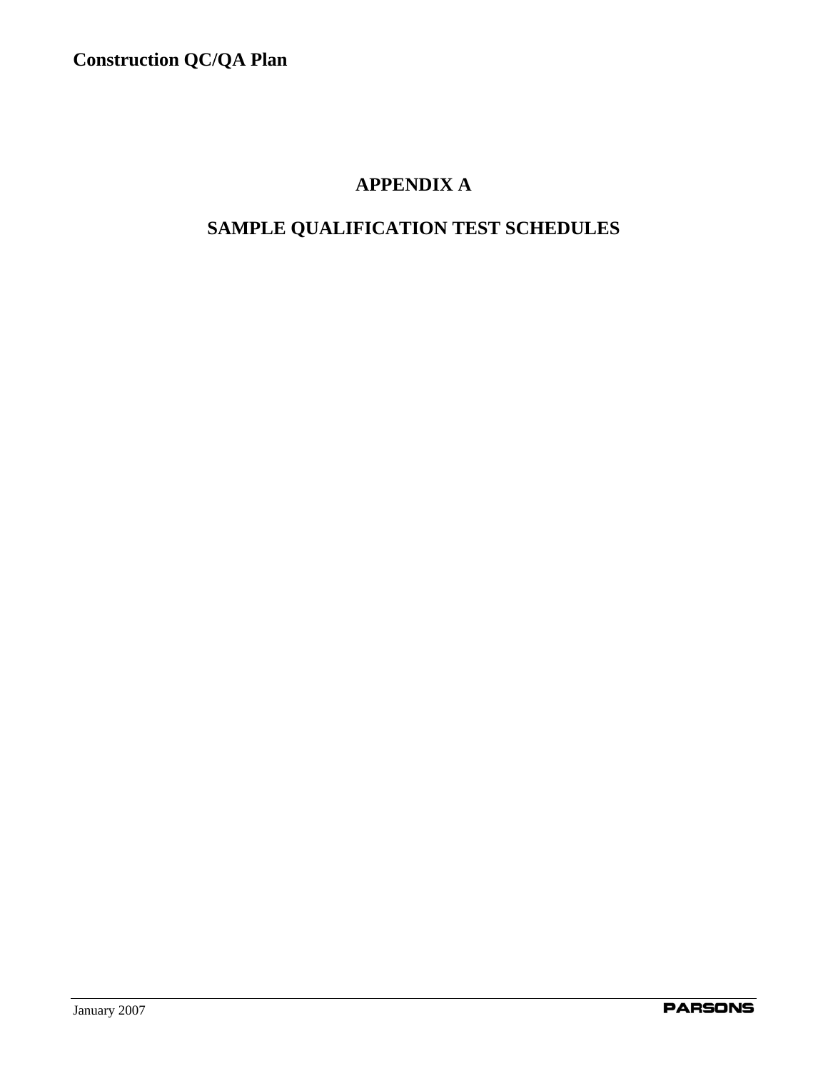# APPENDIX A

# SAMPLE QUALIFICATION TEST SCHEDULES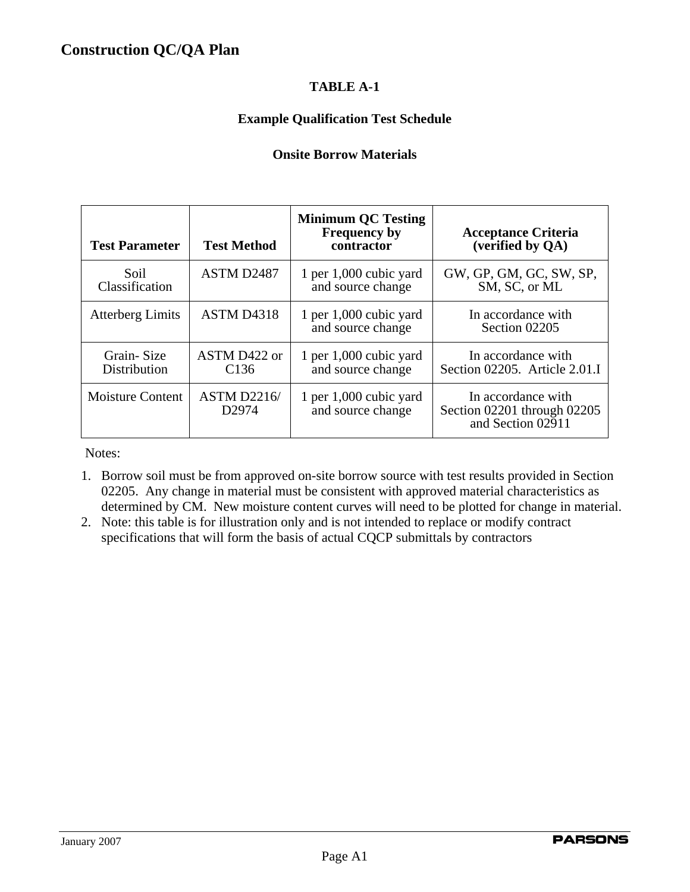# Construction QC/QA Plan

**TABLE A-1**

**Example Qualification Test Schedule**

**Onsite Borrow Materials**

| Test Parameter | Test Method | Minimum QC Testing Frequency by contractor | Acceptance Criteria (verified by QA) |
|---|---|---|---|
| Soil Classification | ASTM D2487 | 1 per 1,000 cubic yard and source change | GW, GP, GM, GC, SW, SP, SM, SC, or ML |
| Atterberg Limits | ASTM D4318 | 1 per 1,000 cubic yard and source change | In accordance with Section 02205 |
| Grain- Size Distribution | ASTM D422 or C136 | 1 per 1,000 cubic yard and source change | In accordance with Section 02205. Article 2.01.I |
| Moisture Content | ASTM D2216/ D2974 | 1 per 1,000 cubic yard and source change | In accordance with Section 02201 through 02205 and Section 02911 |

Notes:

1. Borrow soil must be from approved on-site borrow source with test results provided in Section 02205. Any change in material must be consistent with approved material characteristics as determined by CM. New moisture content curves will need to be plotted for change in material.
2. Note: this table is for illustration only and is not intended to replace or modify contract specifications that will form the basis of actual CQCP submittals by contractors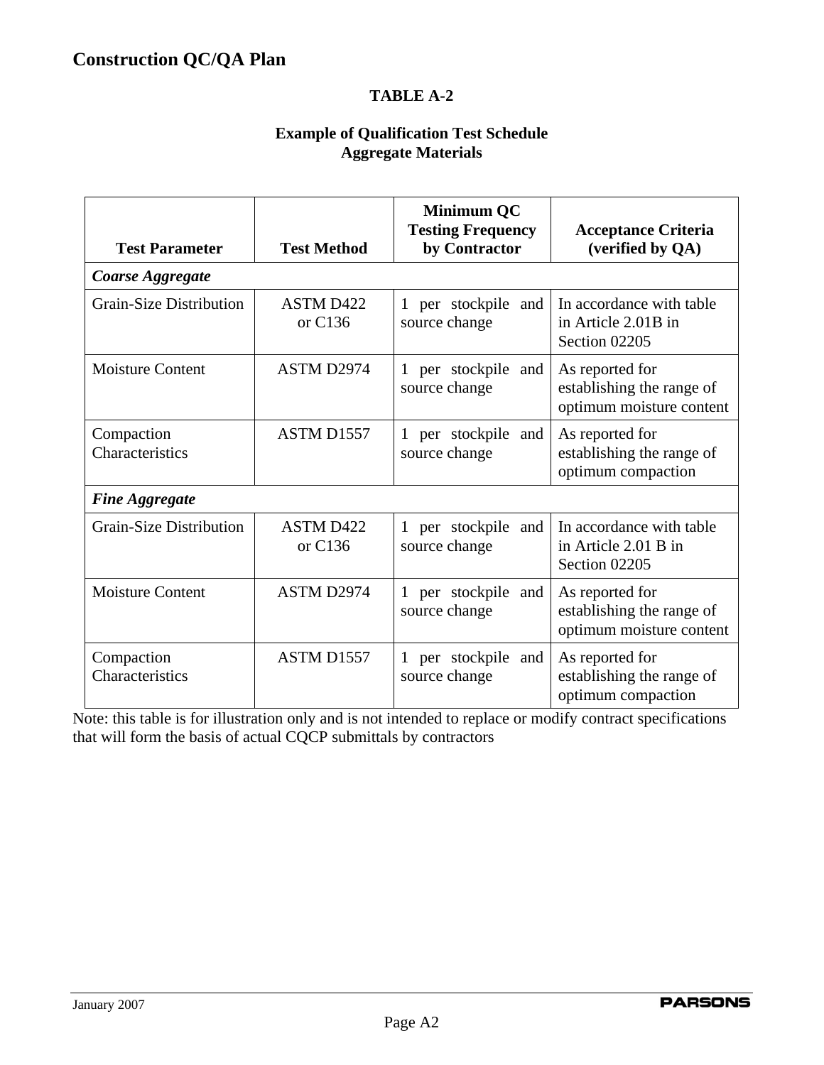## TABLE A-2

**Example of Qualification Test Schedule**
**Aggregate Materials**

| Test Parameter | Test Method | Minimum QC Testing Frequency by Contractor | Acceptance Criteria (verified by QA) |
|---|---|---|---|
| ***Coarse Aggregate*** | | | |
| Grain-Size Distribution | ASTM D422 or C136 | 1 per stockpile and source change | In accordance with table in Article 2.01B in Section 02205 |
| Moisture Content | ASTM D2974 | 1 per stockpile and source change | As reported for establishing the range of optimum moisture content |
| Compaction Characteristics | ASTM D1557 | 1 per stockpile and source change | As reported for establishing the range of optimum compaction |
| ***Fine Aggregate*** | | | |
| Grain-Size Distribution | ASTM D422 or C136 | 1 per stockpile and source change | In accordance with table in Article 2.01 B in Section 02205 |
| Moisture Content | ASTM D2974 | 1 per stockpile and source change | As reported for establishing the range of optimum moisture content |
| Compaction Characteristics | ASTM D1557 | 1 per stockpile and source change | As reported for establishing the range of optimum compaction |

Note: this table is for illustration only and is not intended to replace or modify contract specifications that will form the basis of actual CQCP submittals by contractors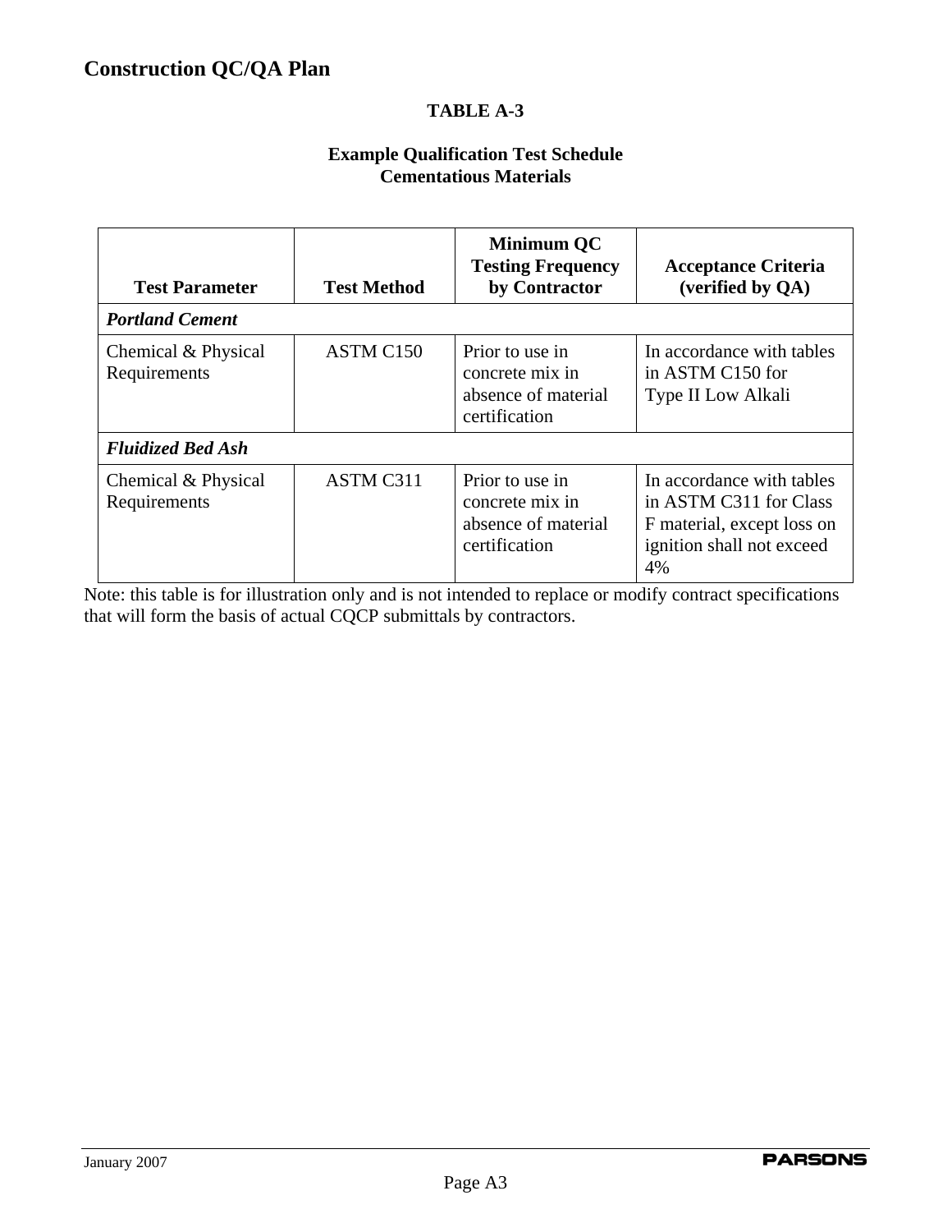# Construction QC/QA Plan

## TABLE A-3

### Example Qualification Test Schedule
### Cementatious Materials

| Test Parameter | Test Method | Minimum QC Testing Frequency by Contractor | Acceptance Criteria (verified by QA) |
|---|---|---|---|
| ***Portland Cement*** | | | |
| Chemical & Physical Requirements | ASTM C150 | Prior to use in concrete mix in absence of material certification | In accordance with tables in ASTM C150 for Type II Low Alkali |
| ***Fluidized Bed Ash*** | | | |
| Chemical & Physical Requirements | ASTM C311 | Prior to use in concrete mix in absence of material certification | In accordance with tables in ASTM C311 for Class F material, except loss on ignition shall not exceed 4% |

Note: this table is for illustration only and is not intended to replace or modify contract specifications that will form the basis of actual CQCP submittals by contractors.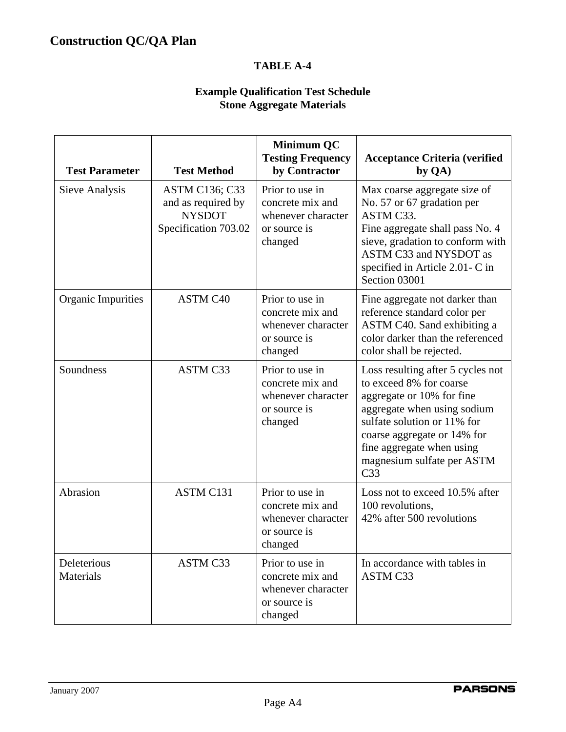## TABLE A-4

### Example Qualification Test Schedule
### Stone Aggregate Materials

| Test Parameter | Test Method | Minimum QC Testing Frequency by Contractor | Acceptance Criteria (verified by QA) |
| --- | --- | --- | --- |
| Sieve Analysis | ASTM C136; C33 and as required by NYSDOT Specification 703.02 | Prior to use in concrete mix and whenever character or source is changed | Max coarse aggregate size of No. 57 or 67 gradation per ASTM C33. Fine aggregate shall pass No. 4 sieve, gradation to conform with ASTM C33 and NYSDOT as specified in Article 2.01- C in Section 03001 |
| Organic Impurities | ASTM C40 | Prior to use in concrete mix and whenever character or source is changed | Fine aggregate not darker than reference standard color per ASTM C40. Sand exhibiting a color darker than the referenced color shall be rejected. |
| Soundness | ASTM C33 | Prior to use in concrete mix and whenever character or source is changed | Loss resulting after 5 cycles not to exceed 8% for coarse aggregate or 10% for fine aggregate when using sodium sulfate solution or 11% for coarse aggregate or 14% for fine aggregate when using magnesium sulfate per ASTM C33 |
| Abrasion | ASTM C131 | Prior to use in concrete mix and whenever character or source is changed | Loss not to exceed 10.5% after 100 revolutions, 42% after 500 revolutions |
| Deleterious Materials | ASTM C33 | Prior to use in concrete mix and whenever character or source is changed | In accordance with tables in ASTM C33 |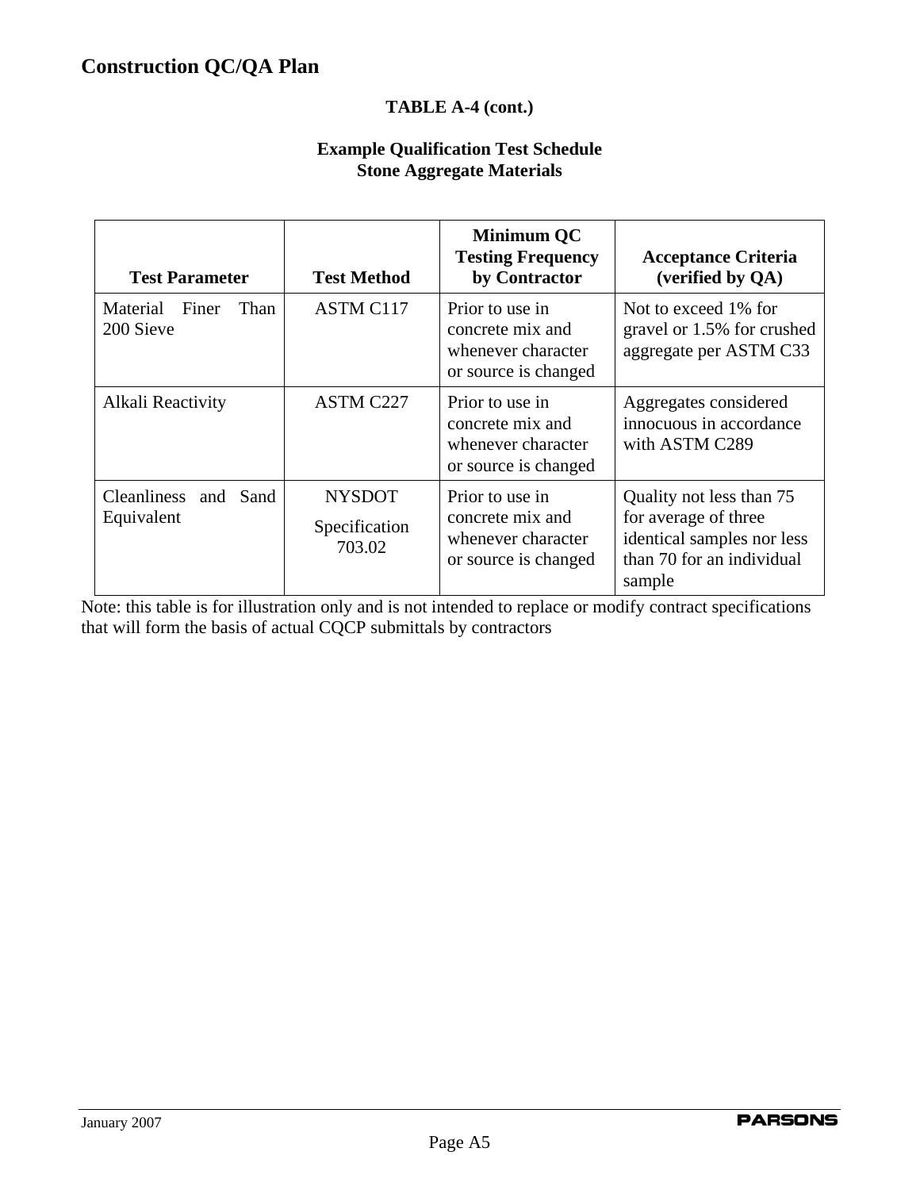## TABLE A-4 (cont.)

**Example Qualification Test Schedule**
**Stone Aggregate Materials**

| Test Parameter | Test Method | Minimum QC Testing Frequency by Contractor | Acceptance Criteria (verified by QA) |
|---|---|---|---|
| Material Finer Than 200 Sieve | ASTM C117 | Prior to use in concrete mix and whenever character or source is changed | Not to exceed 1% for gravel or 1.5% for crushed aggregate per ASTM C33 |
| Alkali Reactivity | ASTM C227 | Prior to use in concrete mix and whenever character or source is changed | Aggregates considered innocuous in accordance with ASTM C289 |
| Cleanliness and Sand Equivalent | NYSDOT Specification 703.02 | Prior to use in concrete mix and whenever character or source is changed | Quality not less than 75 for average of three identical samples nor less than 70 for an individual sample |

Note: this table is for illustration only and is not intended to replace or modify contract specifications that will form the basis of actual CQCP submittals by contractors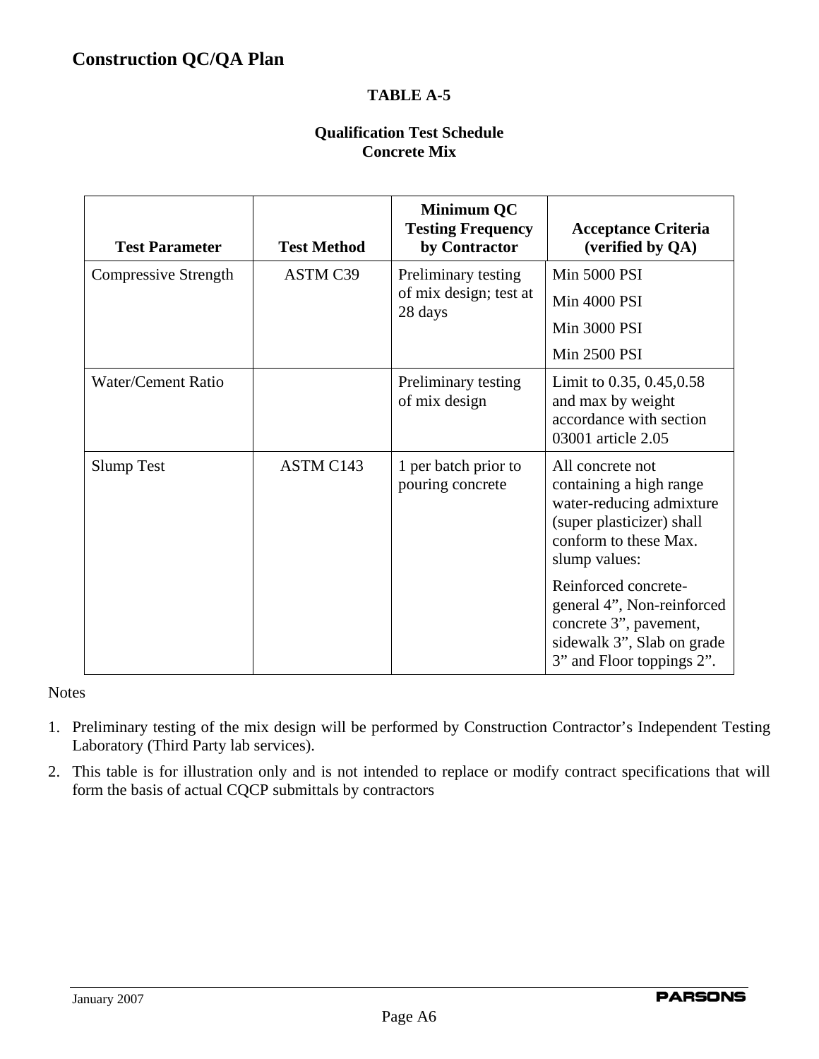## Construction QC/QA Plan

**TABLE A-5**

**Qualification Test Schedule**
**Concrete Mix**

| Test Parameter | Test Method | Minimum QC Testing Frequency by Contractor | Acceptance Criteria (verified by QA) |
|---|---|---|---|
| Compressive Strength | ASTM C39 | Preliminary testing of mix design; test at 28 days | Min 5000 PSI<br>Min 4000 PSI<br>Min 3000 PSI<br>Min 2500 PSI |
| Water/Cement Ratio | | Preliminary testing of mix design | Limit to 0.35, 0.45,0.58 and max by weight accordance with section 03001 article 2.05 |
| Slump Test | ASTM C143 | 1 per batch prior to pouring concrete | All concrete not containing a high range water-reducing admixture (super plasticizer) shall conform to these Max. slump values:<br>Reinforced concrete-general 4”, Non-reinforced concrete 3”, pavement, sidewalk 3”, Slab on grade 3” and Floor toppings 2”. |

Notes

1. Preliminary testing of the mix design will be performed by Construction Contractor’s Independent Testing Laboratory (Third Party lab services).
2. This table is for illustration only and is not intended to replace or modify contract specifications that will form the basis of actual CQCP submittals by contractors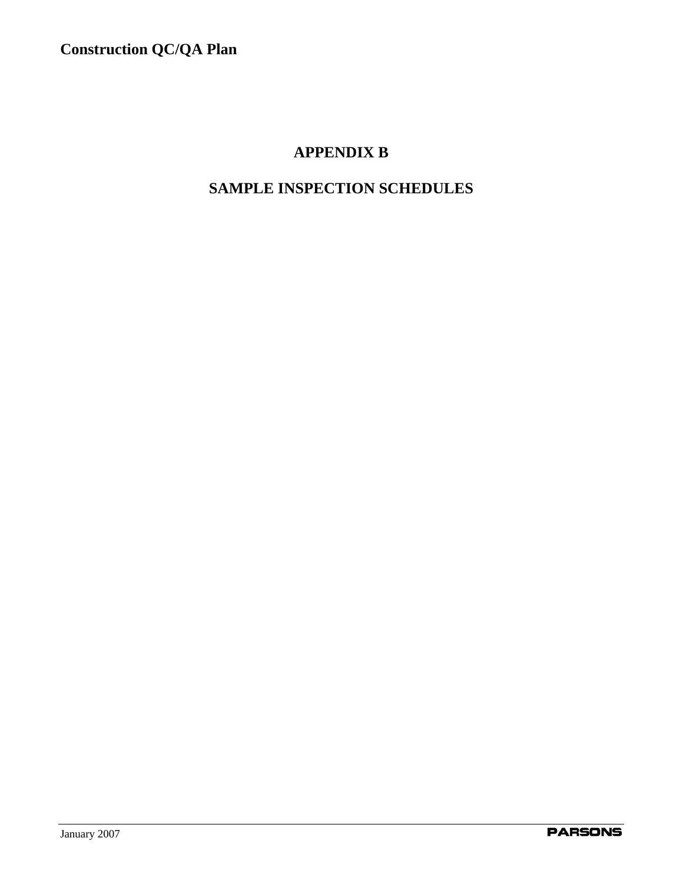# APPENDIX B

# SAMPLE INSPECTION SCHEDULES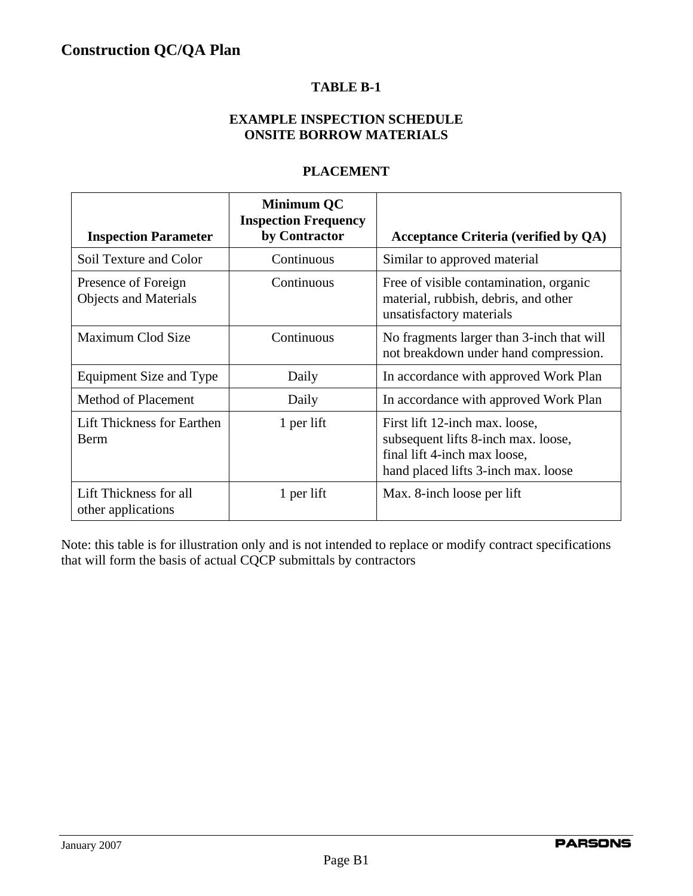**TABLE B-1**

**EXAMPLE INSPECTION SCHEDULE**
**ONSITE BORROW MATERIALS**

**PLACEMENT**

| Inspection Parameter | Minimum QC Inspection Frequency by Contractor | Acceptance Criteria (verified by QA) |
|---|---|---|
| Soil Texture and Color | Continuous | Similar to approved material |
| Presence of Foreign Objects and Materials | Continuous | Free of visible contamination, organic material, rubbish, debris, and other unsatisfactory materials |
| Maximum Clod Size | Continuous | No fragments larger than 3-inch that will not breakdown under hand compression. |
| Equipment Size and Type | Daily | In accordance with approved Work Plan |
| Method of Placement | Daily | In accordance with approved Work Plan |
| Lift Thickness for Earthen Berm | 1 per lift | First lift 12-inch max. loose,<br>subsequent lifts 8-inch max. loose,<br>final lift 4-inch max loose,<br>hand placed lifts 3-inch max. loose |
| Lift Thickness for all other applications | 1 per lift | Max. 8-inch loose per lift |

Note: this table is for illustration only and is not intended to replace or modify contract specifications that will form the basis of actual CQCP submittals by contractors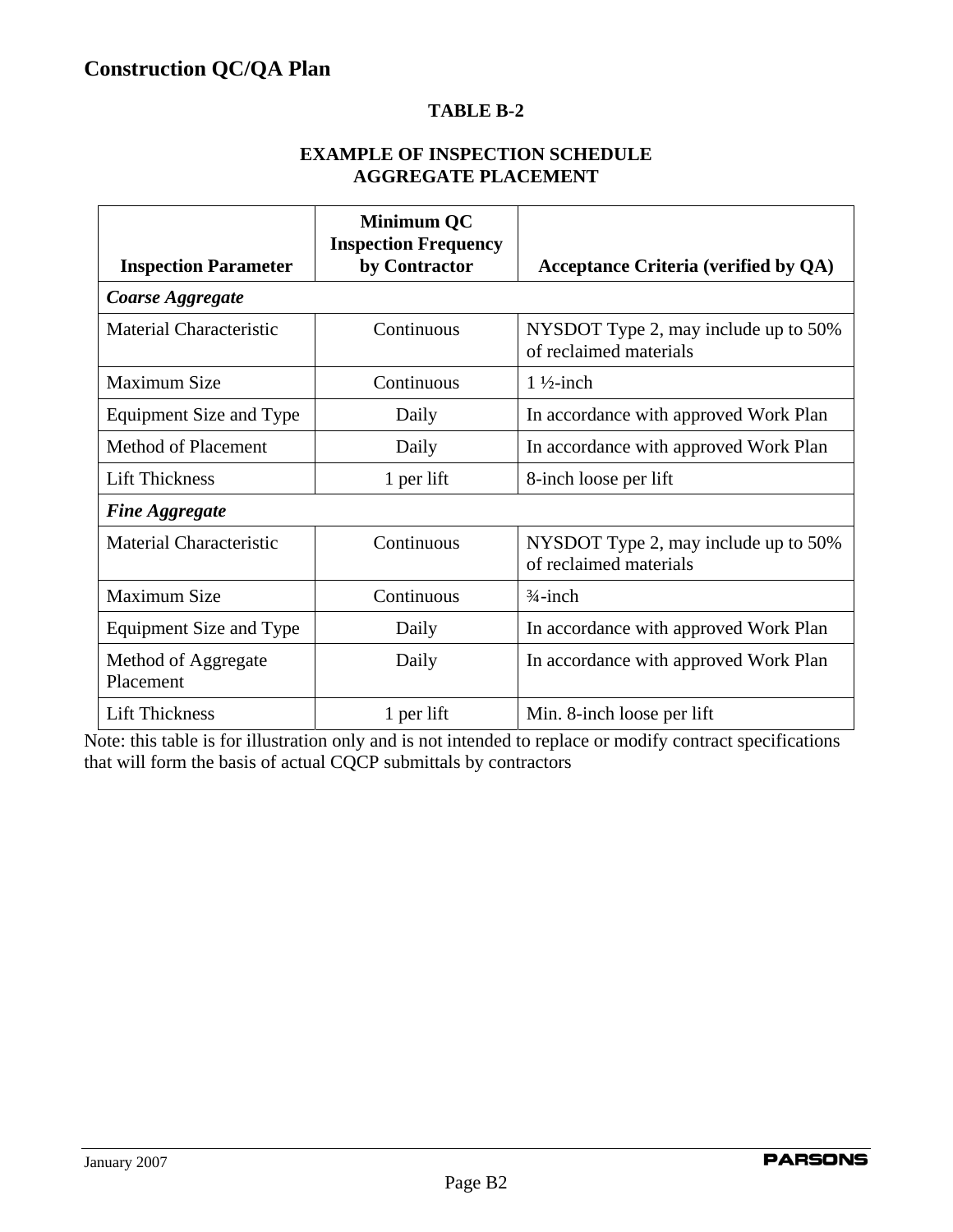# Construction QC/QA Plan

## TABLE B-2

## EXAMPLE OF INSPECTION SCHEDULE AGGREGATE PLACEMENT

| Inspection Parameter | Minimum QC Inspection Frequency by Contractor | Acceptance Criteria (verified by QA) |
|---|---|---|
| ***Coarse Aggregate*** | | |
| Material Characteristic | Continuous | NYSDOT Type 2, may include up to 50% of reclaimed materials |
| Maximum Size | Continuous | 1 ½-inch |
| Equipment Size and Type | Daily | In accordance with approved Work Plan |
| Method of Placement | Daily | In accordance with approved Work Plan |
| Lift Thickness | 1 per lift | 8-inch loose per lift |
| ***Fine Aggregate*** | | |
| Material Characteristic | Continuous | NYSDOT Type 2, may include up to 50% of reclaimed materials |
| Maximum Size | Continuous | ¾-inch |
| Equipment Size and Type | Daily | In accordance with approved Work Plan |
| Method of Aggregate Placement | Daily | In accordance with approved Work Plan |
| Lift Thickness | 1 per lift | Min. 8-inch loose per lift |

Note: this table is for illustration only and is not intended to replace or modify contract specifications that will form the basis of actual CQCP submittals by contractors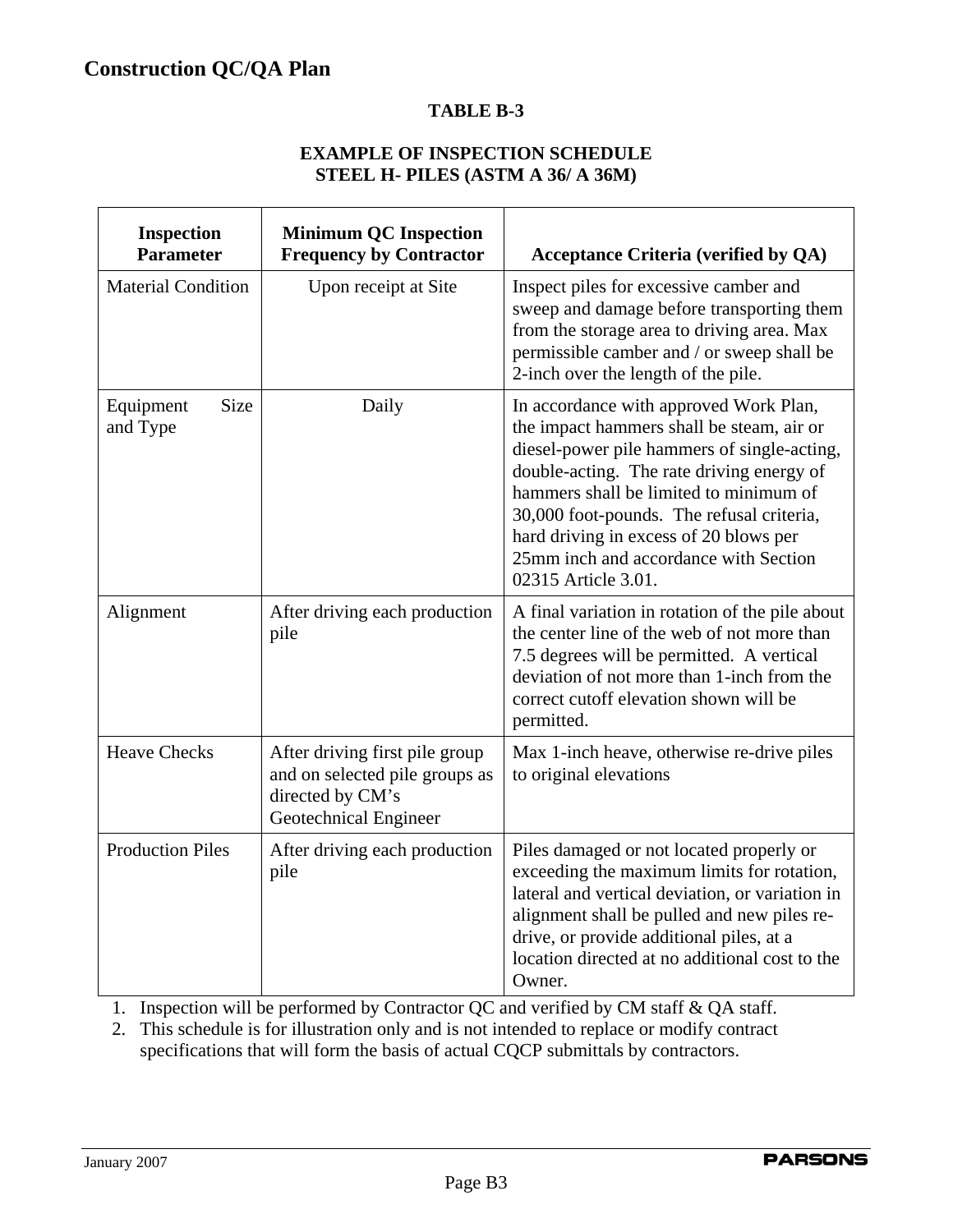# Construction QC/QA Plan

**TABLE B-3**

**EXAMPLE OF INSPECTION SCHEDULE**
**STEEL H- PILES (ASTM A 36/ A 36M)**

| Inspection Parameter | Minimum QC Inspection Frequency by Contractor | Acceptance Criteria (verified by QA) |
|---|---|---|
| Material Condition | Upon receipt at Site | Inspect piles for excessive camber and sweep and damage before transporting them from the storage area to driving area. Max permissible camber and / or sweep shall be 2-inch over the length of the pile. |
| Equipment Size and Type | Daily | In accordance with approved Work Plan, the impact hammers shall be steam, air or diesel-power pile hammers of single-acting, double-acting. The rate driving energy of hammers shall be limited to minimum of 30,000 foot-pounds. The refusal criteria, hard driving in excess of 20 blows per 25mm inch and accordance with Section 02315 Article 3.01. |
| Alignment | After driving each production pile | A final variation in rotation of the pile about the center line of the web of not more than 7.5 degrees will be permitted. A vertical deviation of not more than 1-inch from the correct cutoff elevation shown will be permitted. |
| Heave Checks | After driving first pile group and on selected pile groups as directed by CM's Geotechnical Engineer | Max 1-inch heave, otherwise re-drive piles to original elevations |
| Production Piles | After driving each production pile | Piles damaged or not located properly or exceeding the maximum limits for rotation, lateral and vertical deviation, or variation in alignment shall be pulled and new piles re-drive, or provide additional piles, at a location directed at no additional cost to the Owner. |

1. Inspection will be performed by Contractor QC and verified by CM staff & QA staff.
2. This schedule is for illustration only and is not intended to replace or modify contract specifications that will form the basis of actual CQCP submittals by contractors.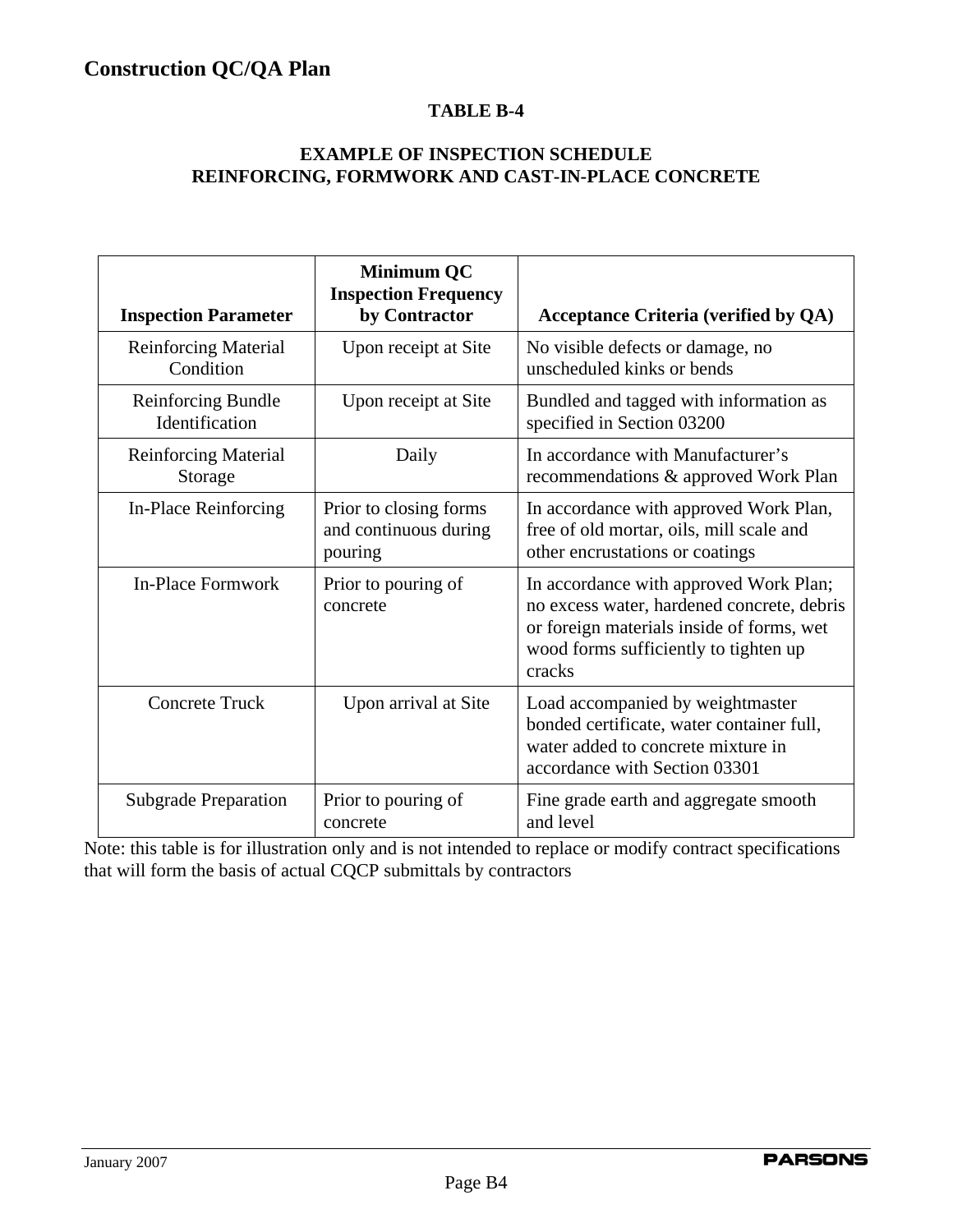## TABLE B-4

## EXAMPLE OF INSPECTION SCHEDULE
## REINFORCING, FORMWORK AND CAST-IN-PLACE CONCRETE

| Inspection Parameter | Minimum QC Inspection Frequency by Contractor | Acceptance Criteria (verified by QA) |
|---|---|---|
| Reinforcing Material Condition | Upon receipt at Site | No visible defects or damage, no unscheduled kinks or bends |
| Reinforcing Bundle Identification | Upon receipt at Site | Bundled and tagged with information as specified in Section 03200 |
| Reinforcing Material Storage | Daily | In accordance with Manufacturer's recommendations & approved Work Plan |
| In-Place Reinforcing | Prior to closing forms and continuous during pouring | In accordance with approved Work Plan, free of old mortar, oils, mill scale and other encrustations or coatings |
| In-Place Formwork | Prior to pouring of concrete | In accordance with approved Work Plan; no excess water, hardened concrete, debris or foreign materials inside of forms, wet wood forms sufficiently to tighten up cracks |
| Concrete Truck | Upon arrival at Site | Load accompanied by weightmaster bonded certificate, water container full, water added to concrete mixture in accordance with Section 03301 |
| Subgrade Preparation | Prior to pouring of concrete | Fine grade earth and aggregate smooth and level |

Note: this table is for illustration only and is not intended to replace or modify contract specifications that will form the basis of actual CQCP submittals by contractors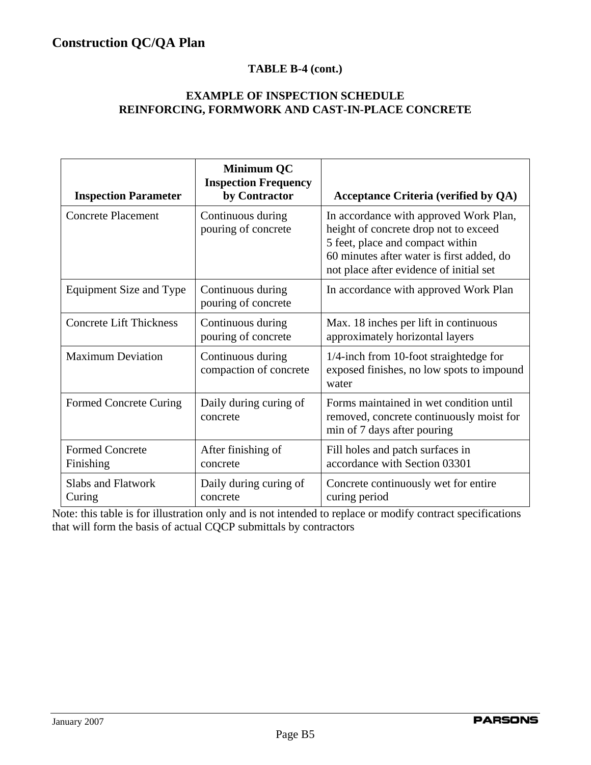**TABLE B-4 (cont.)**

**EXAMPLE OF INSPECTION SCHEDULE**
**REINFORCING, FORMWORK AND CAST-IN-PLACE CONCRETE**

| Inspection Parameter | Minimum QC Inspection Frequency by Contractor | Acceptance Criteria (verified by QA) |
|---|---|---|
| Concrete Placement | Continuous during pouring of concrete | In accordance with approved Work Plan, height of concrete drop not to exceed 5 feet, place and compact within 60 minutes after water is first added, do not place after evidence of initial set |
| Equipment Size and Type | Continuous during pouring of concrete | In accordance with approved Work Plan |
| Concrete Lift Thickness | Continuous during pouring of concrete | Max. 18 inches per lift in continuous approximately horizontal layers |
| Maximum Deviation | Continuous during compaction of concrete | 1/4-inch from 10-foot straightedge for exposed finishes, no low spots to impound water |
| Formed Concrete Curing | Daily during curing of concrete | Forms maintained in wet condition until removed, concrete continuously moist for min of 7 days after pouring |
| Formed Concrete Finishing | After finishing of concrete | Fill holes and patch surfaces in accordance with Section 03301 |
| Slabs and Flatwork Curing | Daily during curing of concrete | Concrete continuously wet for entire curing period |

Note: this table is for illustration only and is not intended to replace or modify contract specifications that will form the basis of actual CQCP submittals by contractors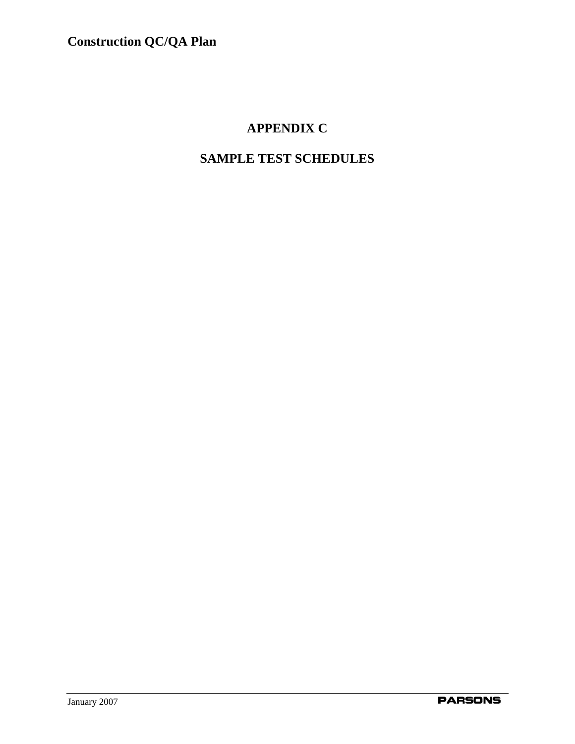# APPENDIX C

# SAMPLE TEST SCHEDULES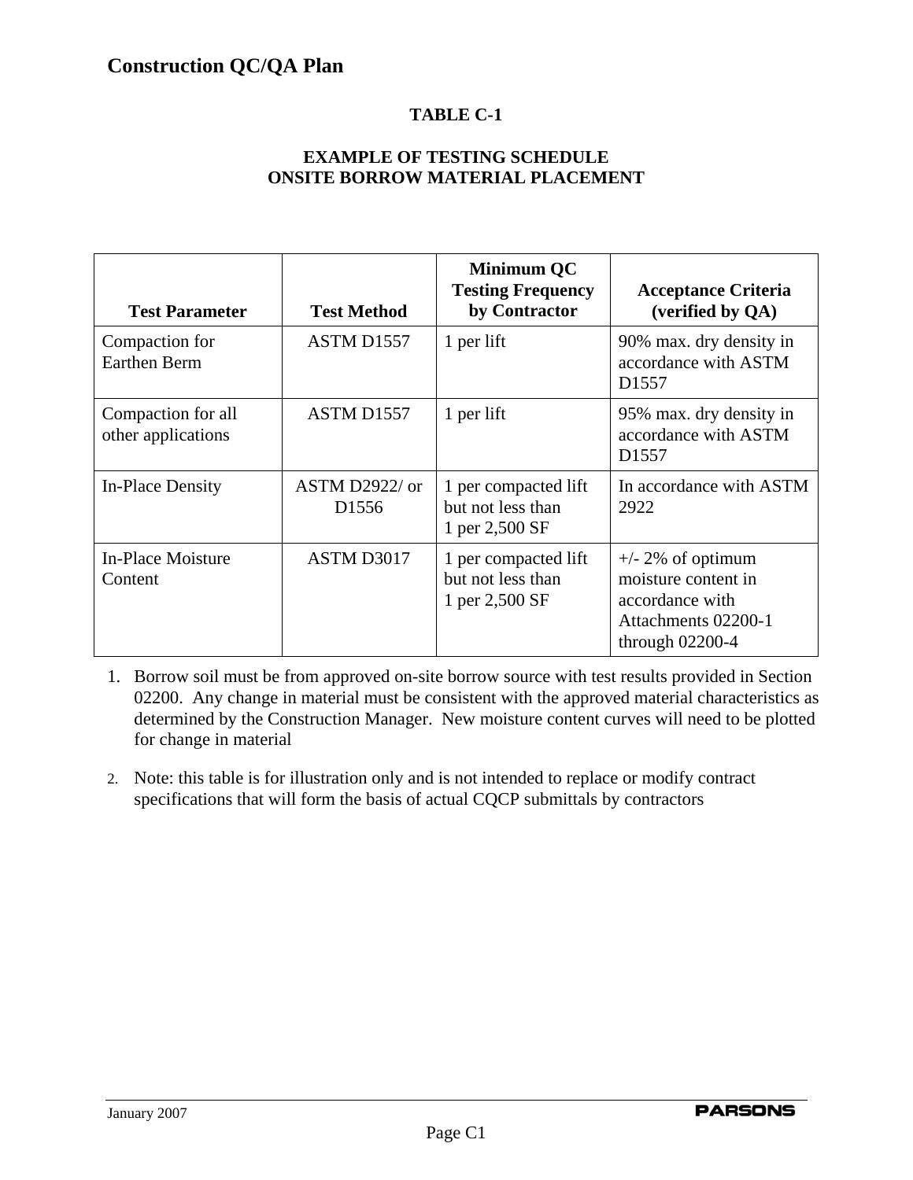# Construction QC/QA Plan

## TABLE C-1

### EXAMPLE OF TESTING SCHEDULE
### ONSITE BORROW MATERIAL PLACEMENT

| Test Parameter | Test Method | Minimum QC Testing Frequency by Contractor | Acceptance Criteria (verified by QA) |
|---|---|---|---|
| Compaction for Earthen Berm | ASTM D1557 | 1 per lift | 90% max. dry density in accordance with ASTM D1557 |
| Compaction for all other applications | ASTM D1557 | 1 per lift | 95% max. dry density in accordance with ASTM D1557 |
| In-Place Density | ASTM D2922/ or D1556 | 1 per compacted lift but not less than 1 per 2,500 SF | In accordance with ASTM 2922 |
| In-Place Moisture Content | ASTM D3017 | 1 per compacted lift but not less than 1 per 2,500 SF | +/- 2% of optimum moisture content in accordance with Attachments 02200-1 through 02200-4 |

1. Borrow soil must be from approved on-site borrow source with test results provided in Section 02200. Any change in material must be consistent with the approved material characteristics as determined by the Construction Manager. New moisture content curves will need to be plotted for change in material

2. Note: this table is for illustration only and is not intended to replace or modify contract specifications that will form the basis of actual CQCP submittals by contractors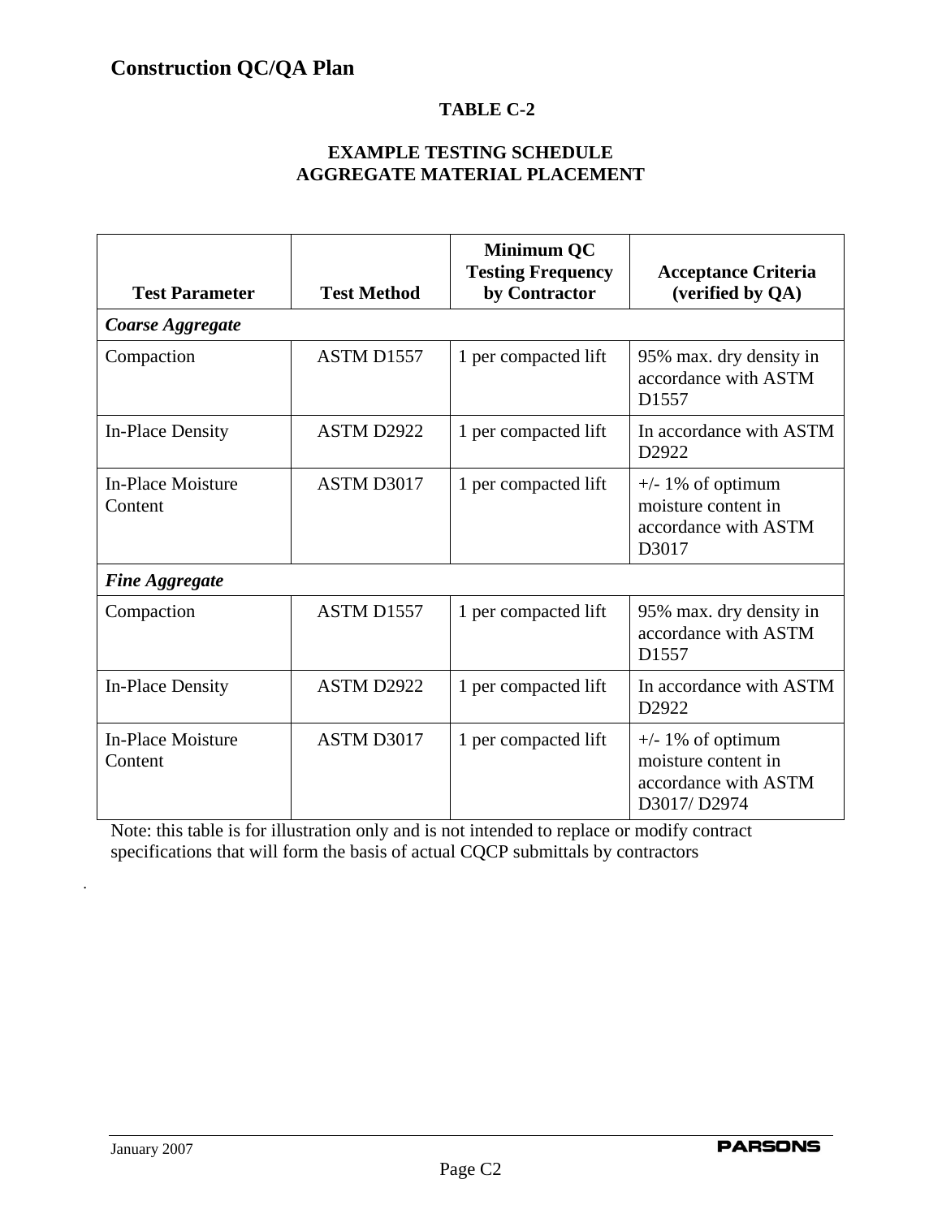**TABLE C-2**

**EXAMPLE TESTING SCHEDULE**
**AGGREGATE MATERIAL PLACEMENT**

| Test Parameter | Test Method | Minimum QC Testing Frequency by Contractor | Acceptance Criteria (verified by QA) |
|---|---|---|---|
| ***Coarse Aggregate*** | | | |
| Compaction | ASTM D1557 | 1 per compacted lift | 95% max. dry density in accordance with ASTM D1557 |
| In-Place Density | ASTM D2922 | 1 per compacted lift | In accordance with ASTM D2922 |
| In-Place Moisture Content | ASTM D3017 | 1 per compacted lift | +/- 1% of optimum moisture content in accordance with ASTM D3017 |
| ***Fine Aggregate*** | | | |
| Compaction | ASTM D1557 | 1 per compacted lift | 95% max. dry density in accordance with ASTM D1557 |
| In-Place Density | ASTM D2922 | 1 per compacted lift | In accordance with ASTM D2922 |
| In-Place Moisture Content | ASTM D3017 | 1 per compacted lift | +/- 1% of optimum moisture content in accordance with ASTM D3017/ D2974 |

Note: this table is for illustration only and is not intended to replace or modify contract specifications that will form the basis of actual CQCP submittals by contractors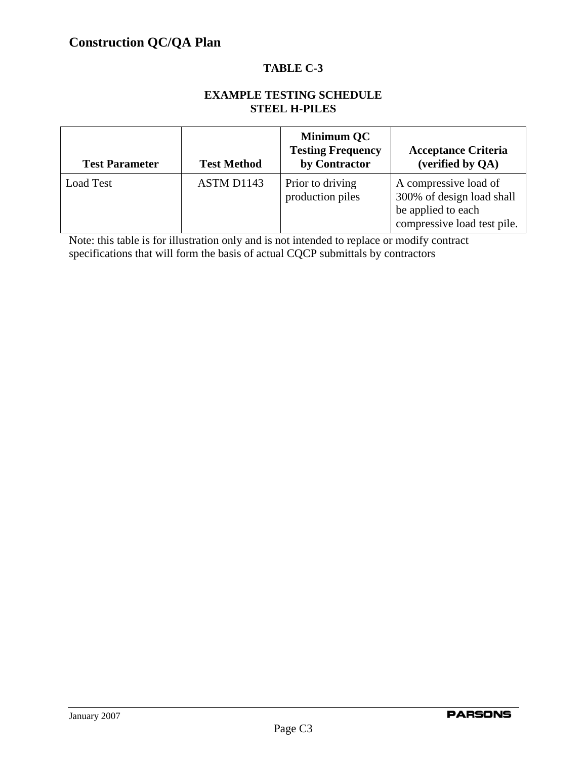# Construction QC/QA Plan

**TABLE C-3**

**EXAMPLE TESTING SCHEDULE**
**STEEL H-PILES**

| Test Parameter | Test Method | Minimum QC Testing Frequency by Contractor | Acceptance Criteria (verified by QA) |
|---|---|---|---|
| Load Test | ASTM D1143 | Prior to driving production piles | A compressive load of 300% of design load shall be applied to each compressive load test pile. |

Note: this table is for illustration only and is not intended to replace or modify contract specifications that will form the basis of actual CQCP submittals by contractors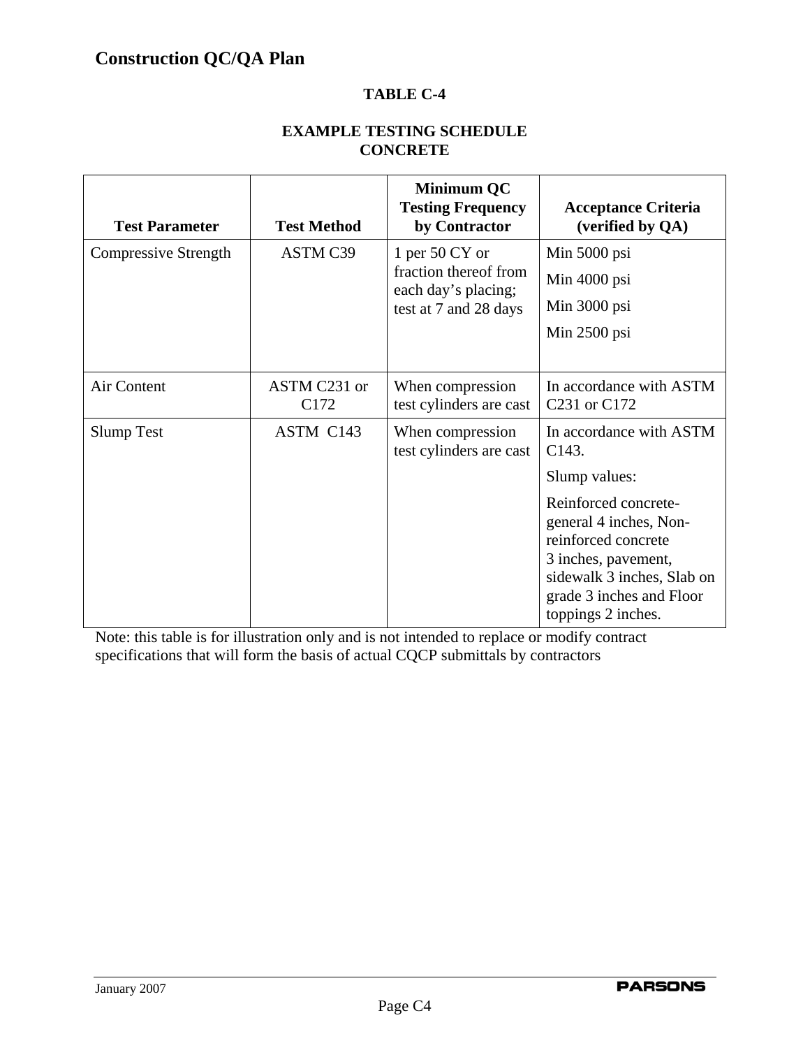# Construction QC/QA Plan

**TABLE C-4**

**EXAMPLE TESTING SCHEDULE**
**CONCRETE**

| Test Parameter | Test Method | Minimum QC Testing Frequency by Contractor | Acceptance Criteria (verified by QA) |
|---|---|---|---|
| Compressive Strength | ASTM C39 | 1 per 50 CY or fraction thereof from each day's placing; test at 7 and 28 days | Min 5000 psi<br>Min 4000 psi<br>Min 3000 psi<br>Min 2500 psi |
| Air Content | ASTM C231 or C172 | When compression test cylinders are cast | In accordance with ASTM C231 or C172 |
| Slump Test | ASTM C143 | When compression test cylinders are cast | In accordance with ASTM C143.<br>Slump values:<br>Reinforced concrete-general 4 inches, Non-reinforced concrete 3 inches, pavement, sidewalk 3 inches, Slab on grade 3 inches and Floor toppings 2 inches. |

Note: this table is for illustration only and is not intended to replace or modify contract specifications that will form the basis of actual CQCP submittals by contractors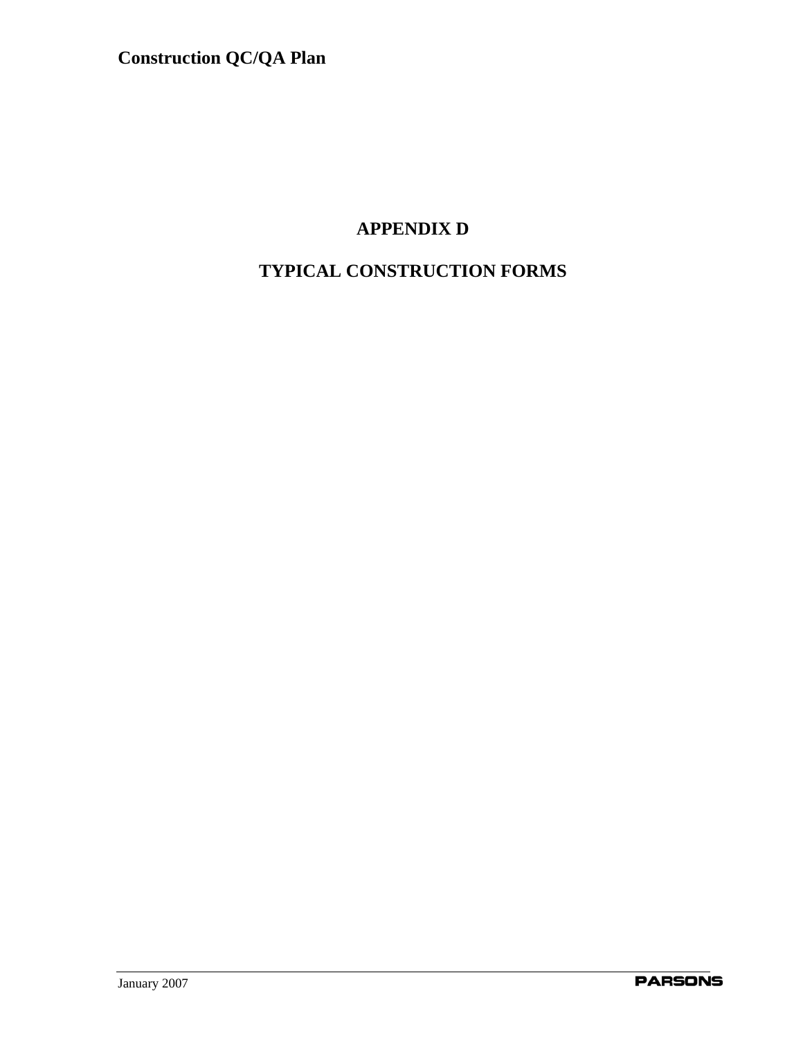# APPENDIX D

# TYPICAL CONSTRUCTION FORMS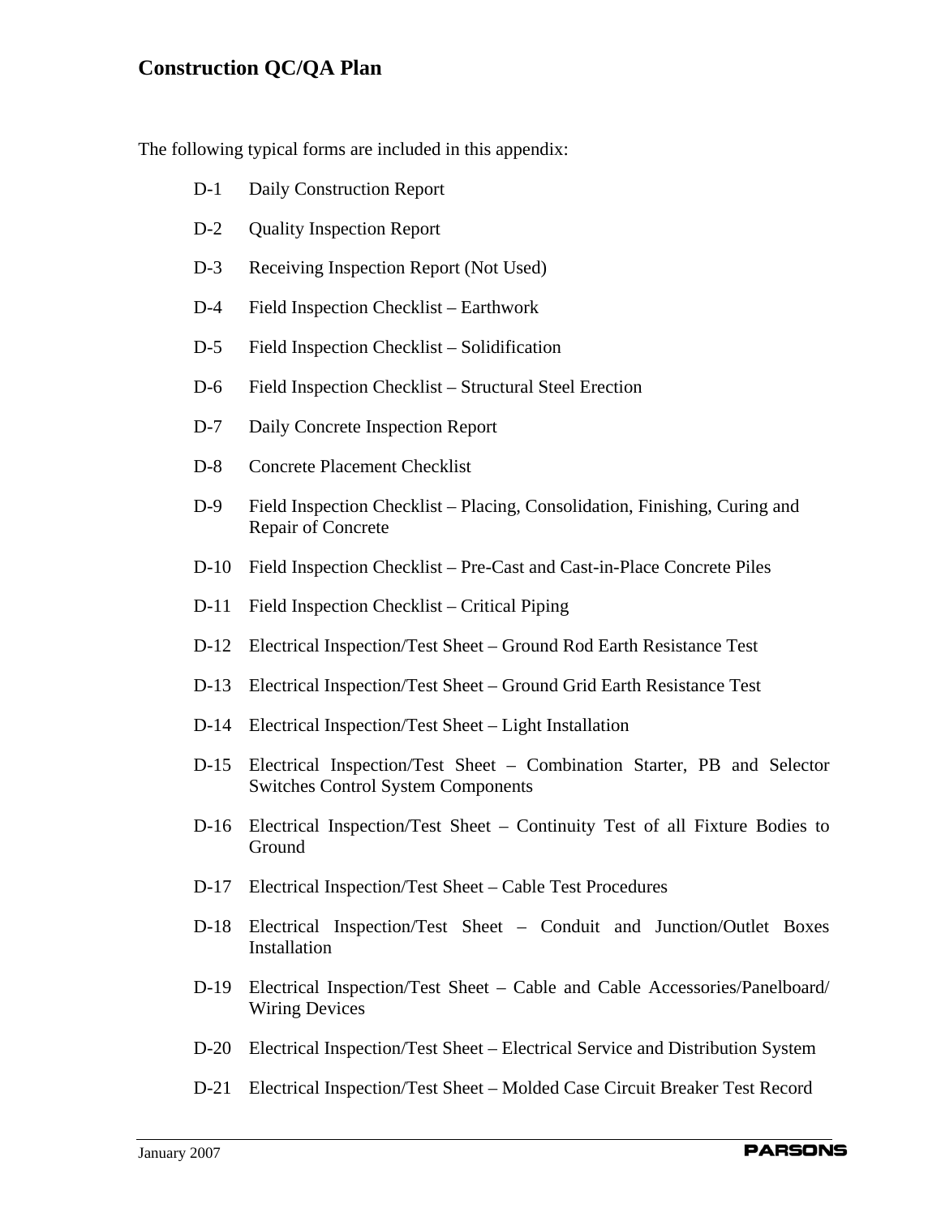The following typical forms are included in this appendix:

- D-1 Daily Construction Report
- D-2 Quality Inspection Report
- D-3 Receiving Inspection Report (Not Used)
- D-4 Field Inspection Checklist – Earthwork
- D-5 Field Inspection Checklist – Solidification
- D-6 Field Inspection Checklist – Structural Steel Erection
- D-7 Daily Concrete Inspection Report
- D-8 Concrete Placement Checklist
- D-9 Field Inspection Checklist – Placing, Consolidation, Finishing, Curing and Repair of Concrete
- D-10 Field Inspection Checklist – Pre-Cast and Cast-in-Place Concrete Piles
- D-11 Field Inspection Checklist – Critical Piping
- D-12 Electrical Inspection/Test Sheet – Ground Rod Earth Resistance Test
- D-13 Electrical Inspection/Test Sheet – Ground Grid Earth Resistance Test
- D-14 Electrical Inspection/Test Sheet – Light Installation
- D-15 Electrical Inspection/Test Sheet – Combination Starter, PB and Selector Switches Control System Components
- D-16 Electrical Inspection/Test Sheet – Continuity Test of all Fixture Bodies to Ground
- D-17 Electrical Inspection/Test Sheet – Cable Test Procedures
- D-18 Electrical Inspection/Test Sheet – Conduit and Junction/Outlet Boxes Installation
- D-19 Electrical Inspection/Test Sheet – Cable and Cable Accessories/Panelboard/ Wiring Devices
- D-20 Electrical Inspection/Test Sheet – Electrical Service and Distribution System
- D-21 Electrical Inspection/Test Sheet – Molded Case Circuit Breaker Test Record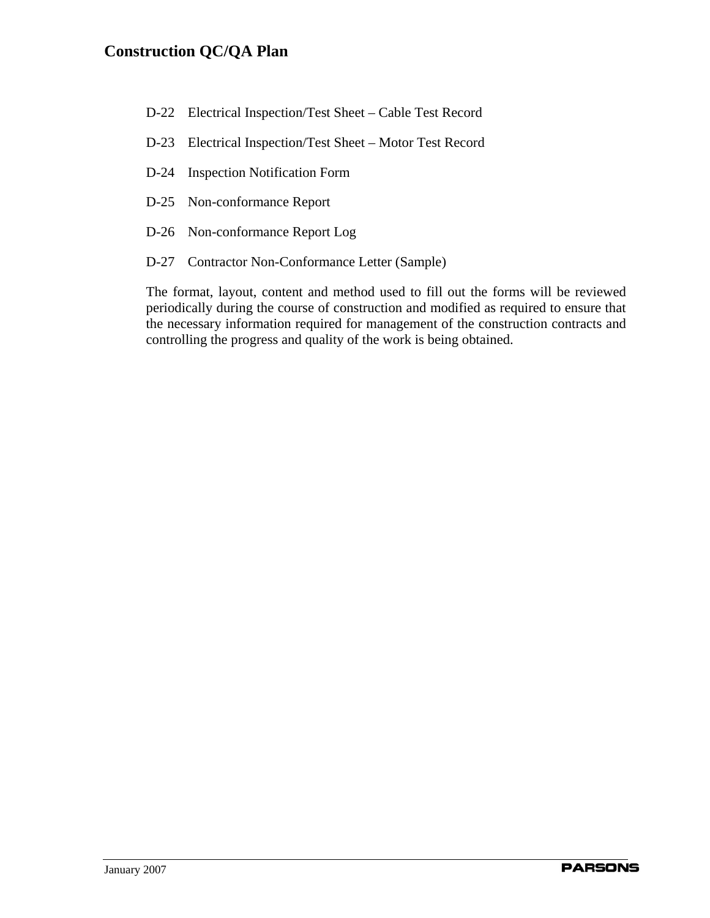D-22 Electrical Inspection/Test Sheet – Cable Test Record

D-23 Electrical Inspection/Test Sheet – Motor Test Record

D-24 Inspection Notification Form

D-25 Non-conformance Report

D-26 Non-conformance Report Log

D-27 Contractor Non-Conformance Letter (Sample)

The format, layout, content and method used to fill out the forms will be reviewed periodically during the course of construction and modified as required to ensure that the necessary information required for management of the construction contracts and controlling the progress and quality of the work is being obtained.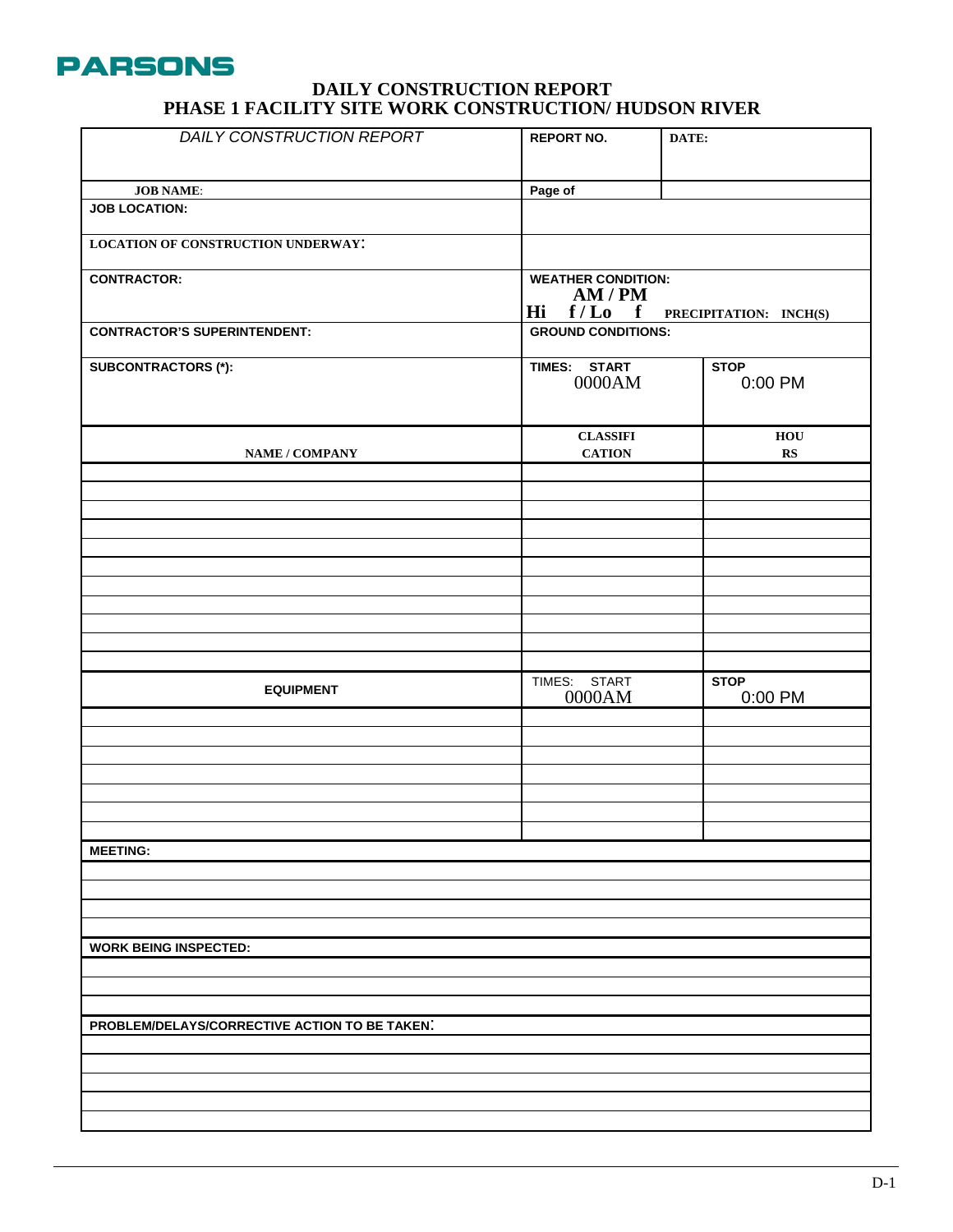PARSONS

# DAILY CONSTRUCTION REPORT
## PHASE 1 FACILITY SITE WORK CONSTRUCTION/ HUDSON RIVER

| *DAILY CONSTRUCTION REPORT* | **REPORT NO.** | **DATE:** |
|---|---|---|
| **JOB NAME**: | **Page of** | |
| **JOB LOCATION:** | | |
| **LOCATION OF CONSTRUCTION UNDERWAY:** | | |
| **CONTRACTOR:** | **WEATHER CONDITION:** **AM / PM** **Hi f / Lo f** **PRECIPITATION: INCH(S)** | |
| **CONTRACTOR'S SUPERINTENDENT:** | **GROUND CONDITIONS:** | |
| **SUBCONTRACTORS (*):** | **TIMES: START** 0000AM | **STOP** 0:00 PM |

| **NAME / COMPANY** | **CLASSIFICATION** | **HOURS** |
|---|---|---|
| | | |
| | | |
| | | |
| | | |
| | | |
| | | |
| | | |
| | | |
| | | |
| | | |
| | | |

| **EQUIPMENT** | TIMES: START 0000AM | **STOP** 0:00 PM |
|---|---|---|
| | | |
| | | |
| | | |
| | | |
| | | |
| | | |
| | | |

| **MEETING:** |
|---|
| |
| |
| |
| |

| **WORK BEING INSPECTED:** |
|---|
| |
| |
| |

| **PROBLEM/DELAYS/CORRECTIVE ACTION TO BE TAKEN:** |
|---|
| |
| |
| |
| |
| |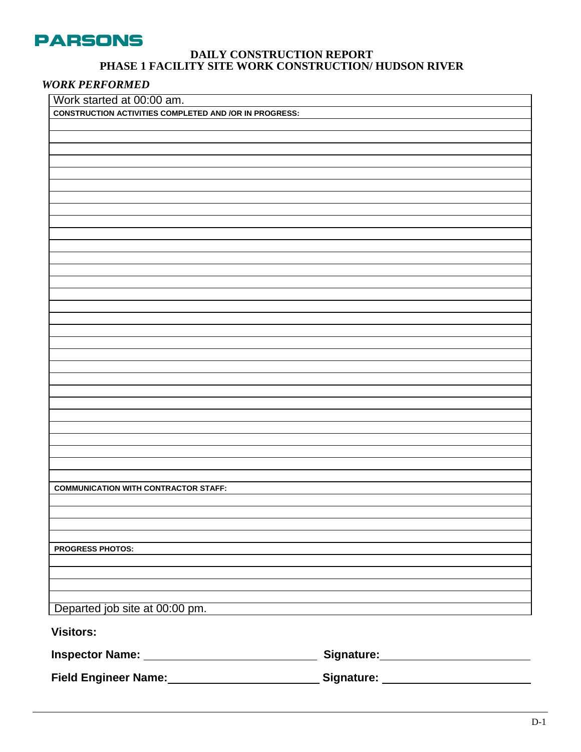**PARSONS**

# DAILY CONSTRUCTION REPORT
## PHASE 1 FACILITY SITE WORK CONSTRUCTION/ HUDSON RIVER

***WORK PERFORMED***

| Work started at 00:00 am. |
|---|
| **CONSTRUCTION ACTIVITIES COMPLETED AND /OR IN PROGRESS:** |
| |
| |
| |
| |
| |
| |
| |
| |
| |
| |
| |
| |
| |
| |
| |
| |
| |
| |
| |
| |
| |
| |
| |
| |
| |
| |
| |
| |
| |
| **COMMUNICATION WITH CONTRACTOR STAFF:** |
| |
| |
| |
| |
| **PROGRESS PHOTOS:** |
| |
| |
| |
| |
| Departed job site at 00:00 pm. |

**Visitors:**

**Inspector Name:** ____________________ **Signature:** ____________________

**Field Engineer Name:** ____________________ **Signature:** ____________________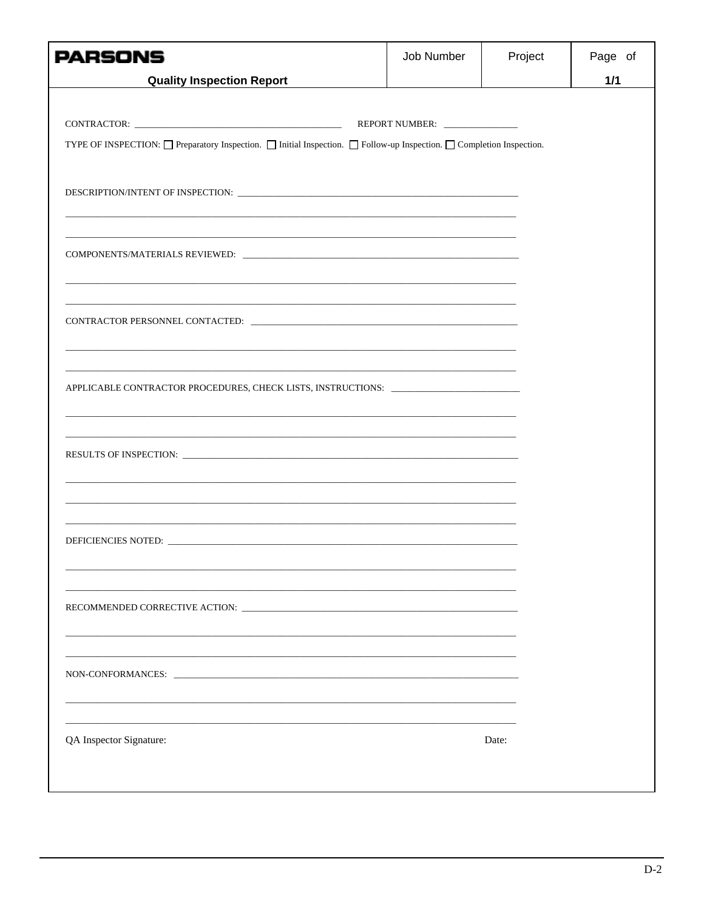| PARSONS | Job Number | Project | Page of |
|---|---|---|---|
| **Quality Inspection Report** | | | **1/1** |

CONTRACTOR: ______________________________ REPORT NUMBER: ______________

TYPE OF INSPECTION: ☐ Preparatory Inspection. ☐ Initial Inspection. ☐ Follow-up Inspection. ☐ Completion Inspection.

DESCRIPTION/INTENT OF INSPECTION: ____________________________________________

____________________________________________

____________________________________________

COMPONENTS/MATERIALS REVIEWED: ____________________________________________

____________________________________________

____________________________________________

CONTRACTOR PERSONNEL CONTACTED: ____________________________________________

____________________________________________

____________________________________________

APPLICABLE CONTRACTOR PROCEDURES, CHECK LISTS, INSTRUCTIONS: ______________________

____________________________________________

____________________________________________

RESULTS OF INSPECTION: ____________________________________________

____________________________________________

____________________________________________

____________________________________________

DEFICIENCIES NOTED: ____________________________________________

____________________________________________

____________________________________________

RECOMMENDED CORRECTIVE ACTION: ____________________________________________

____________________________________________

____________________________________________

NON-CONFORMANCES: ____________________________________________

____________________________________________

____________________________________________

QA Inspector Signature: Date: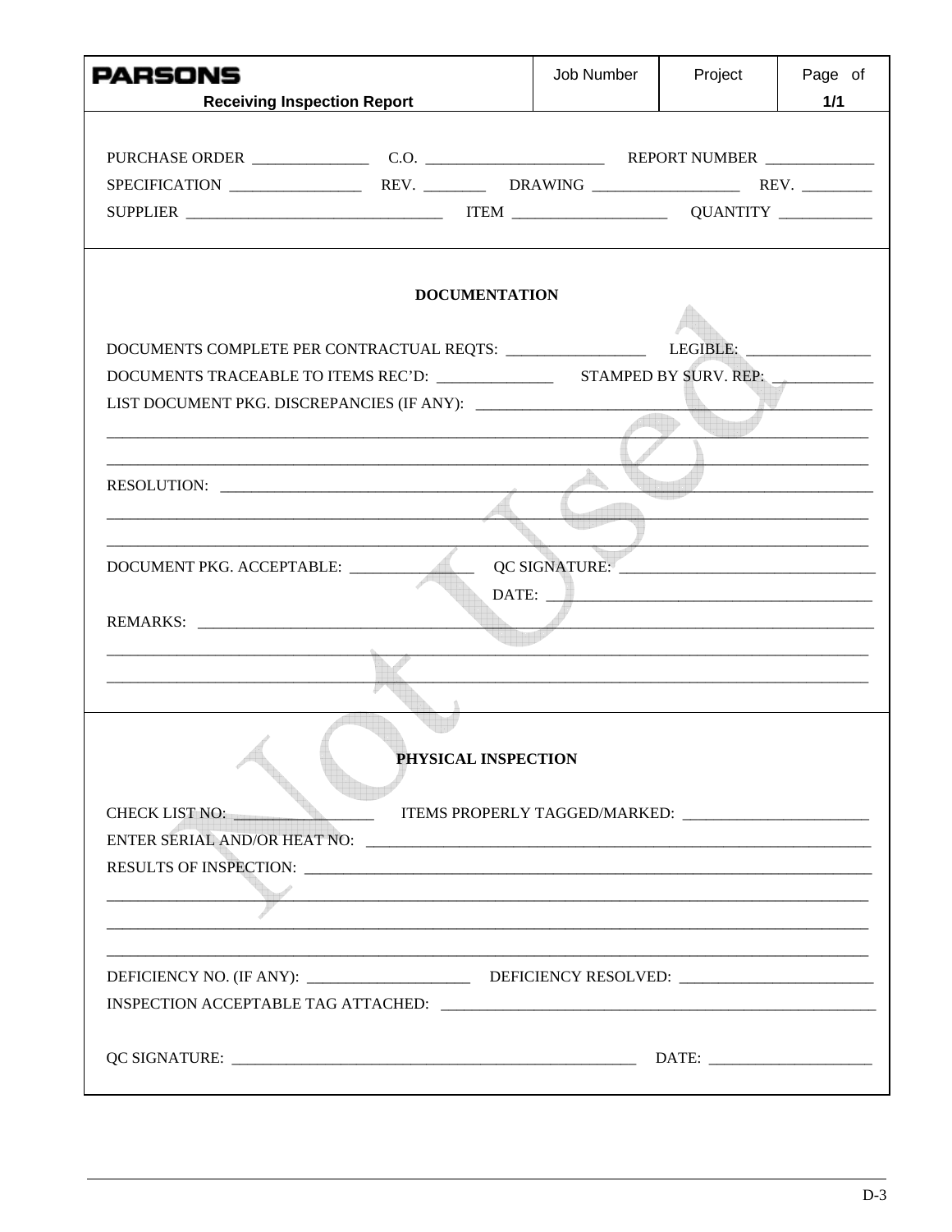| **PARSONS** Receiving Inspection Report | Job Number | Project | Page of 1/1 |
|---|---|---|---|

PURCHASE ORDER _______________ C.O. _______________________ REPORT NUMBER ______________

SPECIFICATION _________________ REV. ________ DRAWING ___________________ REV. _________

SUPPLIER _________________________________ ITEM ____________________ QUANTITY ____________

## DOCUMENTATION

DOCUMENTS COMPLETE PER CONTRACTUAL REQTS: __________________ LEGIBLE: ________________

DOCUMENTS TRACEABLE TO ITEMS REC'D: _______________ STAMPED BY SURV. REP: _____________

LIST DOCUMENT PKG. DISCREPANCIES (IF ANY): ________________________________________________

________________________________________________________________________________________

________________________________________________________________________________________

RESOLUTION: ______________________________________________________________________________

________________________________________________________________________________________

________________________________________________________________________________________

DOCUMENT PKG. ACCEPTABLE: ________________ QC SIGNATURE: ________________________________

DATE: ________________________________________

REMARKS: ________________________________________________________________________________

________________________________________________________________________________________

________________________________________________________________________________________

## PHYSICAL INSPECTION

CHECK LIST NO: __________________ ITEMS PROPERLY TAGGED/MARKED: ________________________

ENTER SERIAL AND/OR HEAT NO: ____________________________________________________________

RESULTS OF INSPECTION: __________________________________________________________________

________________________________________________________________________________________

________________________________________________________________________________________

________________________________________________________________________________________

DEFICIENCY NO. (IF ANY): _____________________ DEFICIENCY RESOLVED: _________________________

INSPECTION ACCEPTABLE TAG ATTACHED: ___________________________________________________

QC SIGNATURE: _____________________________________________________ DATE: _____________________

Not Used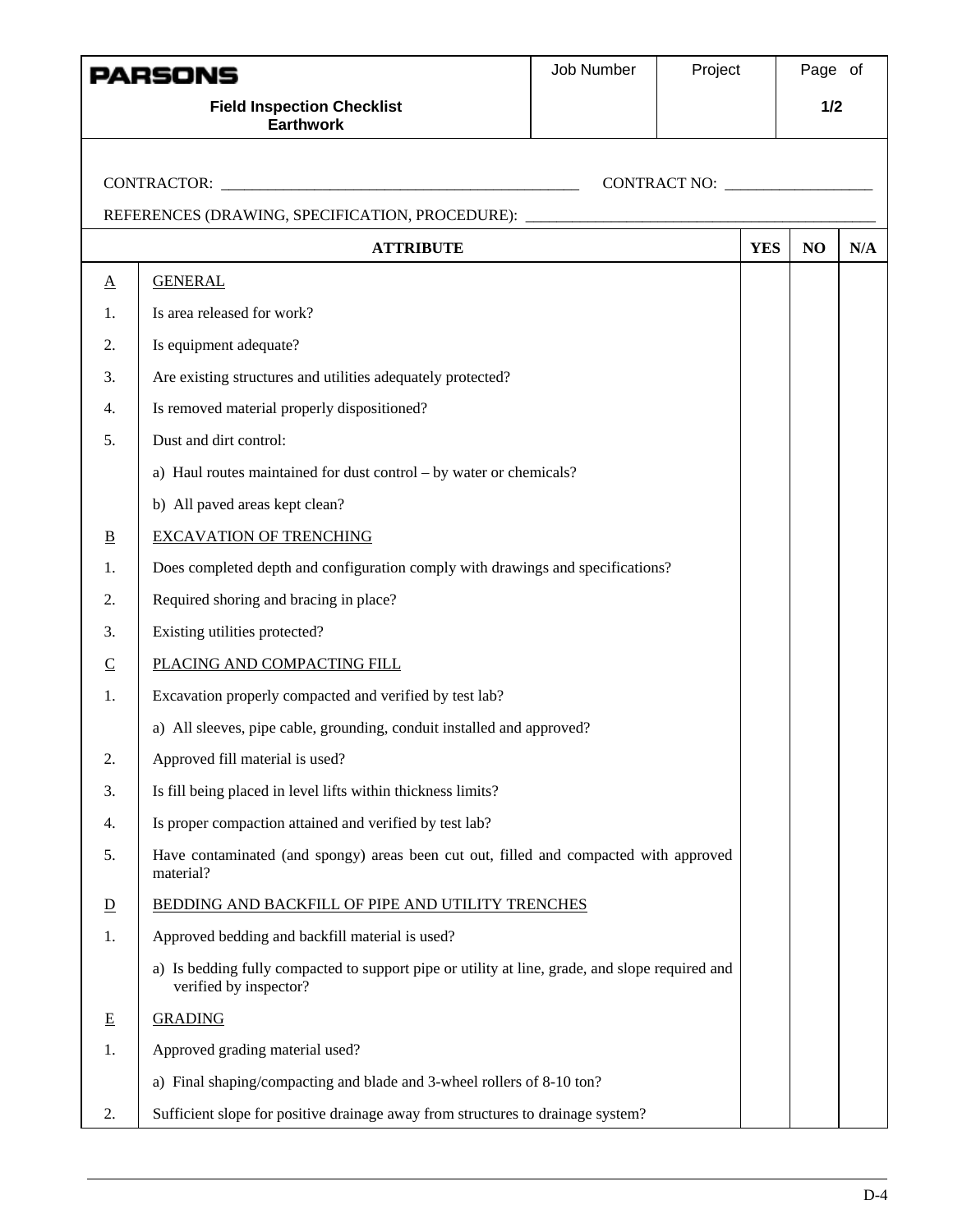| PARSONS | Job Number | Project | Page of |
|---|---|---|---|
| **Field Inspection Checklist**<br>**Earthwork** | | | **1/2** |

CONTRACTOR: ____________________________________________ CONTRACT NO: __________________

REFERENCES (DRAWING, SPECIFICATION, PROCEDURE): ____________________________________________

| | ATTRIBUTE | YES | NO | N/A |
|---|---|---|---|---|
| A | GENERAL | | | |
| 1. | Is area released for work? | | | |
| 2. | Is equipment adequate? | | | |
| 3. | Are existing structures and utilities adequately protected? | | | |
| 4. | Is removed material properly dispositioned? | | | |
| 5. | Dust and dirt control: | | | |
| | a) Haul routes maintained for dust control – by water or chemicals? | | | |
| | b) All paved areas kept clean? | | | |
| B | EXCAVATION OF TRENCHING | | | |
| 1. | Does completed depth and configuration comply with drawings and specifications? | | | |
| 2. | Required shoring and bracing in place? | | | |
| 3. | Existing utilities protected? | | | |
| C | PLACING AND COMPACTING FILL | | | |
| 1. | Excavation properly compacted and verified by test lab? | | | |
| | a) All sleeves, pipe cable, grounding, conduit installed and approved? | | | |
| 2. | Approved fill material is used? | | | |
| 3. | Is fill being placed in level lifts within thickness limits? | | | |
| 4. | Is proper compaction attained and verified by test lab? | | | |
| 5. | Have contaminated (and spongy) areas been cut out, filled and compacted with approved material? | | | |
| D | BEDDING AND BACKFILL OF PIPE AND UTILITY TRENCHES | | | |
| 1. | Approved bedding and backfill material is used? | | | |
| | a) Is bedding fully compacted to support pipe or utility at line, grade, and slope required and verified by inspector? | | | |
| E | GRADING | | | |
| 1. | Approved grading material used? | | | |
| | a) Final shaping/compacting and blade and 3-wheel rollers of 8-10 ton? | | | |
| 2. | Sufficient slope for positive drainage away from structures to drainage system? | | | |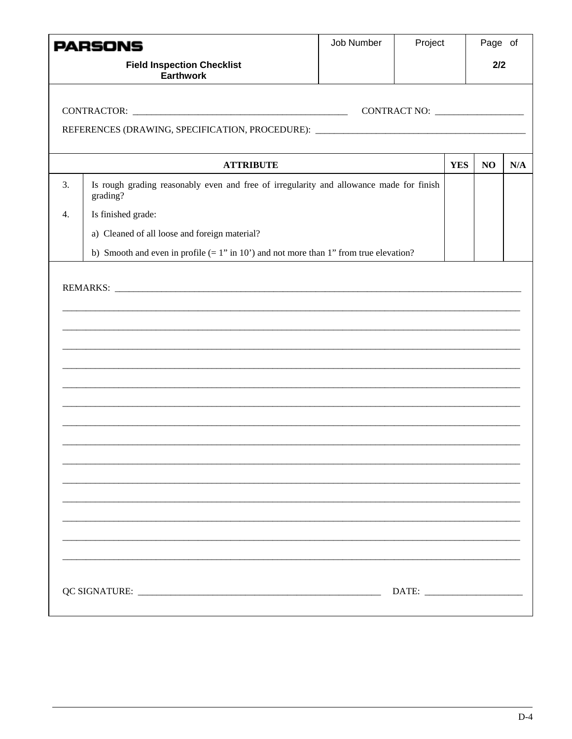| **PARSONS** Field Inspection Checklist Earthwork | Job Number | Project | Page of |
|---|---|---|---|
| | | | 2/2 |

CONTRACTOR: _____________________________________________ CONTRACT NO: ___________________

REFERENCES (DRAWING, SPECIFICATION, PROCEDURE): _____________________________________________

| | ATTRIBUTE | YES | NO | N/A |
|---|---|---|---|---|
| 3. | Is rough grading reasonably even and free of irregularity and allowance made for finish grading? | | | |
| 4. | Is finished grade: | | | |
| | a) Cleaned of all loose and foreign material? | | | |
| | b) Smooth and even in profile (= 1" in 10') and not more than 1" from true elevation? | | | |

REMARKS: ___________________________________________________________________________________________

___________________________________________________________________________________________________

___________________________________________________________________________________________________

___________________________________________________________________________________________________

___________________________________________________________________________________________________

___________________________________________________________________________________________________

___________________________________________________________________________________________________

___________________________________________________________________________________________________

___________________________________________________________________________________________________

___________________________________________________________________________________________________

___________________________________________________________________________________________________

___________________________________________________________________________________________________

___________________________________________________________________________________________________

___________________________________________________________________________________________________

___________________________________________________________________________________________________

QC SIGNATURE: ______________________________________________________ DATE: _____________________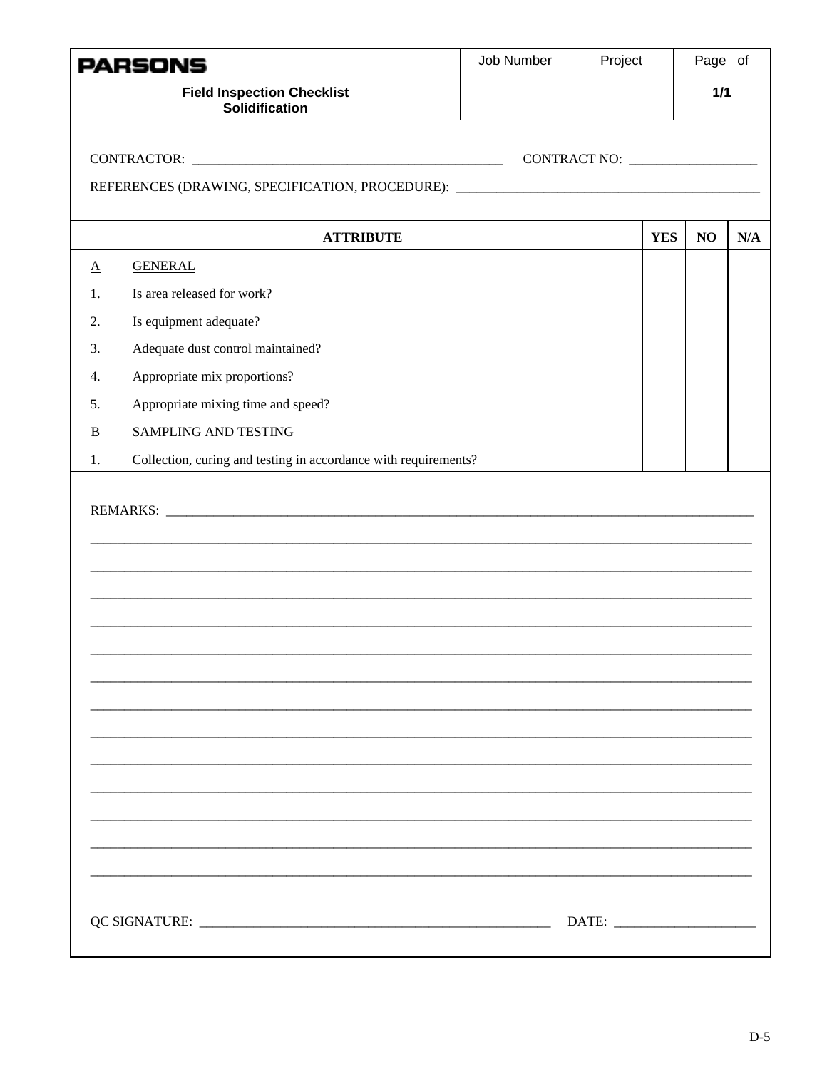| PARSONS<br>**Field Inspection Checklist**<br>**Solidification** | Job Number | Project | Page of<br>**1/1** |
|---|---|---|---|

CONTRACTOR: ______________________________________________ CONTRACT NO: __________________

REFERENCES (DRAWING, SPECIFICATION, PROCEDURE): ____________________________________________

| | ATTRIBUTE | YES | NO | N/A |
|---|---|---|---|---|
| A | GENERAL | | | |
| 1. | Is area released for work? | | | |
| 2. | Is equipment adequate? | | | |
| 3. | Adequate dust control maintained? | | | |
| 4. | Appropriate mix proportions? | | | |
| 5. | Appropriate mixing time and speed? | | | |
| B | SAMPLING AND TESTING | | | |
| 1. | Collection, curing and testing in accordance with requirements? | | | |

REMARKS: ___________________________________________________________________________________

_____________________________________________________________________________________________

_____________________________________________________________________________________________

_____________________________________________________________________________________________

_____________________________________________________________________________________________

_____________________________________________________________________________________________

_____________________________________________________________________________________________

_____________________________________________________________________________________________

_____________________________________________________________________________________________

_____________________________________________________________________________________________

_____________________________________________________________________________________________

_____________________________________________________________________________________________

_____________________________________________________________________________________________

_____________________________________________________________________________________________

QC SIGNATURE: ____________________________________________________ DATE: ____________________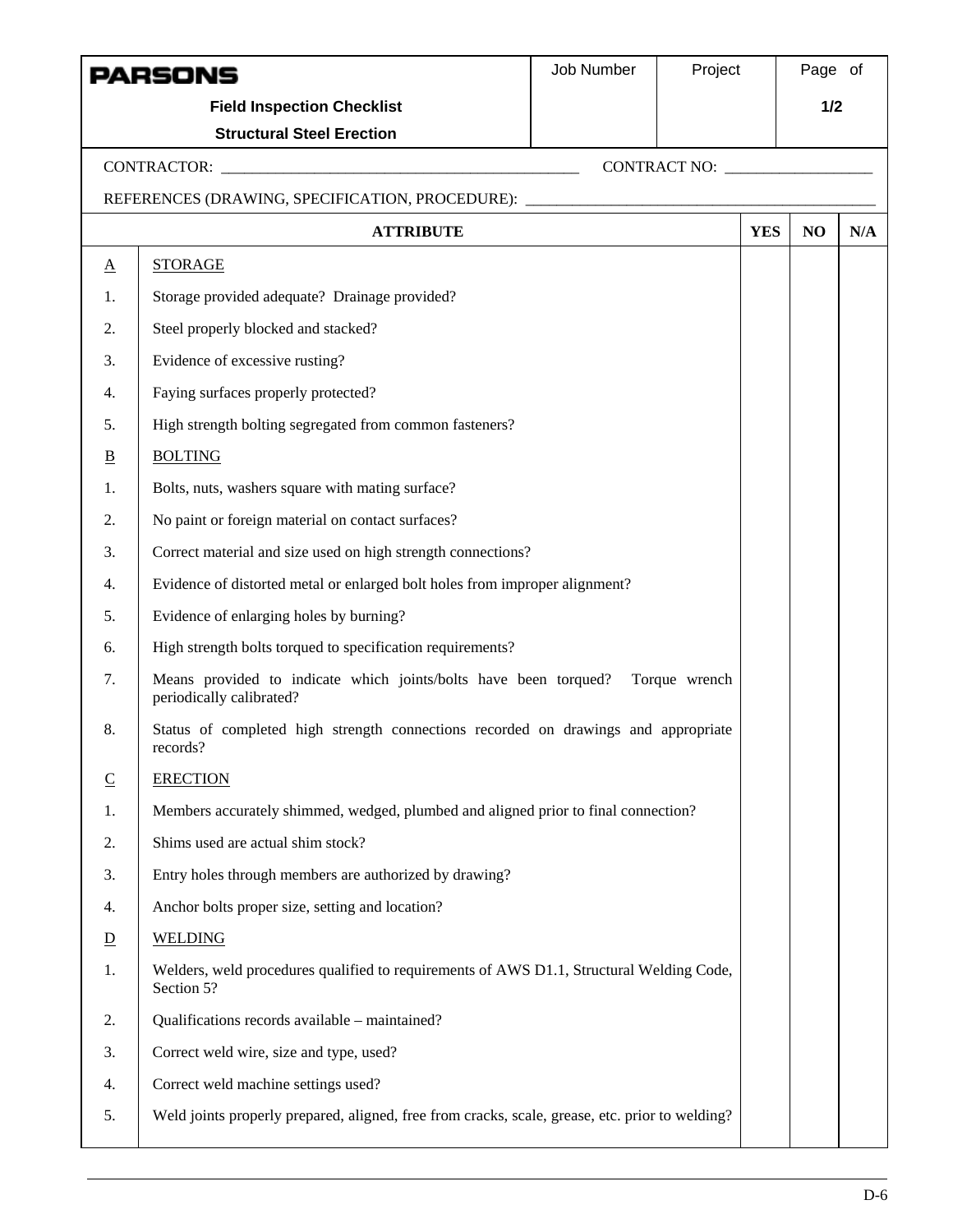| **PARSONS** | Job Number | Project | Page of |
|---|---|---|---|
| **Field Inspection Checklist** | | | **1/2** |
| **Structural Steel Erection** | | | |

CONTRACTOR: _______________________________________________ CONTRACT NO: ___________________

REFERENCES (DRAWING, SPECIFICATION, PROCEDURE): _____________________________________________

| | **ATTRIBUTE** | **YES** | **NO** | **N/A** |
|---|---|---|---|---|
| A | STORAGE | | | |
| 1. | Storage provided adequate? Drainage provided? | | | |
| 2. | Steel properly blocked and stacked? | | | |
| 3. | Evidence of excessive rusting? | | | |
| 4. | Faying surfaces properly protected? | | | |
| 5. | High strength bolting segregated from common fasteners? | | | |
| B | BOLTING | | | |
| 1. | Bolts, nuts, washers square with mating surface? | | | |
| 2. | No paint or foreign material on contact surfaces? | | | |
| 3. | Correct material and size used on high strength connections? | | | |
| 4. | Evidence of distorted metal or enlarged bolt holes from improper alignment? | | | |
| 5. | Evidence of enlarging holes by burning? | | | |
| 6. | High strength bolts torqued to specification requirements? | | | |
| 7. | Means provided to indicate which joints/bolts have been torqued? Torque wrench periodically calibrated? | | | |
| 8. | Status of completed high strength connections recorded on drawings and appropriate records? | | | |
| C | ERECTION | | | |
| 1. | Members accurately shimmed, wedged, plumbed and aligned prior to final connection? | | | |
| 2. | Shims used are actual shim stock? | | | |
| 3. | Entry holes through members are authorized by drawing? | | | |
| 4. | Anchor bolts proper size, setting and location? | | | |
| D | WELDING | | | |
| 1. | Welders, weld procedures qualified to requirements of AWS D1.1, Structural Welding Code, Section 5? | | | |
| 2. | Qualifications records available – maintained? | | | |
| 3. | Correct weld wire, size and type, used? | | | |
| 4. | Correct weld machine settings used? | | | |
| 5. | Weld joints properly prepared, aligned, free from cracks, scale, grease, etc. prior to welding? | | | |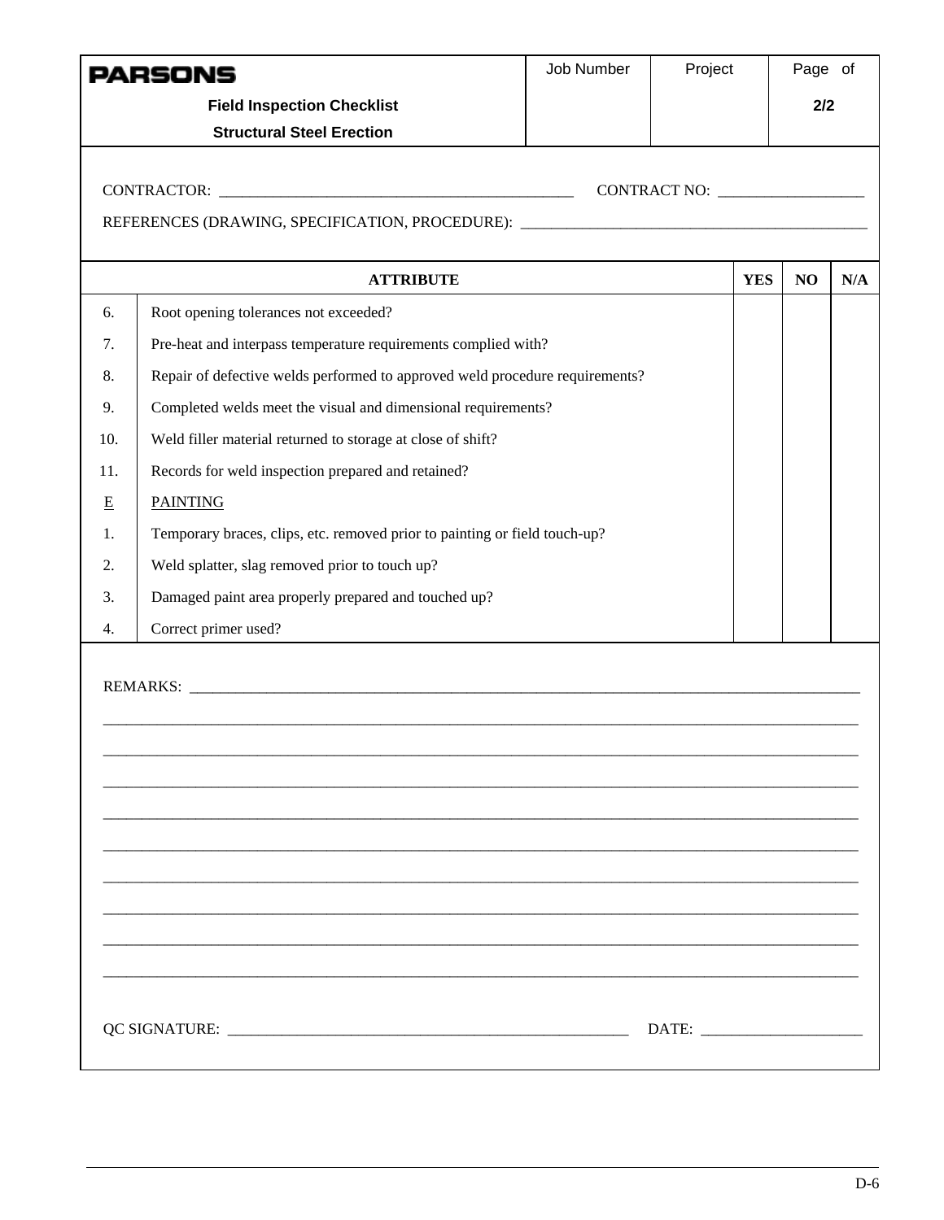| PARSONS<br>**Field Inspection Checklist**<br>**Structural Steel Erection** | Job Number | Project | Page of<br>**2/2** |
|---|---|---|---|

CONTRACTOR: ______________________________________________ CONTRACT NO: ___________________

REFERENCES (DRAWING, SPECIFICATION, PROCEDURE): _____________________________________________

| | ATTRIBUTE | YES | NO | N/A |
|---|---|---|---|---|
| 6. | Root opening tolerances not exceeded? | | | |
| 7. | Pre-heat and interpass temperature requirements complied with? | | | |
| 8. | Repair of defective welds performed to approved weld procedure requirements? | | | |
| 9. | Completed welds meet the visual and dimensional requirements? | | | |
| 10. | Weld filler material returned to storage at close of shift? | | | |
| 11. | Records for weld inspection prepared and retained? | | | |
| E | PAINTING | | | |
| 1. | Temporary braces, clips, etc. removed prior to painting or field touch-up? | | | |
| 2. | Weld splatter, slag removed prior to touch up? | | | |
| 3. | Damaged paint area properly prepared and touched up? | | | |
| 4. | Correct primer used? | | | |

REMARKS: ___________________________________________________________________________________________

___________________________________________________________________________________________________

___________________________________________________________________________________________________

___________________________________________________________________________________________________

___________________________________________________________________________________________________

___________________________________________________________________________________________________

___________________________________________________________________________________________________

___________________________________________________________________________________________________

___________________________________________________________________________________________________

___________________________________________________________________________________________________

QC SIGNATURE: _____________________________________________________ DATE: ____________________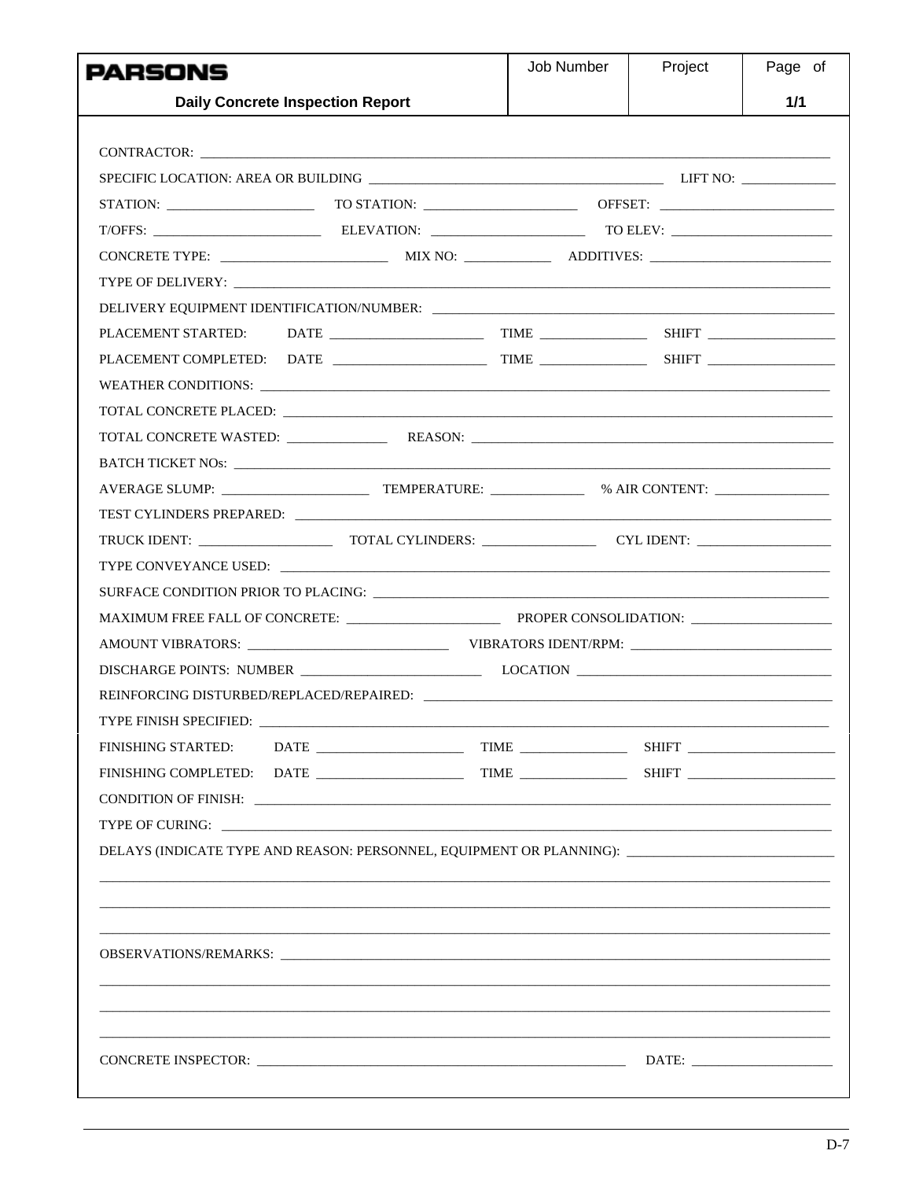| **PARSONS** | Job Number | Project | Page of |
|---|---|---|---|
| **Daily Concrete Inspection Report** | | | **1/1** |

CONTRACTOR: ______________________________________________

SPECIFIC LOCATION: AREA OR BUILDING ______________________________ LIFT NO: __________

STATION: ________________ TO STATION: ________________ OFFSET: ________________

T/OFFS: ________________ ELEVATION: ________________ TO ELEV: ________________

CONCRETE TYPE: ________________ MIX NO: __________ ADDITIVES: ________________

TYPE OF DELIVERY: ______________________________________________

DELIVERY EQUIPMENT IDENTIFICATION/NUMBER: ______________________________

PLACEMENT STARTED: DATE ________________ TIME ____________ SHIFT ____________

PLACEMENT COMPLETED: DATE ________________ TIME ____________ SHIFT ____________

WEATHER CONDITIONS: ______________________________________________

TOTAL CONCRETE PLACED: ______________________________________________

TOTAL CONCRETE WASTED: __________ REASON: ______________________________

BATCH TICKET NOs: ______________________________________________

AVERAGE SLUMP: ________________ TEMPERATURE: __________ % AIR CONTENT: ____________

TEST CYLINDERS PREPARED: ______________________________________________

TRUCK IDENT: ______________ TOTAL CYLINDERS: ____________ CYL IDENT: ______________

TYPE CONVEYANCE USED: ______________________________________________

SURFACE CONDITION PRIOR TO PLACING: ______________________________________________

MAXIMUM FREE FALL OF CONCRETE: ________________ PROPER CONSOLIDATION: ______________

AMOUNT VIBRATORS: ____________________ VIBRATORS IDENT/RPM: ____________________

DISCHARGE POINTS: NUMBER ____________________ LOCATION ____________________

REINFORCING DISTURBED/REPLACED/REPAIRED: ______________________________

TYPE FINISH SPECIFIED: ______________________________________________

FINISHING STARTED: DATE ________________ TIME ____________ SHIFT ______________

FINISHING COMPLETED: DATE ________________ TIME ____________ SHIFT ______________

CONDITION OF FINISH: ______________________________________________

TYPE OF CURING: ______________________________________________

DELAYS (INDICATE TYPE AND REASON: PERSONNEL, EQUIPMENT OR PLANNING): ____________________

______________________________________________________________________________

______________________________________________________________________________

______________________________________________________________________________

OBSERVATIONS/REMARKS: ______________________________________________

______________________________________________________________________________

______________________________________________________________________________

______________________________________________________________________________

CONCRETE INSPECTOR: ______________________________________ DATE: ______________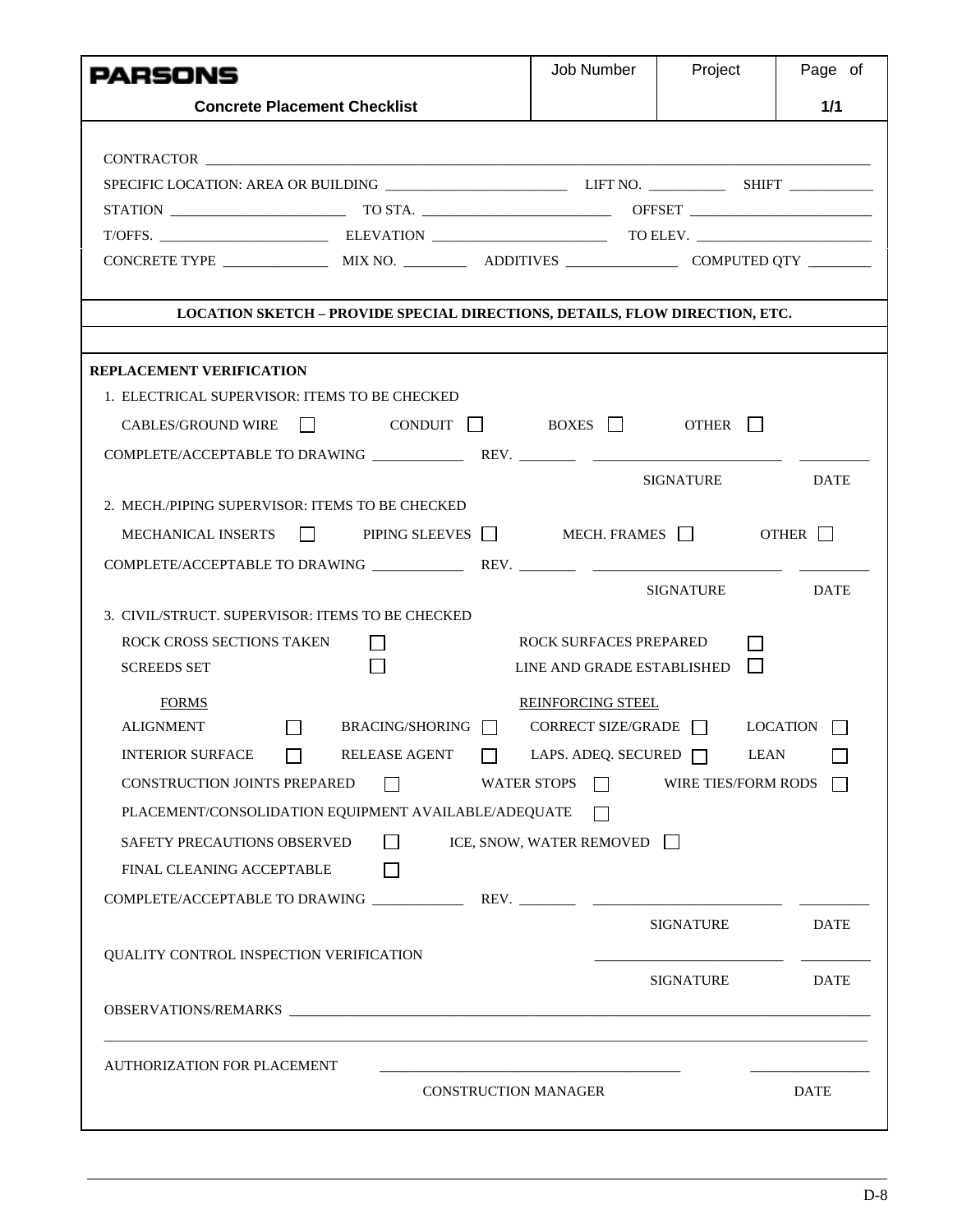| **PARSONS** | Job Number | Project | Page of |
|---|---|---|---|
| **Concrete Placement Checklist** | | | **1/1** |

CONTRACTOR ____________________________________________

SPECIFIC LOCATION: AREA OR BUILDING ____________________ LIFT NO. __________ SHIFT __________

STATION ____________________ TO STA. ____________________ OFFSET ____________________

T/OFFS. ____________________ ELEVATION ____________________ TO ELEV. ____________________

CONCRETE TYPE ____________ MIX NO. ________ ADDITIVES ____________ COMPUTED QTY ________

**LOCATION SKETCH – PROVIDE SPECIAL DIRECTIONS, DETAILS, FLOW DIRECTION, ETC.**

**REPLACEMENT VERIFICATION**

1. ELECTRICAL SUPERVISOR: ITEMS TO BE CHECKED

   CABLES/GROUND WIRE ☐ CONDUIT ☐ BOXES ☐ OTHER ☐

   COMPLETE/ACCEPTABLE TO DRAWING __________ REV. ________ ____________________ ________

   SIGNATURE DATE

2. MECH./PIPING SUPERVISOR: ITEMS TO BE CHECKED

   MECHANICAL INSERTS ☐ PIPING SLEEVES ☐ MECH. FRAMES ☐ OTHER ☐

   COMPLETE/ACCEPTABLE TO DRAWING __________ REV. ________ ____________________ ________

   SIGNATURE DATE

3. CIVIL/STRUCT. SUPERVISOR: ITEMS TO BE CHECKED

   ROCK CROSS SECTIONS TAKEN ☐ ROCK SURFACES PREPARED ☐

   SCREEDS SET ☐ LINE AND GRADE ESTABLISHED ☐

   FORMS

   ALIGNMENT ☐ BRACING/SHORING ☐

   INTERIOR SURFACE ☐ RELEASE AGENT ☐

   REINFORCING STEEL

   CORRECT SIZE/GRADE ☐ LOCATION ☐

   LAPS. ADEQ. SECURED ☐ LEAN ☐

   CONSTRUCTION JOINTS PREPARED ☐ WATER STOPS ☐ WIRE TIES/FORM RODS ☐

   PLACEMENT/CONSOLIDATION EQUIPMENT AVAILABLE/ADEQUATE ☐

   SAFETY PRECAUTIONS OBSERVED ☐ ICE, SNOW, WATER REMOVED ☐

   FINAL CLEANING ACCEPTABLE ☐

   COMPLETE/ACCEPTABLE TO DRAWING __________ REV. ________ ____________________ ________

   SIGNATURE DATE

QUALITY CONTROL INSPECTION VERIFICATION ____________________ ________

SIGNATURE DATE

OBSERVATIONS/REMARKS ____________________________________________

____________________________________________

AUTHORIZATION FOR PLACEMENT ______________________________ ____________

CONSTRUCTION MANAGER DATE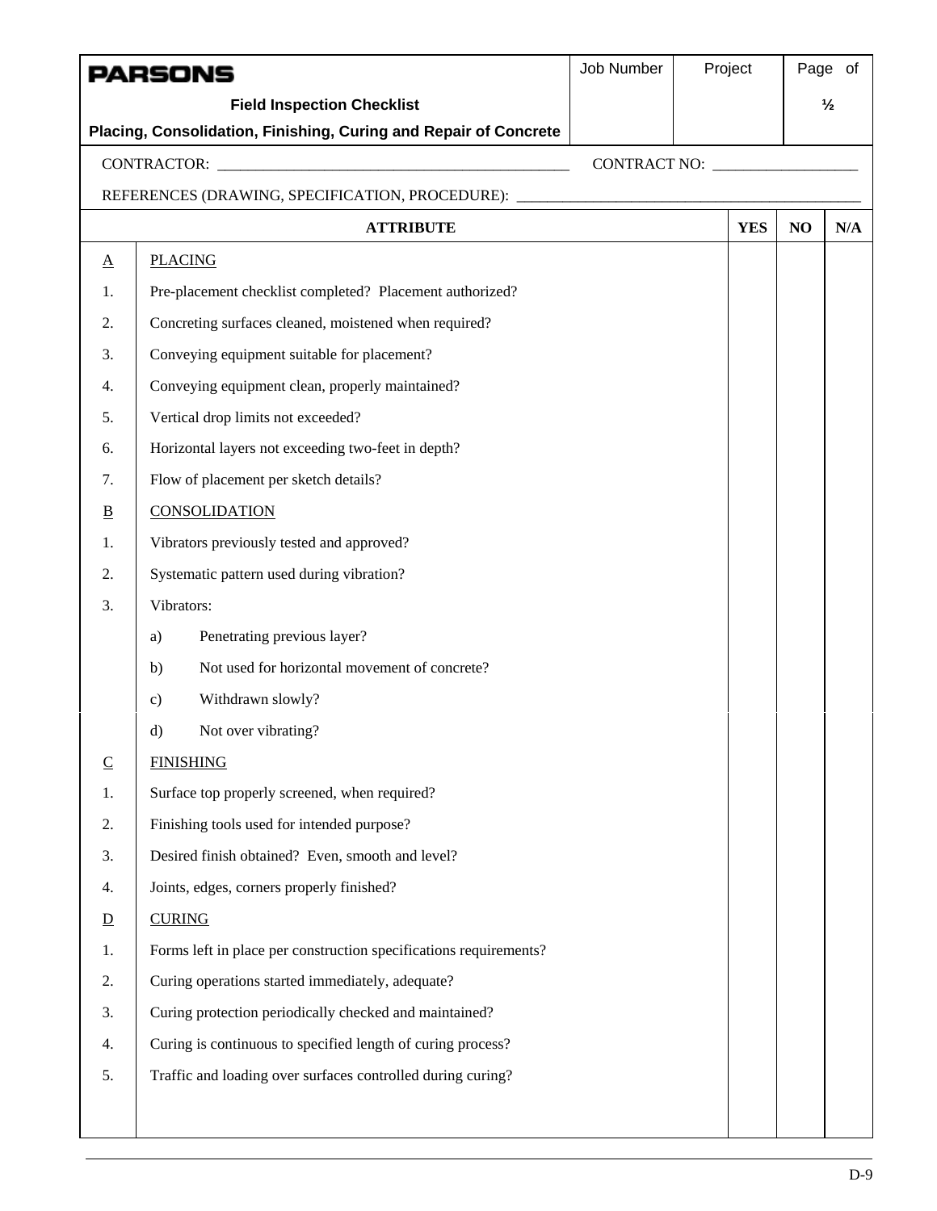| PARSONS | Job Number | Project | Page of |
|---|---|---|---|
| **Field Inspection Checklist** | | | ½ |
| **Placing, Consolidation, Finishing, Curing and Repair of Concrete** | | | |

CONTRACTOR: _____________________________________________ CONTRACT NO: ___________________

REFERENCES (DRAWING, SPECIFICATION, PROCEDURE): _____________________________________________

| | ATTRIBUTE | YES | NO | N/A |
|---|---|---|---|---|
| A | PLACING | | | |
| 1. | Pre-placement checklist completed? Placement authorized? | | | |
| 2. | Concreting surfaces cleaned, moistened when required? | | | |
| 3. | Conveying equipment suitable for placement? | | | |
| 4. | Conveying equipment clean, properly maintained? | | | |
| 5. | Vertical drop limits not exceeded? | | | |
| 6. | Horizontal layers not exceeding two-feet in depth? | | | |
| 7. | Flow of placement per sketch details? | | | |
| B | CONSOLIDATION | | | |
| 1. | Vibrators previously tested and approved? | | | |
| 2. | Systematic pattern used during vibration? | | | |
| 3. | Vibrators: | | | |
| | a) Penetrating previous layer? | | | |
| | b) Not used for horizontal movement of concrete? | | | |
| | c) Withdrawn slowly? | | | |
| | d) Not over vibrating? | | | |
| C | FINISHING | | | |
| 1. | Surface top properly screened, when required? | | | |
| 2. | Finishing tools used for intended purpose? | | | |
| 3. | Desired finish obtained? Even, smooth and level? | | | |
| 4. | Joints, edges, corners properly finished? | | | |
| D | CURING | | | |
| 1. | Forms left in place per construction specifications requirements? | | | |
| 2. | Curing operations started immediately, adequate? | | | |
| 3. | Curing protection periodically checked and maintained? | | | |
| 4. | Curing is continuous to specified length of curing process? | | | |
| 5. | Traffic and loading over surfaces controlled during curing? | | | |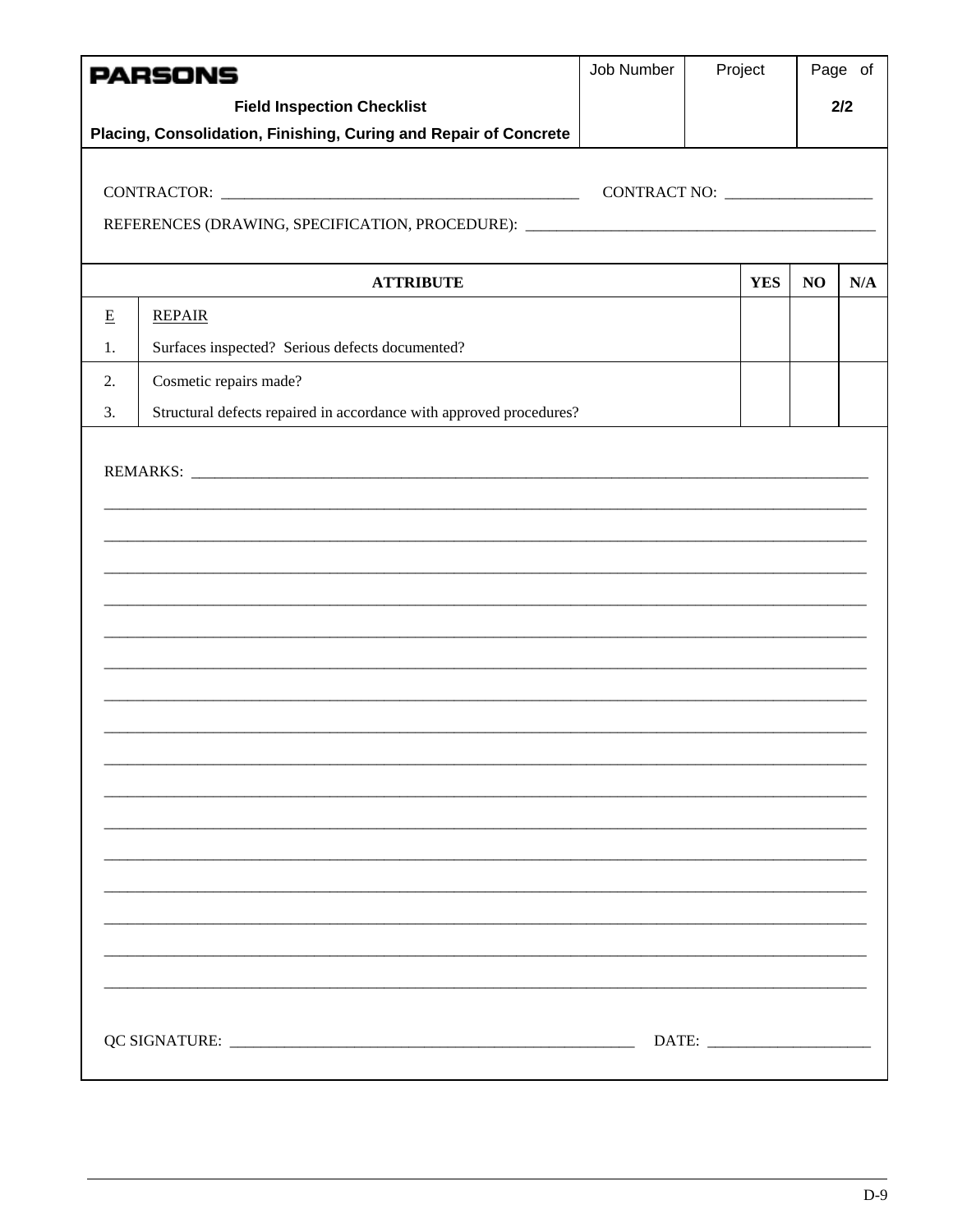| PARSONS | Job Number | Project | Page of |
|---|---|---|---|
| **Field Inspection Checklist** | | | **2/2** |
| **Placing, Consolidation, Finishing, Curing and Repair of Concrete** | | | |

CONTRACTOR: ______________________________________________ CONTRACT NO: ___________________

REFERENCES (DRAWING, SPECIFICATION, PROCEDURE): ____________________________________________

| | ATTRIBUTE | YES | NO | N/A |
|---|---|---|---|---|
| E | REPAIR | | | |
| 1. | Surfaces inspected? Serious defects documented? | | | |
| 2. | Cosmetic repairs made? | | | |
| 3. | Structural defects repaired in accordance with approved procedures? | | | |

REMARKS: ____________________________________________________________________________________

_____________________________________________________________________________________________

_____________________________________________________________________________________________

_____________________________________________________________________________________________

_____________________________________________________________________________________________

_____________________________________________________________________________________________

_____________________________________________________________________________________________

_____________________________________________________________________________________________

_____________________________________________________________________________________________

_____________________________________________________________________________________________

_____________________________________________________________________________________________

_____________________________________________________________________________________________

_____________________________________________________________________________________________

_____________________________________________________________________________________________

_____________________________________________________________________________________________

_____________________________________________________________________________________________

_____________________________________________________________________________________________

QC SIGNATURE: _____________________________________________________ DATE: ____________________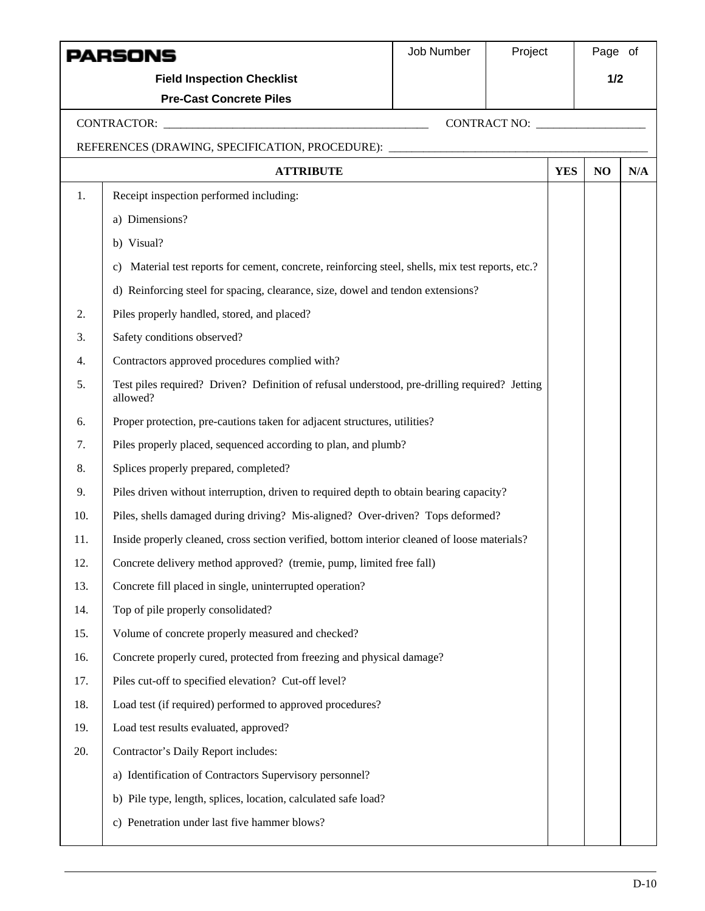| PARSONS | Job Number | Project | Page of |
|---|---|---|---|
| **Field Inspection Checklist** **Pre-Cast Concrete Piles** | | | **1/2** |

CONTRACTOR: _______________________________________________ CONTRACT NO: ___________________

REFERENCES (DRAWING, SPECIFICATION, PROCEDURE): _____________________________________________

| | ATTRIBUTE | YES | NO | N/A |
|---|---|---|---|---|
| 1. | Receipt inspection performed including: | | | |
| | a) Dimensions? | | | |
| | b) Visual? | | | |
| | c) Material test reports for cement, concrete, reinforcing steel, shells, mix test reports, etc.? | | | |
| | d) Reinforcing steel for spacing, clearance, size, dowel and tendon extensions? | | | |
| 2. | Piles properly handled, stored, and placed? | | | |
| 3. | Safety conditions observed? | | | |
| 4. | Contractors approved procedures complied with? | | | |
| 5. | Test piles required? Driven? Definition of refusal understood, pre-drilling required? Jetting allowed? | | | |
| 6. | Proper protection, pre-cautions taken for adjacent structures, utilities? | | | |
| 7. | Piles properly placed, sequenced according to plan, and plumb? | | | |
| 8. | Splices properly prepared, completed? | | | |
| 9. | Piles driven without interruption, driven to required depth to obtain bearing capacity? | | | |
| 10. | Piles, shells damaged during driving? Mis-aligned? Over-driven? Tops deformed? | | | |
| 11. | Inside properly cleaned, cross section verified, bottom interior cleaned of loose materials? | | | |
| 12. | Concrete delivery method approved? (tremie, pump, limited free fall) | | | |
| 13. | Concrete fill placed in single, uninterrupted operation? | | | |
| 14. | Top of pile properly consolidated? | | | |
| 15. | Volume of concrete properly measured and checked? | | | |
| 16. | Concrete properly cured, protected from freezing and physical damage? | | | |
| 17. | Piles cut-off to specified elevation? Cut-off level? | | | |
| 18. | Load test (if required) performed to approved procedures? | | | |
| 19. | Load test results evaluated, approved? | | | |
| 20. | Contractor's Daily Report includes: | | | |
| | a) Identification of Contractors Supervisory personnel? | | | |
| | b) Pile type, length, splices, location, calculated safe load? | | | |
| | c) Penetration under last five hammer blows? | | | |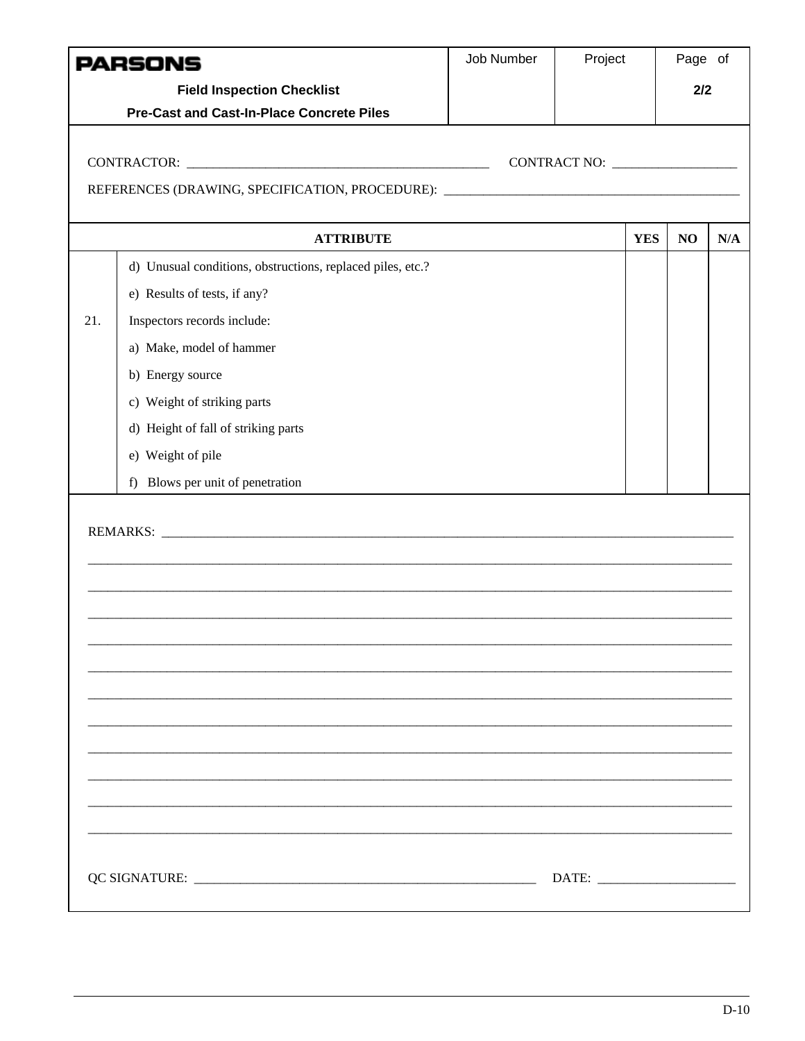| PARSONS<br>**Field Inspection Checklist**<br>**Pre-Cast and Cast-In-Place Concrete Piles** | Job Number | Project | Page of<br>**2/2** |
|---|---|---|---|

CONTRACTOR: _______________________________________________ CONTRACT NO: ___________________

REFERENCES (DRAWING, SPECIFICATION, PROCEDURE): _____________________________________________

| | ATTRIBUTE | YES | NO | N/A |
|---|---|---|---|---|
| | d) Unusual conditions, obstructions, replaced piles, etc.? | | | |
| | e) Results of tests, if any? | | | |
| 21. | Inspectors records include: | | | |
| | a) Make, model of hammer | | | |
| | b) Energy source | | | |
| | c) Weight of striking parts | | | |
| | d) Height of fall of striking parts | | | |
| | e) Weight of pile | | | |
| | f) Blows per unit of penetration | | | |

REMARKS: ______________________________________________________________________________________

______________________________________________________________________________________________

______________________________________________________________________________________________

______________________________________________________________________________________________

______________________________________________________________________________________________

______________________________________________________________________________________________

______________________________________________________________________________________________

______________________________________________________________________________________________

______________________________________________________________________________________________

______________________________________________________________________________________________

______________________________________________________________________________________________

______________________________________________________________________________________________

QC SIGNATURE: _____________________________________________________ DATE: ____________________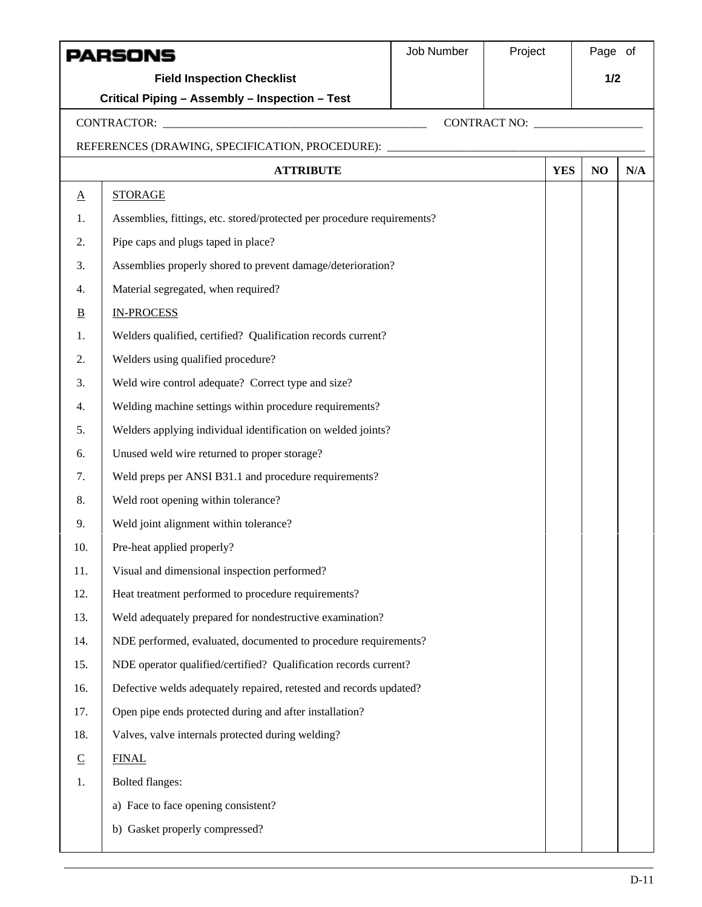| **PARSONS** Field Inspection Checklist Critical Piping – Assembly – Inspection – Test | Job Number | Project | Page of 1/2 |
|---|---|---|---|

CONTRACTOR: ______________________________________________ CONTRACT NO: ___________________

REFERENCES (DRAWING, SPECIFICATION, PROCEDURE): _____________________________________________

| | ATTRIBUTE | YES | NO | N/A |
|---|---|---|---|---|
| A | STORAGE | | | |
| 1. | Assemblies, fittings, etc. stored/protected per procedure requirements? | | | |
| 2. | Pipe caps and plugs taped in place? | | | |
| 3. | Assemblies properly shored to prevent damage/deterioration? | | | |
| 4. | Material segregated, when required? | | | |
| B | IN-PROCESS | | | |
| 1. | Welders qualified, certified? Qualification records current? | | | |
| 2. | Welders using qualified procedure? | | | |
| 3. | Weld wire control adequate? Correct type and size? | | | |
| 4. | Welding machine settings within procedure requirements? | | | |
| 5. | Welders applying individual identification on welded joints? | | | |
| 6. | Unused weld wire returned to proper storage? | | | |
| 7. | Weld preps per ANSI B31.1 and procedure requirements? | | | |
| 8. | Weld root opening within tolerance? | | | |
| 9. | Weld joint alignment within tolerance? | | | |
| 10. | Pre-heat applied properly? | | | |
| 11. | Visual and dimensional inspection performed? | | | |
| 12. | Heat treatment performed to procedure requirements? | | | |
| 13. | Weld adequately prepared for nondestructive examination? | | | |
| 14. | NDE performed, evaluated, documented to procedure requirements? | | | |
| 15. | NDE operator qualified/certified? Qualification records current? | | | |
| 16. | Defective welds adequately repaired, retested and records updated? | | | |
| 17. | Open pipe ends protected during and after installation? | | | |
| 18. | Valves, valve internals protected during welding? | | | |
| C | FINAL | | | |
| 1. | Bolted flanges: | | | |
| | a) Face to face opening consistent? | | | |
| | b) Gasket properly compressed? | | | |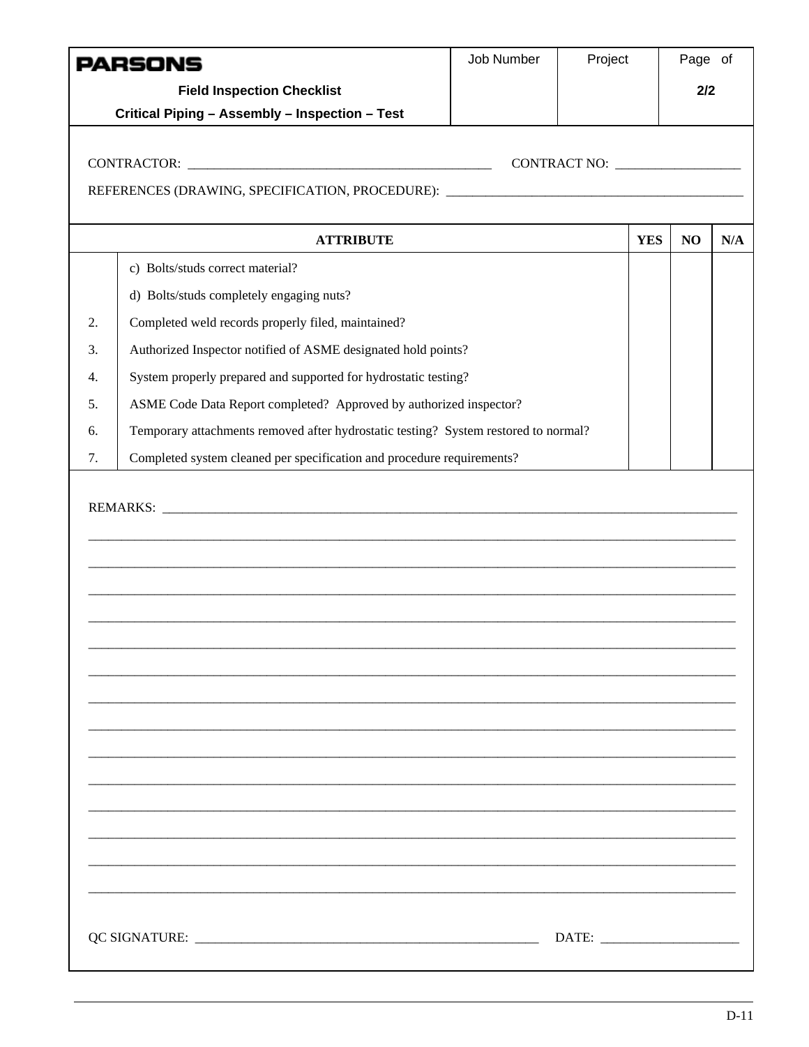| PARSONS<br>**Field Inspection Checklist**<br>**Critical Piping – Assembly – Inspection – Test** | Job Number | Project | Page of<br>**2/2** |
|---|---|---|---|

CONTRACTOR: ______________________________________________ CONTRACT NO: ___________________

REFERENCES (DRAWING, SPECIFICATION, PROCEDURE): ______________________________________________

| | ATTRIBUTE | YES | NO | N/A |
|---|---|---|---|---|
| | c) Bolts/studs correct material? | | | |
| | d) Bolts/studs completely engaging nuts? | | | |
| 2. | Completed weld records properly filed, maintained? | | | |
| 3. | Authorized Inspector notified of ASME designated hold points? | | | |
| 4. | System properly prepared and supported for hydrostatic testing? | | | |
| 5. | ASME Code Data Report completed? Approved by authorized inspector? | | | |
| 6. | Temporary attachments removed after hydrostatic testing? System restored to normal? | | | |
| 7. | Completed system cleaned per specification and procedure requirements? | | | |

REMARKS: ________________________________________________________________________________________

____________________________________________________________________________________________________

____________________________________________________________________________________________________

____________________________________________________________________________________________________

____________________________________________________________________________________________________

____________________________________________________________________________________________________

____________________________________________________________________________________________________

____________________________________________________________________________________________________

____________________________________________________________________________________________________

____________________________________________________________________________________________________

____________________________________________________________________________________________________

____________________________________________________________________________________________________

____________________________________________________________________________________________________

____________________________________________________________________________________________________

____________________________________________________________________________________________________

QC SIGNATURE: _____________________________________________________ DATE: _____________________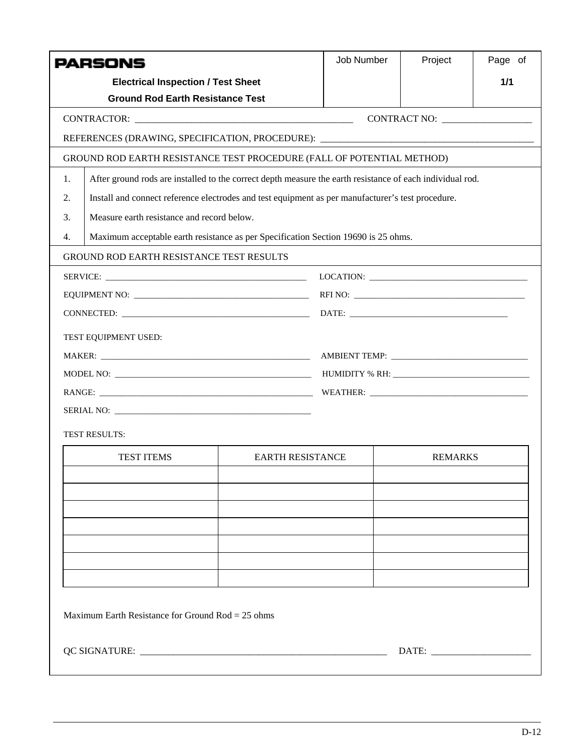| PARSONS<br>**Electrical Inspection / Test Sheet**<br>**Ground Rod Earth Resistance Test** | Job Number | Project | Page of<br>**1/1** |
|---|---|---|---|

CONTRACTOR: ______________________________________________ CONTRACT NO: ___________________

REFERENCES (DRAWING, SPECIFICATION, PROCEDURE): ____________________________________________

GROUND ROD EARTH RESISTANCE TEST PROCEDURE (FALL OF POTENTIAL METHOD)

1. After ground rods are installed to the correct depth measure the earth resistance of each individual rod.
2. Install and connect reference electrodes and test equipment as per manufacturer's test procedure.
3. Measure earth resistance and record below.
4. Maximum acceptable earth resistance as per Specification Section 19690 is 25 ohms.

GROUND ROD EARTH RESISTANCE TEST RESULTS

SERVICE: ________________________________________________ LOCATION: ____________________________________

EQUIPMENT NO: ________________________________________ RFI NO: ________________________________________

CONNECTED: ____________________________________________ DATE: ______________________________________

TEST EQUIPMENT USED:

MAKER: ________________________________________________ AMBIENT TEMP: _______________________________

MODEL NO: _____________________________________________ HUMIDITY % RH: ______________________________

RANGE: ________________________________________________ WEATHER: ___________________________________

SERIAL NO: _____________________________________________

TEST RESULTS:

| TEST ITEMS | EARTH RESISTANCE | REMARKS |
|---|---|---|
| | | |
| | | |
| | | |
| | | |
| | | |
| | | |
| | | |

Maximum Earth Resistance for Ground Rod = 25 ohms

QC SIGNATURE: _______________________________________________________ DATE: _____________________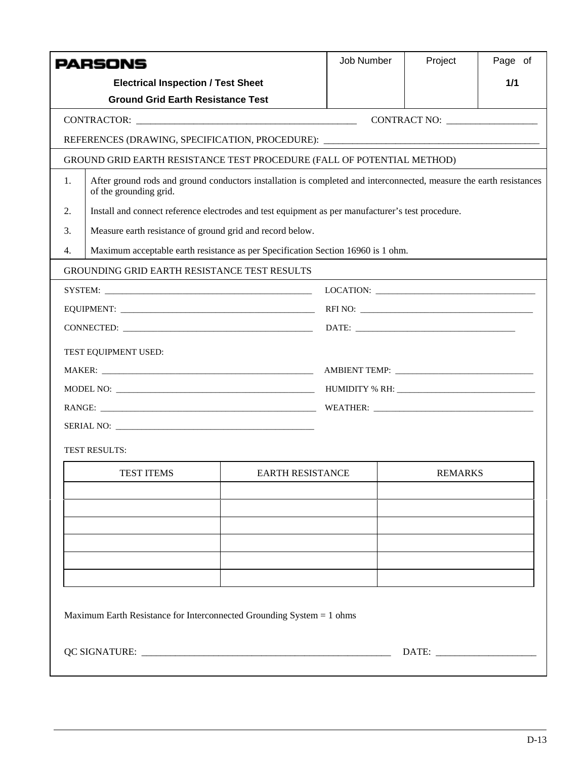| **PARSONS**<br>**Electrical Inspection / Test Sheet**<br>**Ground Grid Earth Resistance Test** | Job Number | Project | Page of<br>**1/1** |
|---|---|---|---|

CONTRACTOR: ______________________________________________ CONTRACT NO: ___________________

REFERENCES (DRAWING, SPECIFICATION, PROCEDURE): ____________________________________________

GROUND GRID EARTH RESISTANCE TEST PROCEDURE (FALL OF POTENTIAL METHOD)

1. After ground rods and ground conductors installation is completed and interconnected, measure the earth resistances of the grounding grid.
2. Install and connect reference electrodes and test equipment as per manufacturer's test procedure.
3. Measure earth resistance of ground grid and record below.
4. Maximum acceptable earth resistance as per Specification Section 16960 is 1 ohm.

GROUNDING GRID EARTH RESISTANCE TEST RESULTS

SYSTEM: ________________________________________________ LOCATION: ____________________________________

EQUIPMENT: _____________________________________________ RFI NO: ________________________________________

CONNECTED: ____________________________________________ DATE: ____________________________________

TEST EQUIPMENT USED:

MAKER: _________________________________________________ AMBIENT TEMP: _______________________________

MODEL NO: ______________________________________________ HUMIDITY % RH: _______________________________

RANGE: _________________________________________________ WEATHER: ____________________________________

SERIAL NO: ______________________________________________

TEST RESULTS:

| TEST ITEMS | EARTH RESISTANCE | REMARKS |
|---|---|---|
| | | |
| | | |
| | | |
| | | |
| | | |
| | | |

Maximum Earth Resistance for Interconnected Grounding System = 1 ohms

QC SIGNATURE: _____________________________________________________ DATE: _____________________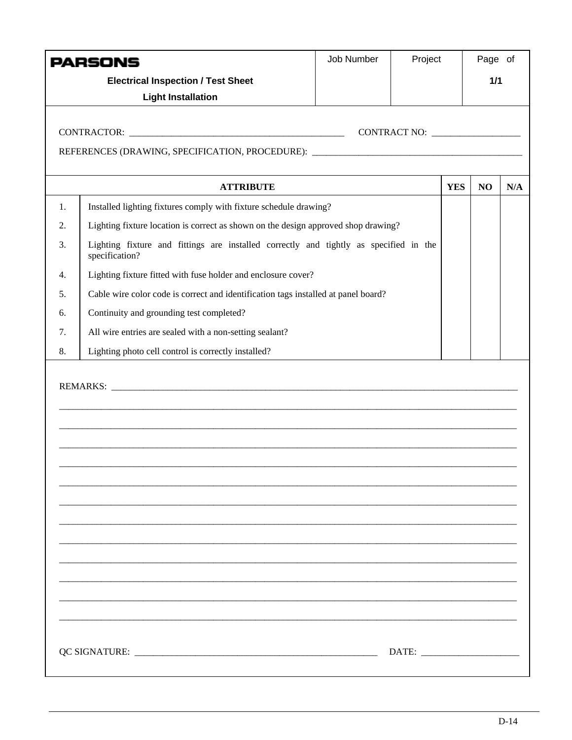| PARSONS<br>**Electrical Inspection / Test Sheet**<br>**Light Installation** | Job Number | Project | Page of<br>**1/1** |
|---|---|---|---|

CONTRACTOR: ______________________________________________ CONTRACT NO: __________________

REFERENCES (DRAWING, SPECIFICATION, PROCEDURE): ____________________________________________

| | ATTRIBUTE | YES | NO | N/A |
|---|---|---|---|---|
| 1. | Installed lighting fixtures comply with fixture schedule drawing? | | | |
| 2. | Lighting fixture location is correct as shown on the design approved shop drawing? | | | |
| 3. | Lighting fixture and fittings are installed correctly and tightly as specified in the specification? | | | |
| 4. | Lighting fixture fitted with fuse holder and enclosure cover? | | | |
| 5. | Cable wire color code is correct and identification tags installed at panel board? | | | |
| 6. | Continuity and grounding test completed? | | | |
| 7. | All wire entries are sealed with a non-setting sealant? | | | |
| 8. | Lighting photo cell control is correctly installed? | | | |

REMARKS: ________________________________________________________________________________________

_______________________________________________________________________________________________

_______________________________________________________________________________________________

_______________________________________________________________________________________________

_______________________________________________________________________________________________

_______________________________________________________________________________________________

_______________________________________________________________________________________________

_______________________________________________________________________________________________

_______________________________________________________________________________________________

_______________________________________________________________________________________________

_______________________________________________________________________________________________

_______________________________________________________________________________________________

_______________________________________________________________________________________________

QC SIGNATURE: ____________________________________________________ DATE: ____________________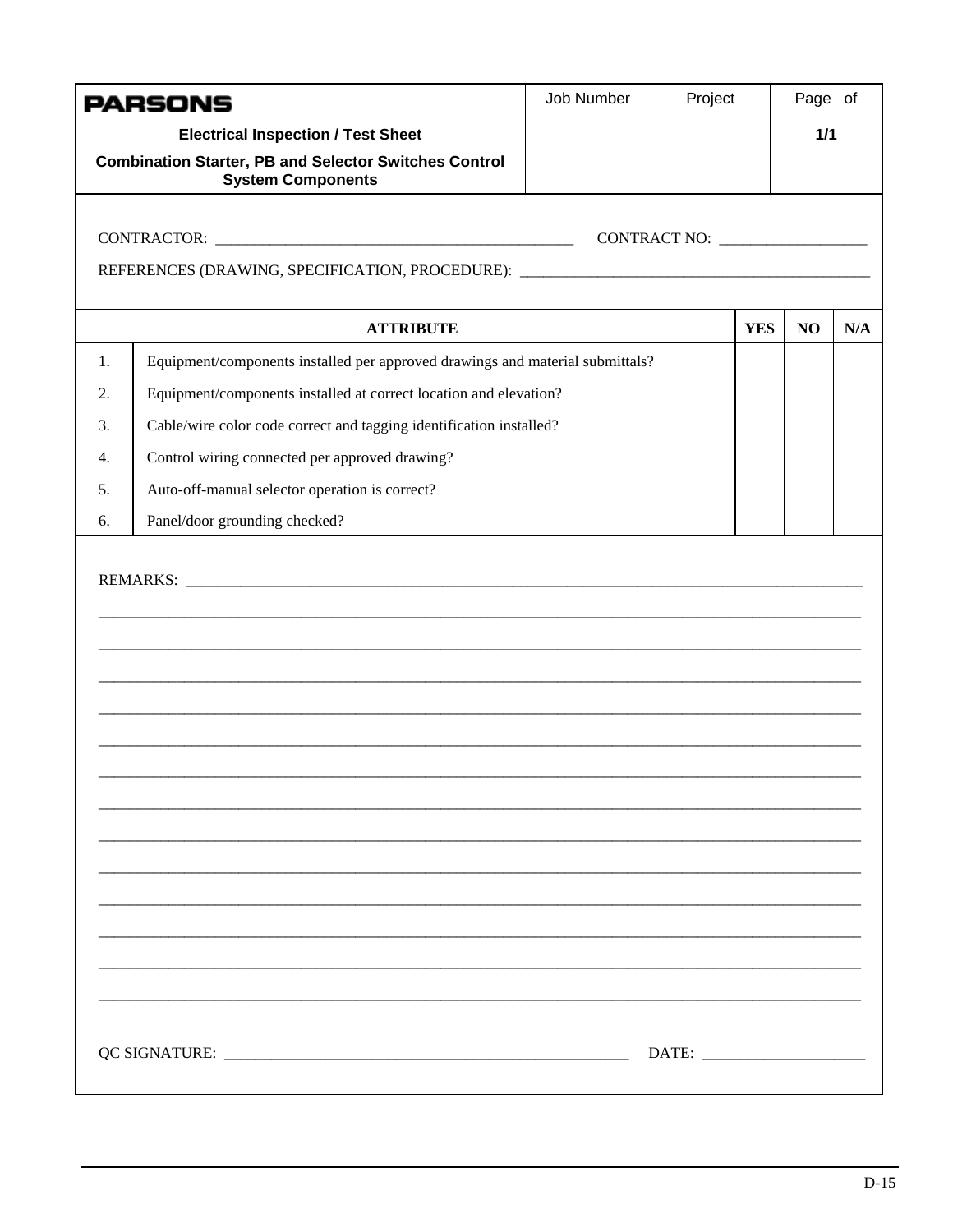| PARSONS<br>**Electrical Inspection / Test Sheet**<br>**Combination Starter, PB and Selector Switches Control System Components** | Job Number | Project | Page of<br>**1/1** |
|---|---|---|---|

CONTRACTOR: _______________________________________________ CONTRACT NO: ___________________

REFERENCES (DRAWING, SPECIFICATION, PROCEDURE): ____________________________________________

| | ATTRIBUTE | YES | NO | N/A |
|---|---|---|---|---|
| 1. | Equipment/components installed per approved drawings and material submittals? | | | |
| 2. | Equipment/components installed at correct location and elevation? | | | |
| 3. | Cable/wire color code correct and tagging identification installed? | | | |
| 4. | Control wiring connected per approved drawing? | | | |
| 5. | Auto-off-manual selector operation is correct? | | | |
| 6. | Panel/door grounding checked? | | | |

REMARKS: ___________________________________________________________________________________________

___________________________________________________________________________________________________

___________________________________________________________________________________________________

___________________________________________________________________________________________________

___________________________________________________________________________________________________

___________________________________________________________________________________________________

___________________________________________________________________________________________________

___________________________________________________________________________________________________

___________________________________________________________________________________________________

___________________________________________________________________________________________________

___________________________________________________________________________________________________

___________________________________________________________________________________________________

___________________________________________________________________________________________________

___________________________________________________________________________________________________

QC SIGNATURE: _____________________________________________________ DATE: _____________________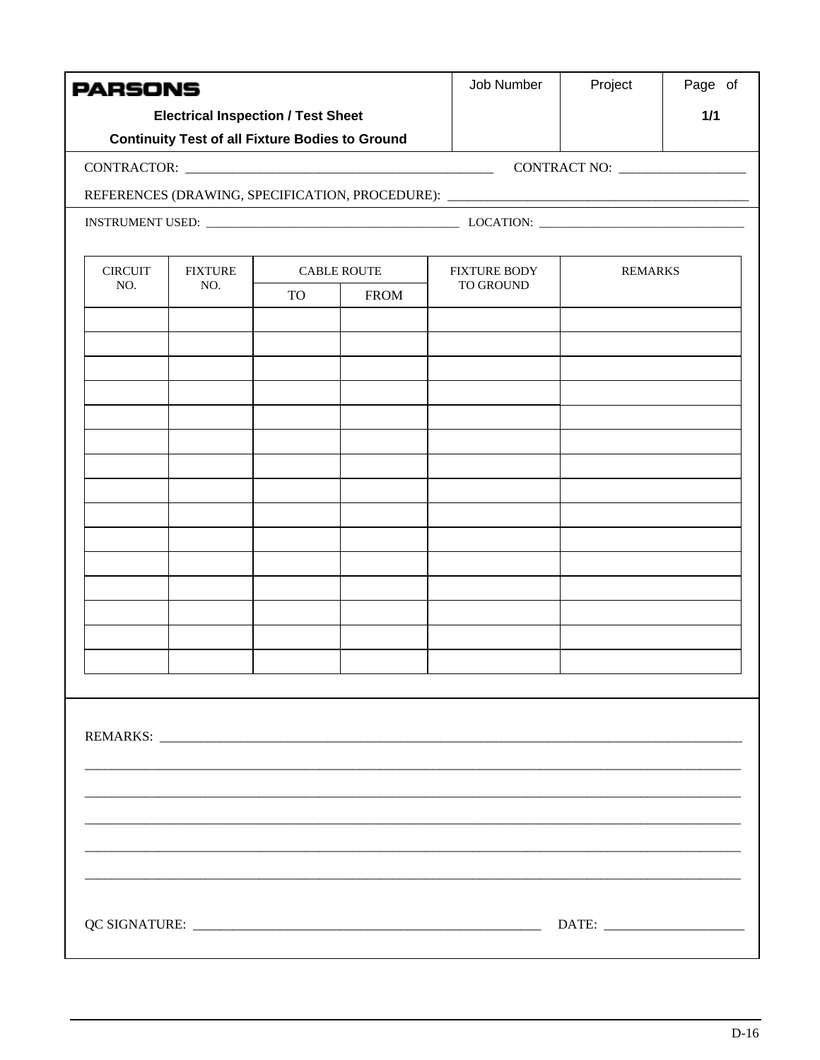**PARSONS**

**Electrical Inspection / Test Sheet**

**Continuity Test of all Fixture Bodies to Ground**

| Job Number | Project | Page of |
|---|---|---|
| | | **1/1** |

CONTRACTOR: ______________________________________________ CONTRACT NO: __________________

REFERENCES (DRAWING, SPECIFICATION, PROCEDURE): ____________________________________________

INSTRUMENT USED: ________________________________________ LOCATION: ________________________________

| CIRCUIT NO. | FIXTURE NO. | CABLE ROUTE | | FIXTURE BODY TO GROUND | REMARKS |
|---|---|---|---|---|---|
| | | TO | FROM | | |
| | | | | | |
| | | | | | |
| | | | | | |
| | | | | | |
| | | | | | |
| | | | | | |
| | | | | | |
| | | | | | |
| | | | | | |
| | | | | | |
| | | | | | |
| | | | | | |
| | | | | | |
| | | | | | |
| | | | | | |

REMARKS: _____________________________________________________________________________________

_____________________________________________________________________________________________

_____________________________________________________________________________________________

_____________________________________________________________________________________________

_____________________________________________________________________________________________

_____________________________________________________________________________________________

QC SIGNATURE: ____________________________________________________ DATE: ____________________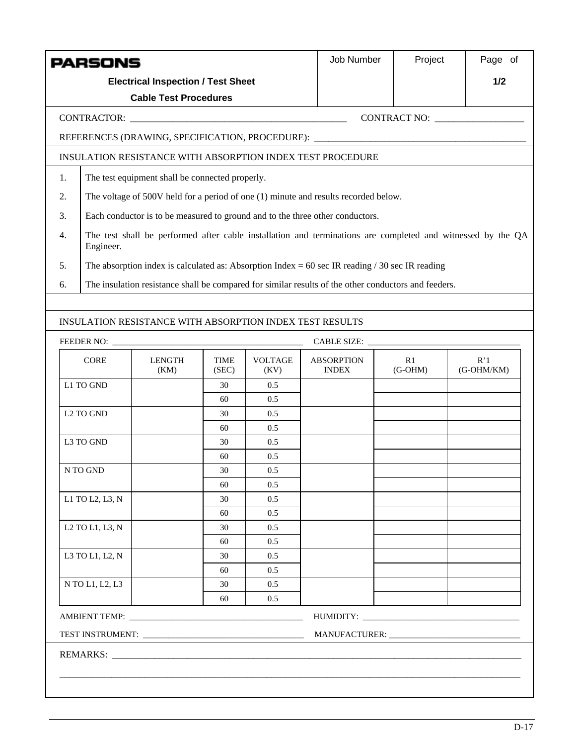| PARSONS<br>**Electrical Inspection / Test Sheet**<br>**Cable Test Procedures** | Job Number | Project | Page of<br>**1/2** |
|---|---|---|---|

CONTRACTOR: ______________________________________________ CONTRACT NO: ___________________

REFERENCES (DRAWING, SPECIFICATION, PROCEDURE): ____________________________________________

INSULATION RESISTANCE WITH ABSORPTION INDEX TEST PROCEDURE

1. The test equipment shall be connected properly.
2. The voltage of 500V held for a period of one (1) minute and results recorded below.
3. Each conductor is to be measured to ground and to the three other conductors.
4. The test shall be performed after cable installation and terminations are completed and witnessed by the QA Engineer.
5. The absorption index is calculated as: Absorption Index = 60 sec IR reading / 30 sec IR reading
6. The insulation resistance shall be compared for similar results of the other conductors and feeders.

INSULATION RESISTANCE WITH ABSORPTION INDEX TEST RESULTS

FEEDER NO: ____________________________________________ CABLE SIZE: ___________________________________

| CORE | LENGTH (KM) | TIME (SEC) | VOLTAGE (KV) | ABSORPTION INDEX | R1 (G-OHM) | R'1 (G-OHM/KM) |
|---|---|---|---|---|---|---|
| L1 TO GND | | 30 | 0.5 | | | |
| | | 60 | 0.5 | | | |
| L2 TO GND | | 30 | 0.5 | | | |
| | | 60 | 0.5 | | | |
| L3 TO GND | | 30 | 0.5 | | | |
| | | 60 | 0.5 | | | |
| N TO GND | | 30 | 0.5 | | | |
| | | 60 | 0.5 | | | |
| L1 TO L2, L3, N | | 30 | 0.5 | | | |
| | | 60 | 0.5 | | | |
| L2 TO L1, L3, N | | 30 | 0.5 | | | |
| | | 60 | 0.5 | | | |
| L3 TO L1, L2, N | | 30 | 0.5 | | | |
| | | 60 | 0.5 | | | |
| N TO L1, L2, L3 | | 30 | 0.5 | | | |
| | | 60 | 0.5 | | | |

AMBIENT TEMP: ________________________________________ HUMIDITY: ____________________________________

TEST INSTRUMENT: ____________________________________ MANUFACTURER: _______________________________

REMARKS: ___________________________________________________________________________________________

_____________________________________________________________________________________________________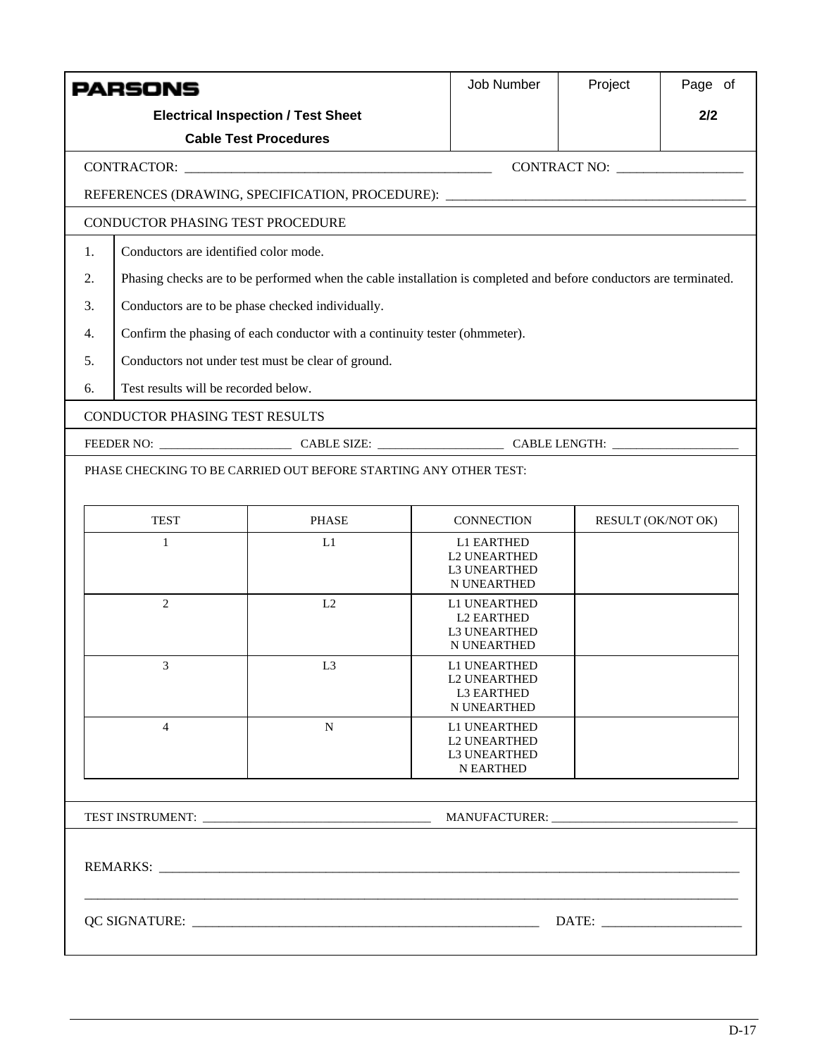**PARSONS**

| Electrical Inspection / Test Sheet<br>Cable Test Procedures | Job Number | Project | Page of<br>2/2 |
|---|---|---|---|

CONTRACTOR: ______________________________________________ CONTRACT NO: ___________________

REFERENCES (DRAWING, SPECIFICATION, PROCEDURE): _____________________________________________

CONDUCTOR PHASING TEST PROCEDURE

1. Conductors are identified color mode.
2. Phasing checks are to be performed when the cable installation is completed and before conductors are terminated.
3. Conductors are to be phase checked individually.
4. Confirm the phasing of each conductor with a continuity tester (ohmmeter).
5. Conductors not under test must be clear of ground.
6. Test results will be recorded below.

CONDUCTOR PHASING TEST RESULTS

FEEDER NO: _____________________ CABLE SIZE: ____________________ CABLE LENGTH: _____________________

PHASE CHECKING TO BE CARRIED OUT BEFORE STARTING ANY OTHER TEST:

| TEST | PHASE | CONNECTION | RESULT (OK/NOT OK) |
|---|---|---|---|
| 1 | L1 | L1 EARTHED<br>L2 UNEARTHED<br>L3 UNEARTHED<br>N UNEARTHED | |
| 2 | L2 | L1 UNEARTHED<br>L2 EARTHED<br>L3 UNEARTHED<br>N UNEARTHED | |
| 3 | L3 | L1 UNEARTHED<br>L2 UNEARTHED<br>L3 EARTHED<br>N UNEARTHED | |
| 4 | N | L1 UNEARTHED<br>L2 UNEARTHED<br>L3 UNEARTHED<br>N EARTHED | |

TEST INSTRUMENT: _____________________________________ MANUFACTURER: _______________________________

REMARKS: _____________________________________________________________________________________________

_______________________________________________________________________________________________________

QC SIGNATURE: _______________________________________________________ DATE: _____________________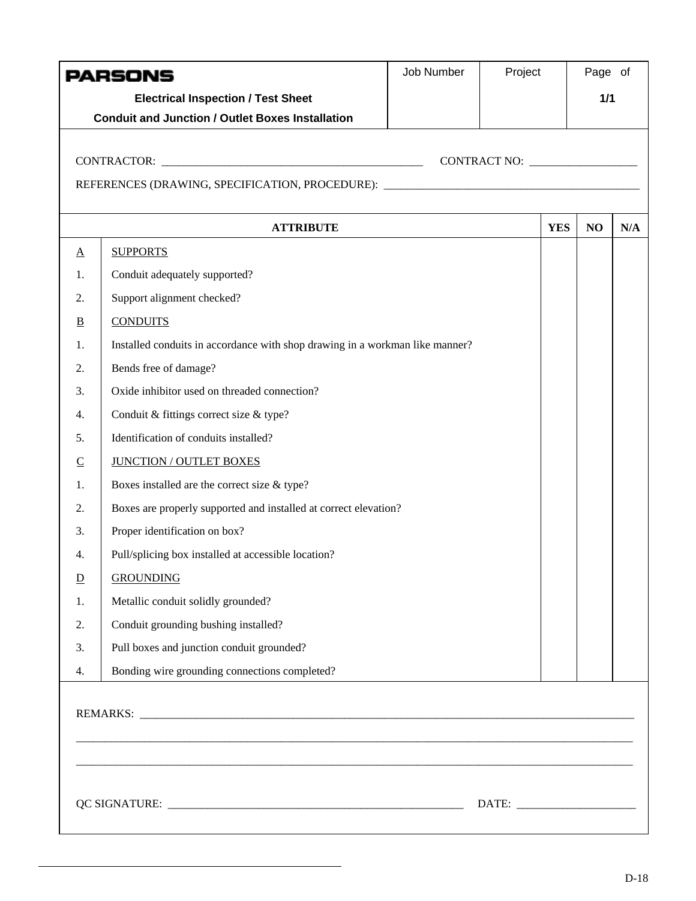| PARSONS<br>**Electrical Inspection / Test Sheet**<br>**Conduit and Junction / Outlet Boxes Installation** | Job Number | Project | Page of<br>**1/1** |
|---|---|---|---|

CONTRACTOR: ______________________________________________ CONTRACT NO: ___________________

REFERENCES (DRAWING, SPECIFICATION, PROCEDURE): ______________________________________________

| | ATTRIBUTE | YES | NO | N/A |
|---|---|---|---|---|
| A | SUPPORTS | | | |
| 1. | Conduit adequately supported? | | | |
| 2. | Support alignment checked? | | | |
| B | CONDUITS | | | |
| 1. | Installed conduits in accordance with shop drawing in a workman like manner? | | | |
| 2. | Bends free of damage? | | | |
| 3. | Oxide inhibitor used on threaded connection? | | | |
| 4. | Conduit & fittings correct size & type? | | | |
| 5. | Identification of conduits installed? | | | |
| C | JUNCTION / OUTLET BOXES | | | |
| 1. | Boxes installed are the correct size & type? | | | |
| 2. | Boxes are properly supported and installed at correct elevation? | | | |
| 3. | Proper identification on box? | | | |
| 4. | Pull/splicing box installed at accessible location? | | | |
| D | GROUNDING | | | |
| 1. | Metallic conduit solidly grounded? | | | |
| 2. | Conduit grounding bushing installed? | | | |
| 3. | Pull boxes and junction conduit grounded? | | | |
| 4. | Bonding wire grounding connections completed? | | | |

REMARKS: ______________________________________________________________________________________

______________________________________________________________________________________________

______________________________________________________________________________________________

QC SIGNATURE: ______________________________________________________ DATE: _____________________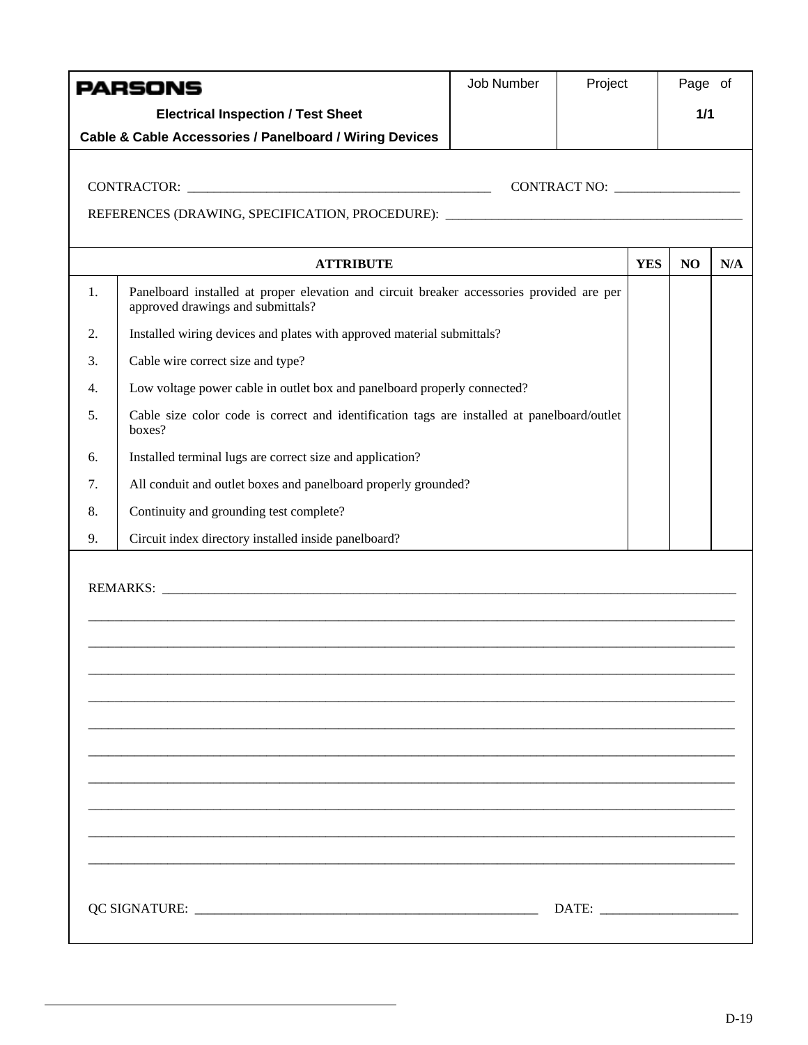| PARSONS<br>**Electrical Inspection / Test Sheet**<br>**Cable & Cable Accessories / Panelboard / Wiring Devices** | Job Number | Project | Page of<br>**1/1** |
|---|---|---|---|

CONTRACTOR: _______________________________________________ CONTRACT NO: ___________________

REFERENCES (DRAWING, SPECIFICATION, PROCEDURE): _____________________________________________

| | ATTRIBUTE | YES | NO | N/A |
|---|---|---|---|---|
| 1. | Panelboard installed at proper elevation and circuit breaker accessories provided are per approved drawings and submittals? | | | |
| 2. | Installed wiring devices and plates with approved material submittals? | | | |
| 3. | Cable wire correct size and type? | | | |
| 4. | Low voltage power cable in outlet box and panelboard properly connected? | | | |
| 5. | Cable size color code is correct and identification tags are installed at panelboard/outlet boxes? | | | |
| 6. | Installed terminal lugs are correct size and application? | | | |
| 7. | All conduit and outlet boxes and panelboard properly grounded? | | | |
| 8. | Continuity and grounding test complete? | | | |
| 9. | Circuit index directory installed inside panelboard? | | | |

REMARKS: ___________________________________________________________________________________________

___________________________________________________________________________________________________

___________________________________________________________________________________________________

___________________________________________________________________________________________________

___________________________________________________________________________________________________

___________________________________________________________________________________________________

___________________________________________________________________________________________________

___________________________________________________________________________________________________

___________________________________________________________________________________________________

___________________________________________________________________________________________________

___________________________________________________________________________________________________

QC SIGNATURE: _____________________________________________________ DATE: _____________________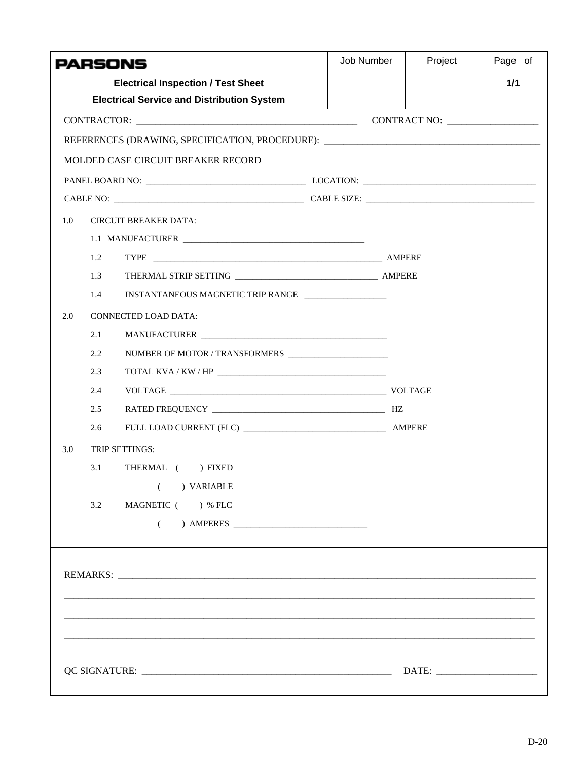| PARSONS<br>**Electrical Inspection / Test Sheet**<br>**Electrical Service and Distribution System** | Job Number | Project | Page of<br>**1/1** |
|---|---|---|---|

CONTRACTOR: _______________________________________________ CONTRACT NO: ___________________

REFERENCES (DRAWING, SPECIFICATION, PROCEDURE): ____________________________________________

MOLDED CASE CIRCUIT BREAKER RECORD

PANEL BOARD NO: ___________________________________ LOCATION: ______________________________________

CABLE NO: ___________________________________________ CABLE SIZE: _____________________________________

1.0 CIRCUIT BREAKER DATA:

- 1.1 MANUFACTURER ________________________________________
- 1.2 TYPE ______________________________________________________ AMPERE
- 1.3 THERMAL STRIP SETTING _________________________________ AMPERE
- 1.4 INSTANTANEOUS MAGNETIC TRIP RANGE ___________________

2.0 CONNECTED LOAD DATA:

- 2.1 MANUFACTURER __________________________________________
- 2.2 NUMBER OF MOTOR / TRANSFORMERS _______________________
- 2.3 TOTAL KVA / KW / HP ______________________________________
- 2.4 VOLTAGE _____________________________________________________ VOLTAGE
- 2.5 RATED FREQUENCY ________________________________________ HZ
- 2.6 FULL LOAD CURRENT (FLC) _________________________________ AMPERE

3.0 TRIP SETTINGS:

- 3.1 THERMAL ( ) FIXED
  - ( ) VARIABLE
- 3.2 MAGNETIC ( ) % FLC
  - ( ) AMPERES _______________________________

REMARKS: ______________________________________________________________________________________________

_______________________________________________________________________________________________________

_______________________________________________________________________________________________________

_______________________________________________________________________________________________________

QC SIGNATURE: ____________________________________________________ DATE: ____________________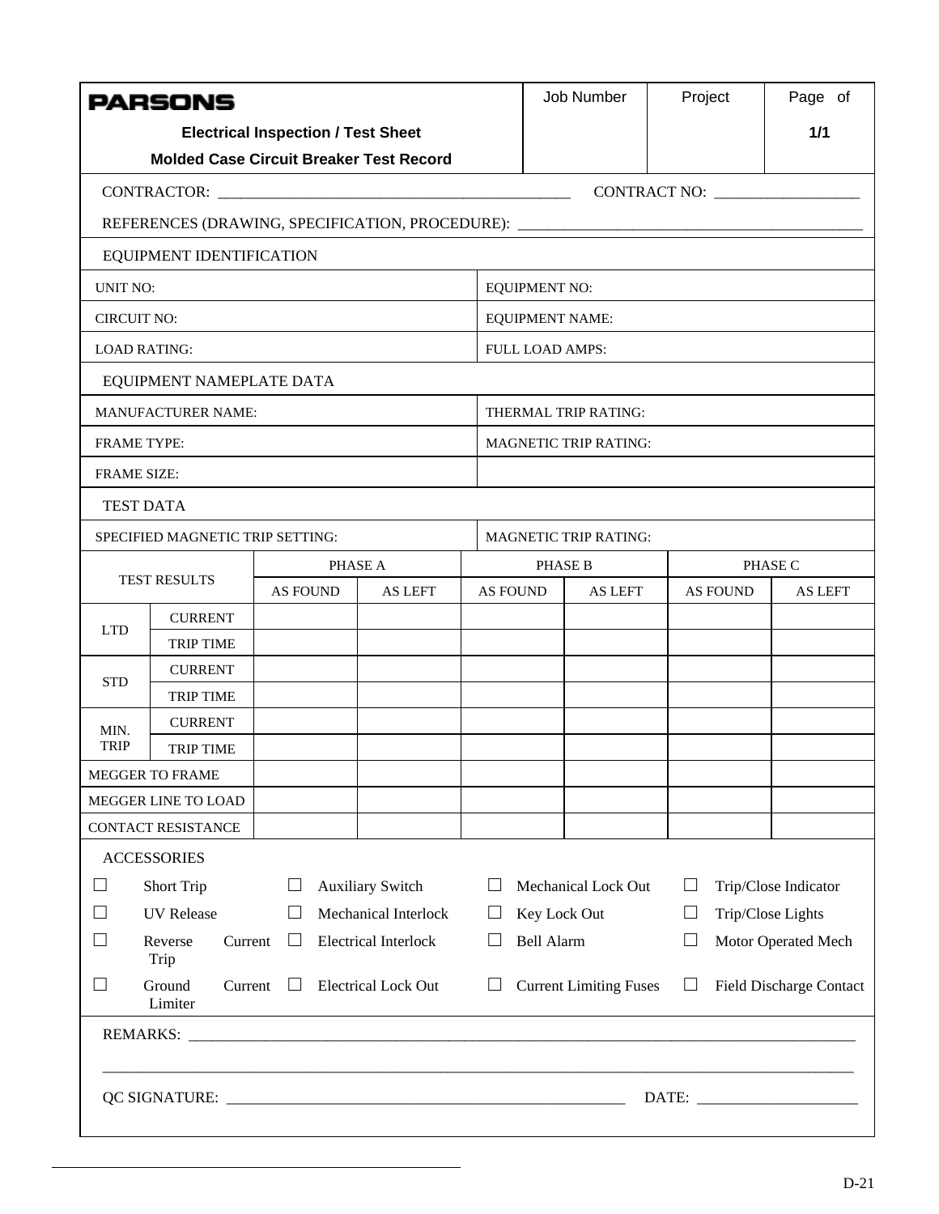| PARSONS<br>**Electrical Inspection / Test Sheet**<br>**Molded Case Circuit Breaker Test Record** | Job Number | Project | Page of<br>**1/1** |
|---|---|---|---|

CONTRACTOR: ____________________________________________ CONTRACT NO: ___________________

REFERENCES (DRAWING, SPECIFICATION, PROCEDURE): ____________________________________________

EQUIPMENT IDENTIFICATION

| | |
|---|---|
| UNIT NO: | EQUIPMENT NO: |
| CIRCUIT NO: | EQUIPMENT NAME: |
| LOAD RATING: | FULL LOAD AMPS: |

EQUIPMENT NAMEPLATE DATA

| | |
|---|---|
| MANUFACTURER NAME: | THERMAL TRIP RATING: |
| FRAME TYPE: | MAGNETIC TRIP RATING: |
| FRAME SIZE: | |

TEST DATA

| | |
|---|---|
| SPECIFIED MAGNETIC TRIP SETTING: | MAGNETIC TRIP RATING: |

| TEST RESULTS | | PHASE A | | PHASE B | | PHASE C | |
|---|---|---|---|---|---|---|---|
| | | AS FOUND | AS LEFT | AS FOUND | AS LEFT | AS FOUND | AS LEFT |
| LTD | CURRENT | | | | | | |
| | TRIP TIME | | | | | | |
| STD | CURRENT | | | | | | |
| | TRIP TIME | | | | | | |
| MIN. TRIP | CURRENT | | | | | | |
| | TRIP TIME | | | | | | |
| MEGGER TO FRAME | | | | | | | |
| MEGGER LINE TO LOAD | | | | | | | |
| CONTACT RESISTANCE | | | | | | | |

ACCESSORIES

| | | | |
|---|---|---|---|
| ☐ Short Trip | ☐ Auxiliary Switch | ☐ Mechanical Lock Out | ☐ Trip/Close Indicator |
| ☐ UV Release | ☐ Mechanical Interlock | ☐ Key Lock Out | ☐ Trip/Close Lights |
| ☐ Reverse Current Trip | ☐ Electrical Interlock | ☐ Bell Alarm | ☐ Motor Operated Mech |
| ☐ Ground Current Limiter | ☐ Electrical Lock Out | ☐ Current Limiting Fuses | ☐ Field Discharge Contact |

REMARKS: ____________________________________________________________________________________

____________________________________________________________________________________________

QC SIGNATURE: ____________________________________________________ DATE: _____________________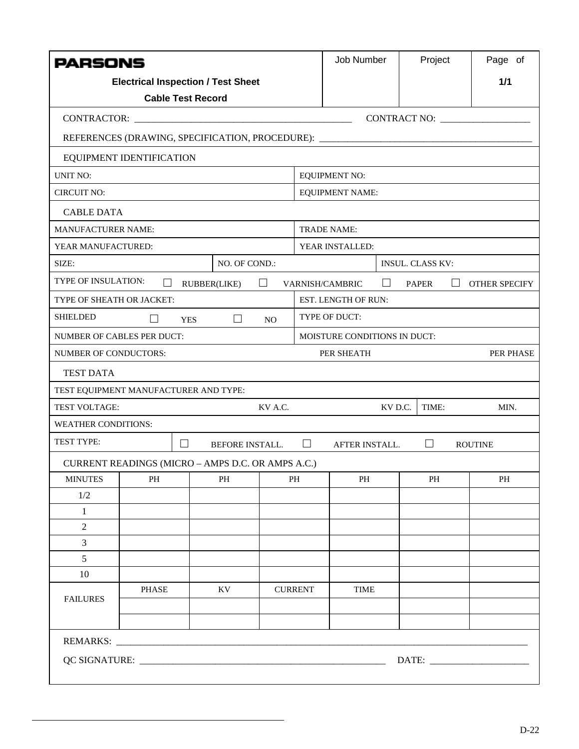| **PARSONS** | Job Number | Project | Page of |
|---|---|---|---|
| **Electrical Inspection / Test Sheet** | | | **1/1** |
| **Cable Test Record** | | | |

CONTRACTOR: ____________________________________________ CONTRACT NO: ___________________

REFERENCES (DRAWING, SPECIFICATION, PROCEDURE): ___________________________________________

EQUIPMENT IDENTIFICATION

| | |
|---|---|
| UNIT NO: | EQUIPMENT NO: |
| CIRCUIT NO: | EQUIPMENT NAME: |

CABLE DATA

| | |
|---|---|
| MANUFACTURER NAME: | TRADE NAME: |
| YEAR MANUFACTURED: | YEAR INSTALLED: |

SIZE: NO. OF COND.: INSUL. CLASS KV:

TYPE OF INSULATION: ☐ RUBBER(LIKE) ☐ VARNISH/CAMBRIC ☐ PAPER ☐ OTHER SPECIFY

| | |
|---|---|
| TYPE OF SHEATH OR JACKET: | EST. LENGTH OF RUN: |
| SHIELDED ☐ YES ☐ NO | TYPE OF DUCT: |
| NUMBER OF CABLES PER DUCT: | MOISTURE CONDITIONS IN DUCT: |

NUMBER OF CONDUCTORS: PER SHEATH PER PHASE

TEST DATA

TEST EQUIPMENT MANUFACTURER AND TYPE:

TEST VOLTAGE: KV A.C. KV D.C. TIME: MIN.

WEATHER CONDITIONS:

TEST TYPE: ☐ BEFORE INSTALL. ☐ AFTER INSTALL. ☐ ROUTINE

CURRENT READINGS (MICRO – AMPS D.C. OR AMPS A.C.)

| MINUTES | PH | PH | PH | PH | PH | PH |
|---|---|---|---|---|---|---|
| 1/2 | | | | | | |
| 1 | | | | | | |
| 2 | | | | | | |
| 3 | | | | | | |
| 5 | | | | | | |
| 10 | | | | | | |
| FAILURES | PHASE | KV | CURRENT | TIME | | |
| | | | | | | |
| | | | | | | |

REMARKS: ___________________________________________________________________________

QC SIGNATURE: ____________________________________________ DATE: ____________________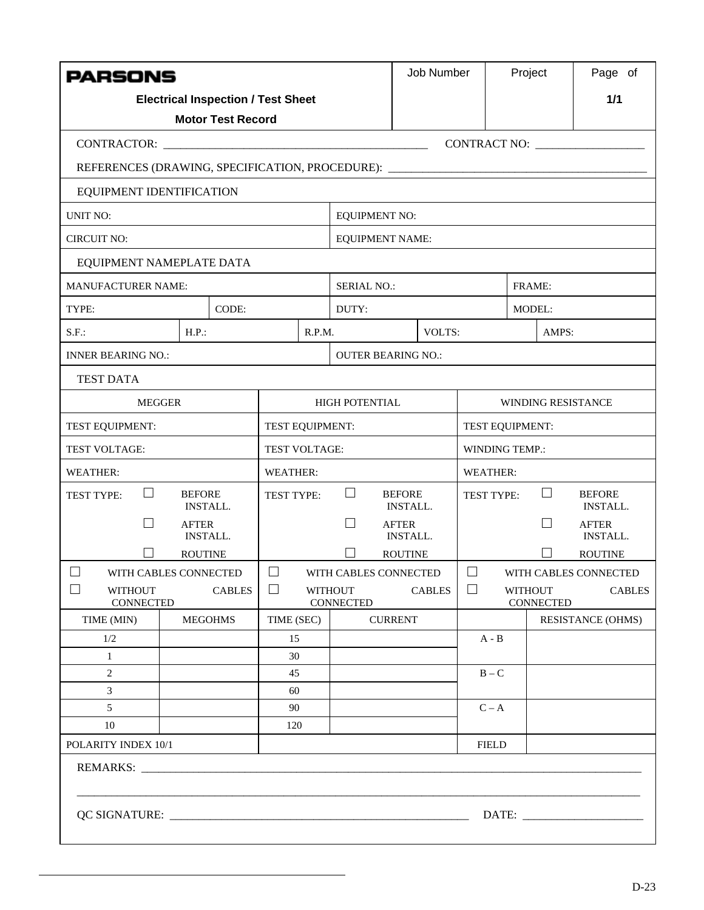| **PARSONS** Electrical Inspection / Test Sheet Motor Test Record | Job Number | Project | Page of 1/1 |
|---|---|---|---|

CONTRACTOR: ____________________________________________ CONTRACT NO: __________________

REFERENCES (DRAWING, SPECIFICATION, PROCEDURE): ___________________________________________

EQUIPMENT IDENTIFICATION

| UNIT NO: | EQUIPMENT NO: |
|---|---|
| CIRCUIT NO: | EQUIPMENT NAME: |

EQUIPMENT NAMEPLATE DATA

| MANUFACTURER NAME: | | SERIAL NO.: | | FRAME: | |
|---|---|---|---|---|---|
| TYPE: | CODE: | DUTY: | | MODEL: | |
| S.F.: | H.P.: | R.P.M. | VOLTS: | AMPS: | |
| INNER BEARING NO.: | | OUTER BEARING NO.: | | | |

TEST DATA

| MEGGER | | HIGH POTENTIAL | | WINDING RESISTANCE | |
|---|---|---|---|---|---|
| TEST EQUIPMENT: | | TEST EQUIPMENT: | | TEST EQUIPMENT: | |
| TEST VOLTAGE: | | TEST VOLTAGE: | | WINDING TEMP.: | |
| WEATHER: | | WEATHER: | | WEATHER: | |
| TEST TYPE: ☐ BEFORE INSTALL. ☐ AFTER INSTALL. ☐ ROUTINE | | TEST TYPE: ☐ BEFORE INSTALL. ☐ AFTER INSTALL. ☐ ROUTINE | | TEST TYPE: ☐ BEFORE INSTALL. ☐ AFTER INSTALL. ☐ ROUTINE | |
| ☐ WITH CABLES CONNECTED ☐ WITHOUT CABLES CONNECTED | | ☐ WITH CABLES CONNECTED ☐ WITHOUT CABLES CONNECTED | | ☐ WITH CABLES CONNECTED ☐ WITHOUT CABLES CONNECTED | |
| TIME (MIN) | MEGOHMS | TIME (SEC) | CURRENT | | RESISTANCE (OHMS) |
| 1/2 | | 15 | | A - B | |
| 1 | | 30 | | | |
| 2 | | 45 | | B – C | |
| 3 | | 60 | | | |
| 5 | | 90 | | C – A | |
| 10 | | 120 | | | |
| POLARITY INDEX 10/1 | | | | FIELD | |

REMARKS: ___________________________________________________________________________________

___________________________________________________________________________________________

QC SIGNATURE: ________________________________________________ DATE: ____________________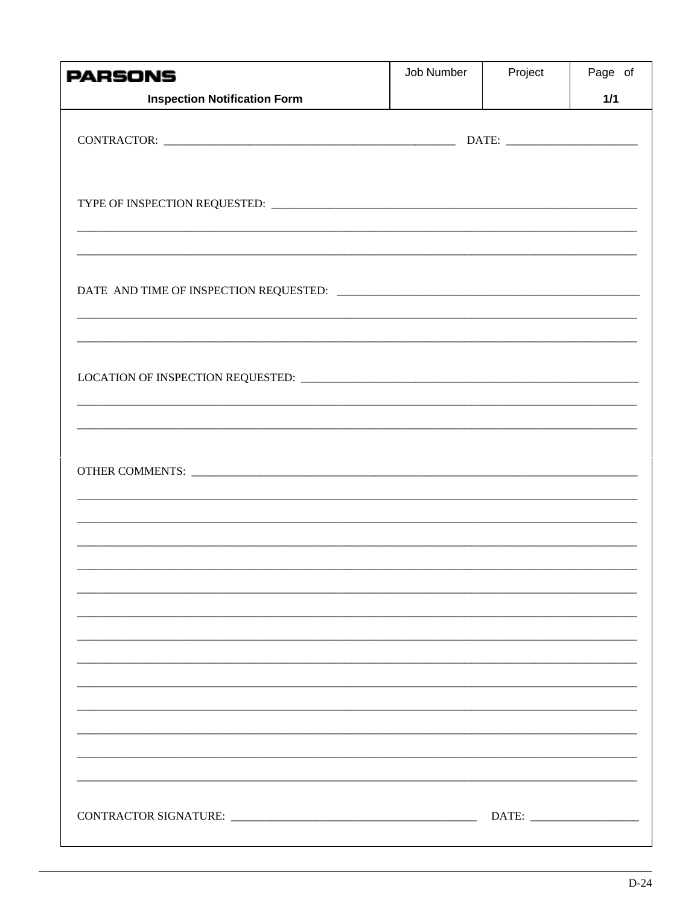| PARSONS | Job Number | Project | Page of |
|---|---|---|---|
| **Inspection Notification Form** | | | **1/1** |

CONTRACTOR: ________________________________________________ DATE: ______________________

TYPE OF INSPECTION REQUESTED: ____________________________________________________________

__________________________________________________________________________________________

__________________________________________________________________________________________

DATE AND TIME OF INSPECTION REQUESTED: ___________________________________________________

__________________________________________________________________________________________

__________________________________________________________________________________________

LOCATION OF INSPECTION REQUESTED: ________________________________________________________

__________________________________________________________________________________________

__________________________________________________________________________________________

OTHER COMMENTS: _________________________________________________________________________

__________________________________________________________________________________________

__________________________________________________________________________________________

__________________________________________________________________________________________

__________________________________________________________________________________________

__________________________________________________________________________________________

__________________________________________________________________________________________

__________________________________________________________________________________________

__________________________________________________________________________________________

__________________________________________________________________________________________

__________________________________________________________________________________________

__________________________________________________________________________________________

__________________________________________________________________________________________

__________________________________________________________________________________________

CONTRACTOR SIGNATURE: ________________________________________ DATE: __________________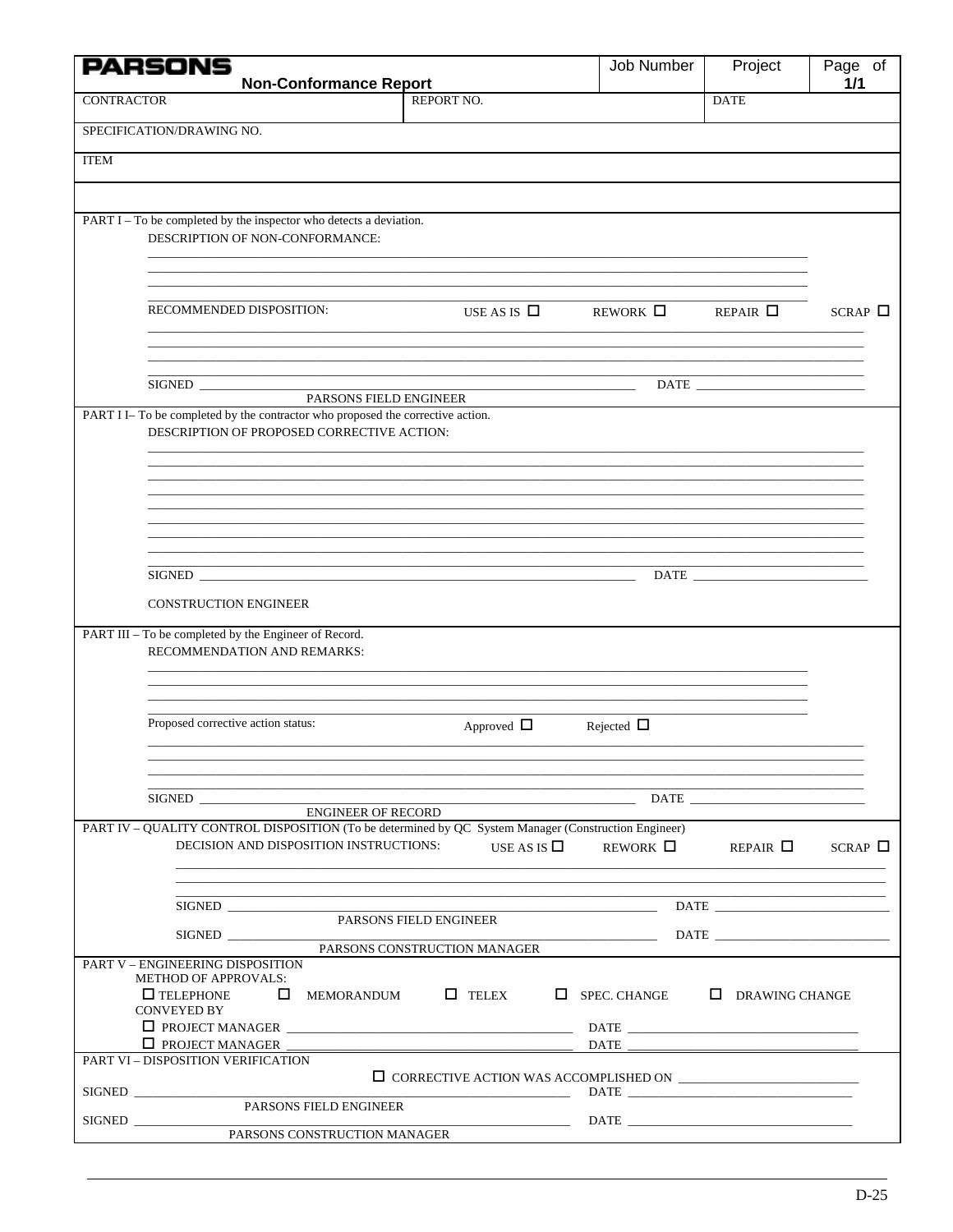**PARSONS**

## Non-Conformance Report

| Job Number | Project | Page of 1/1 |
|---|---|---|

| CONTRACTOR | REPORT NO. | DATE |
|---|---|---|

SPECIFICATION/DRAWING NO.

ITEM

---

PART I – To be completed by the inspector who detects a deviation.

DESCRIPTION OF NON-CONFORMANCE:

______________________________________________________________________

______________________________________________________________________

______________________________________________________________________

RECOMMENDED DISPOSITION: USE AS IS ☐ REWORK ☐ REPAIR ☐ SCRAP ☐

______________________________________________________________________

______________________________________________________________________

______________________________________________________________________

SIGNED ______________________________ DATE ____________________

PARSONS FIELD ENGINEER

---

PART I I– To be completed by the contractor who proposed the corrective action.

DESCRIPTION OF PROPOSED CORRECTIVE ACTION:

______________________________________________________________________

______________________________________________________________________

______________________________________________________________________

______________________________________________________________________

______________________________________________________________________

______________________________________________________________________

______________________________________________________________________

______________________________________________________________________

SIGNED ______________________________ DATE ____________________

CONSTRUCTION ENGINEER

---

PART III – To be completed by the Engineer of Record.

RECOMMENDATION AND REMARKS:

______________________________________________________________________

______________________________________________________________________

______________________________________________________________________

Proposed corrective action status: Approved ☐ Rejected ☐

______________________________________________________________________

______________________________________________________________________

______________________________________________________________________

SIGNED ______________________________ DATE ____________________

ENGINEER OF RECORD

---

PART IV – QUALITY CONTROL DISPOSITION (To be determined by QC System Manager (Construction Engineer)

DECISION AND DISPOSITION INSTRUCTIONS: USE AS IS ☐ REWORK ☐ REPAIR ☐ SCRAP ☐

______________________________________________________________________

______________________________________________________________________

SIGNED ______________________________ DATE ____________________

PARSONS FIELD ENGINEER

SIGNED ______________________________ DATE ____________________

PARSONS CONSTRUCTION MANAGER

---

PART V – ENGINEERING DISPOSITION

METHOD OF APPROVALS:

☐ TELEPHONE ☐ MEMORANDUM ☐ TELEX ☐ SPEC. CHANGE ☐ DRAWING CHANGE

CONVEYED BY

☐ PROJECT MANAGER ______________________________ DATE ____________________

☐ PROJECT MANAGER ______________________________ DATE ____________________

---

PART VI – DISPOSITION VERIFICATION

☐ CORRECTIVE ACTION WAS ACCOMPLISHED ON ____________________

SIGNED ______________________________ DATE ____________________

PARSONS FIELD ENGINEER

SIGNED ______________________________ DATE ____________________

PARSONS CONSTRUCTION MANAGER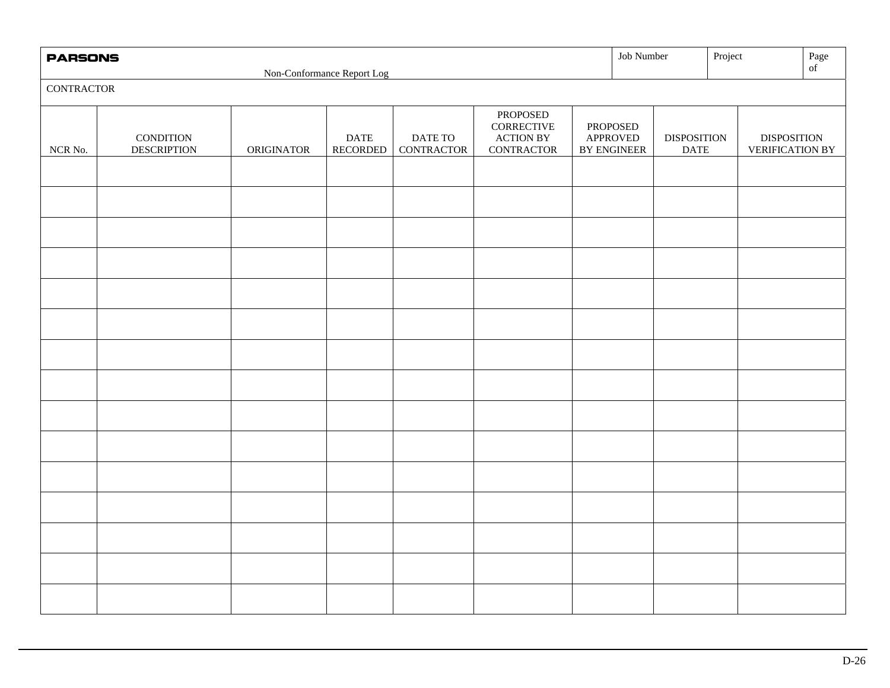**PARSONS**

Non-Conformance Report Log

| Job Number | Project | Page of |
|---|---|---|
| | | |

CONTRACTOR

| NCR No. | CONDITION DESCRIPTION | ORIGINATOR | DATE RECORDED | DATE TO CONTRACTOR | PROPOSED CORRECTIVE ACTION BY CONTRACTOR | PROPOSED APPROVED BY ENGINEER | DISPOSITION DATE | DISPOSITION VERIFICATION BY |
|---|---|---|---|---|---|---|---|---|
| | | | | | | | | |
| | | | | | | | | |
| | | | | | | | | |
| | | | | | | | | |
| | | | | | | | | |
| | | | | | | | | |
| | | | | | | | | |
| | | | | | | | | |
| | | | | | | | | |
| | | | | | | | | |
| | | | | | | | | |
| | | | | | | | | |
| | | | | | | | | |
| | | | | | | | | |
| | | | | | | | | |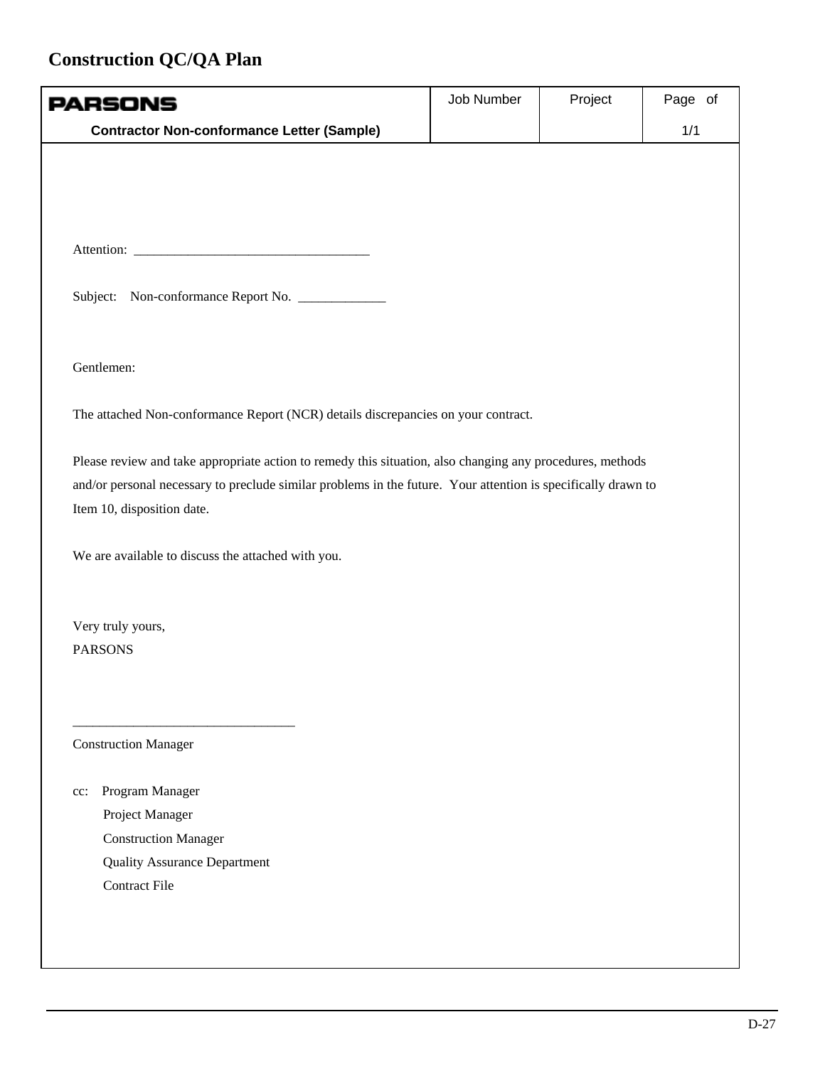# Construction QC/QA Plan

| PARSONS | Job Number | Project | Page of |
|---|---|---|---|
| **Contractor Non-conformance Letter (Sample)** | | | 1/1 |

Attention: ___________________________________

Subject: Non-conformance Report No. _____________

Gentlemen:

The attached Non-conformance Report (NCR) details discrepancies on your contract.

Please review and take appropriate action to remedy this situation, also changing any procedures, methods and/or personal necessary to preclude similar problems in the future. Your attention is specifically drawn to Item 10, disposition date.

We are available to discuss the attached with you.

Very truly yours,
PARSONS

_________________________________
Construction Manager

cc: Program Manager
Project Manager
Construction Manager
Quality Assurance Department
Contract File